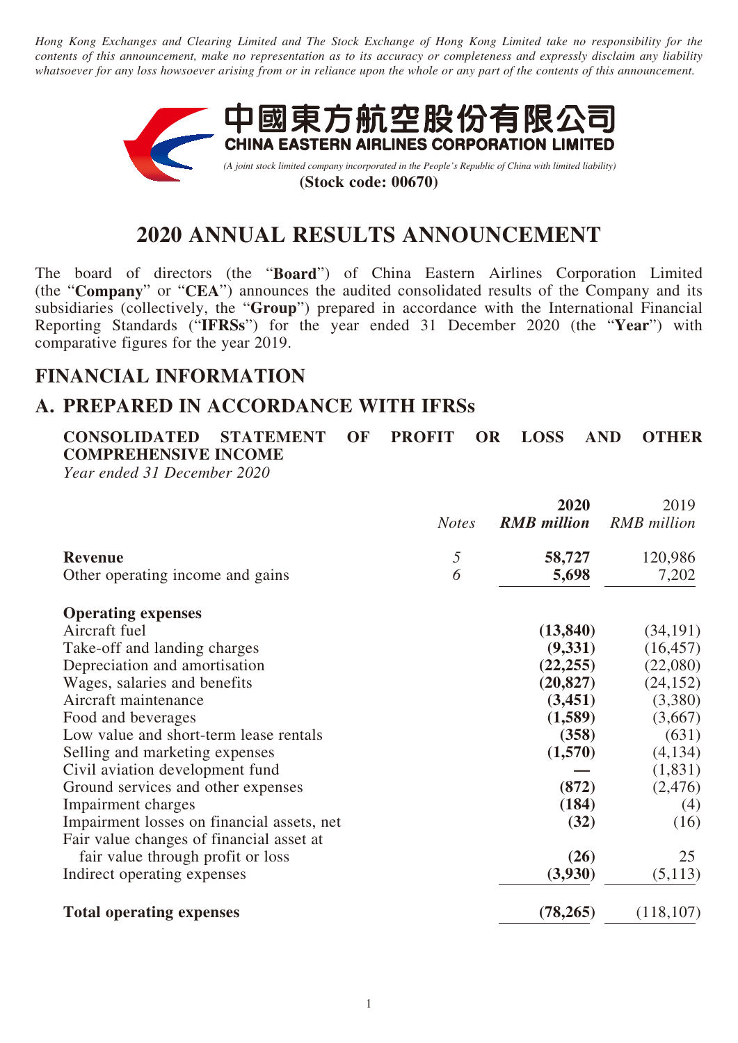*Hong Kong Exchanges and Clearing Limited and The Stock Exchange of Hong Kong Limited take no responsibility for the contents of this announcement, make no representation as to its accuracy or completeness and expressly disclaim any liability whatsoever for any loss howsoever arising from or in reliance upon the whole or any part of the contents of this announcement.*

中國東方航空股份有限公司
**CHINA EASTERN AIRLINES CORPORATION LIMITED**
*(A joint stock limited company incorporated in the People's Republic of China with limited liability)*
**(Stock code: 00670)**

# 2020 ANNUAL RESULTS ANNOUNCEMENT

The board of directors (the "**Board**") of China Eastern Airlines Corporation Limited (the "**Company**" or "**CEA**") announces the audited consolidated results of the Company and its subsidiaries (collectively, the "**Group**") prepared in accordance with the International Financial Reporting Standards ("**IFRSs**") for the year ended 31 December 2020 (the "**Year**") with comparative figures for the year 2019.

## FINANCIAL INFORMATION

## A. PREPARED IN ACCORDANCE WITH IFRSs

### CONSOLIDATED STATEMENT OF PROFIT OR LOSS AND OTHER COMPREHENSIVE INCOME

*Year ended 31 December 2020*

| | *Notes* | **2020** *RMB million* | 2019 *RMB million* |
|---|---|---|---|
| **Revenue** | 5 | **58,727** | 120,986 |
| Other operating income and gains | 6 | **5,698** | 7,202 |
| **Operating expenses** | | | |
| Aircraft fuel | | **(13,840)** | (34,191) |
| Take-off and landing charges | | **(9,331)** | (16,457) |
| Depreciation and amortisation | | **(22,255)** | (22,080) |
| Wages, salaries and benefits | | **(20,827)** | (24,152) |
| Aircraft maintenance | | **(3,451)** | (3,380) |
| Food and beverages | | **(1,589)** | (3,667) |
| Low value and short-term lease rentals | | **(358)** | (631) |
| Selling and marketing expenses | | **(1,570)** | (4,134) |
| Civil aviation development fund | | **—** | (1,831) |
| Ground services and other expenses | | **(872)** | (2,476) |
| Impairment charges | | **(184)** | (4) |
| Impairment losses on financial assets, net | | **(32)** | (16) |
| Fair value changes of financial asset at fair value through profit or loss | | **(26)** | 25 |
| Indirect operating expenses | | **(3,930)** | (5,113) |
| **Total operating expenses** | | **(78,265)** | (118,107) |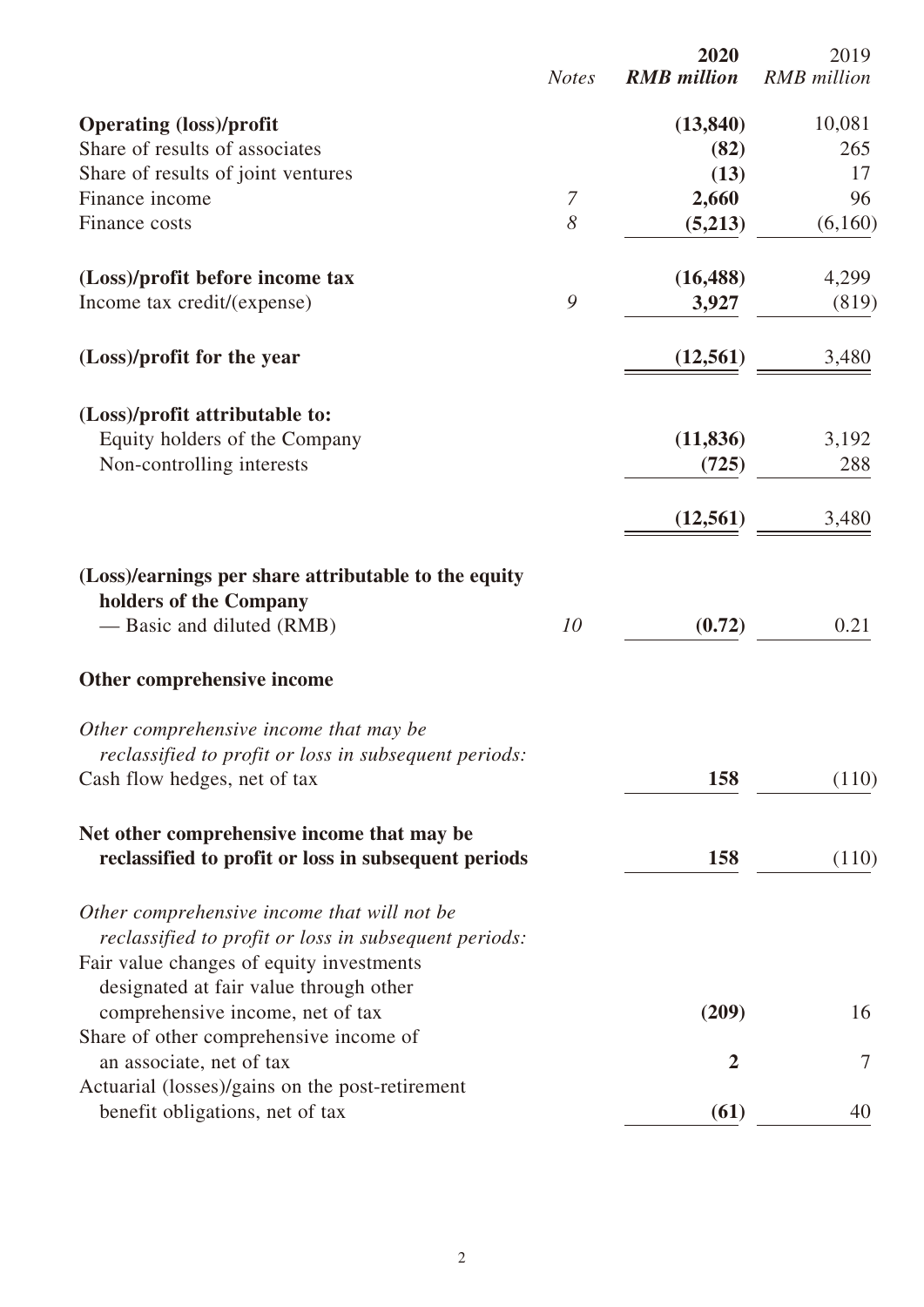| | Notes | 2020 RMB million | 2019 RMB million |
|---|---|---|---|
| **Operating (loss)/profit** | | **(13,840)** | 10,081 |
| Share of results of associates | | **(82)** | 265 |
| Share of results of joint ventures | | **(13)** | 17 |
| Finance income | 7 | **2,660** | 96 |
| Finance costs | 8 | **(5,213)** | (6,160) |
| **(Loss)/profit before income tax** | | **(16,488)** | 4,299 |
| Income tax credit/(expense) | 9 | **3,927** | (819) |
| **(Loss)/profit for the year** | | **(12,561)** | 3,480 |
| **(Loss)/profit attributable to:** | | | |
| Equity holders of the Company | | **(11,836)** | 3,192 |
| Non-controlling interests | | **(725)** | 288 |
| | | **(12,561)** | 3,480 |
| **(Loss)/earnings per share attributable to the equity holders of the Company** | | | |
| — Basic and diluted (RMB) | 10 | **(0.72)** | 0.21 |
| **Other comprehensive income** | | | |
| *Other comprehensive income that may be reclassified to profit or loss in subsequent periods:* | | | |
| Cash flow hedges, net of tax | | **158** | (110) |
| **Net other comprehensive income that may be reclassified to profit or loss in subsequent periods** | | **158** | (110) |
| *Other comprehensive income that will not be reclassified to profit or loss in subsequent periods:* | | | |
| Fair value changes of equity investments designated at fair value through other comprehensive income, net of tax | | **(209)** | 16 |
| Share of other comprehensive income of an associate, net of tax | | **2** | 7 |
| Actuarial (losses)/gains on the post-retirement benefit obligations, net of tax | | **(61)** | 40 |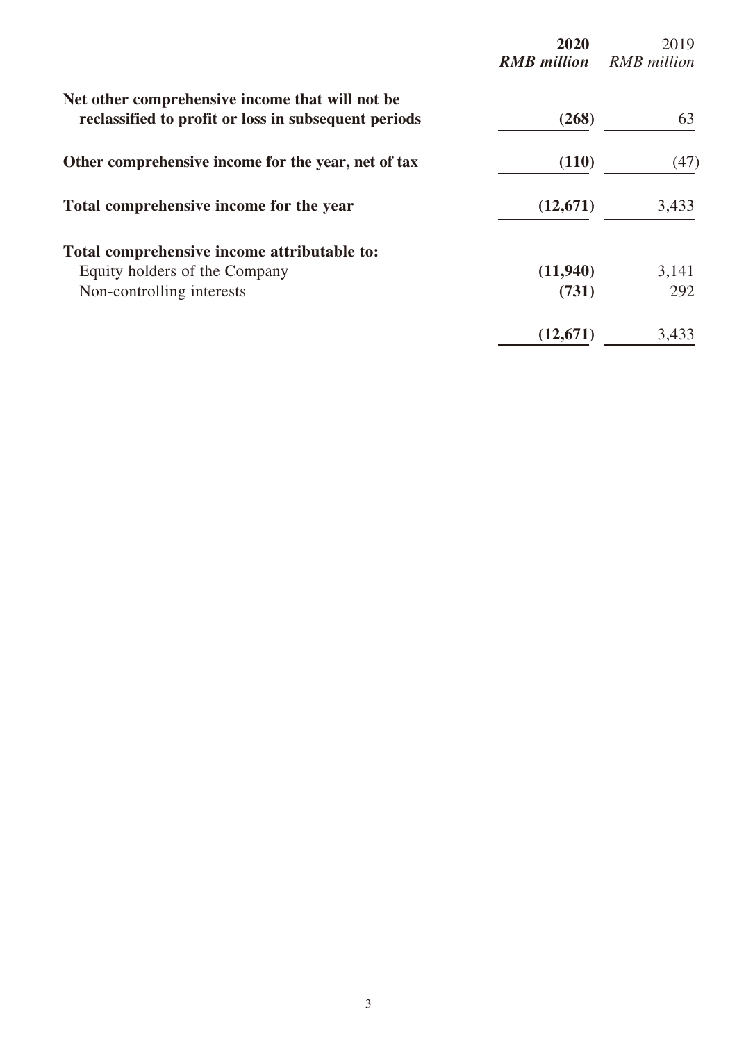| | **2020** | 2019 |
|---|---|---|
| | ***RMB million*** | *RMB million* |
| **Net other comprehensive income that will not be reclassified to profit or loss in subsequent periods** | **(268)** | 63 |
| **Other comprehensive income for the year, net of tax** | **(110)** | (47) |
| **Total comprehensive income for the year** | **(12,671)** | 3,433 |
| **Total comprehensive income attributable to:** | | |
| Equity holders of the Company | **(11,940)** | 3,141 |
| Non-controlling interests | **(731)** | 292 |
| | **(12,671)** | 3,433 |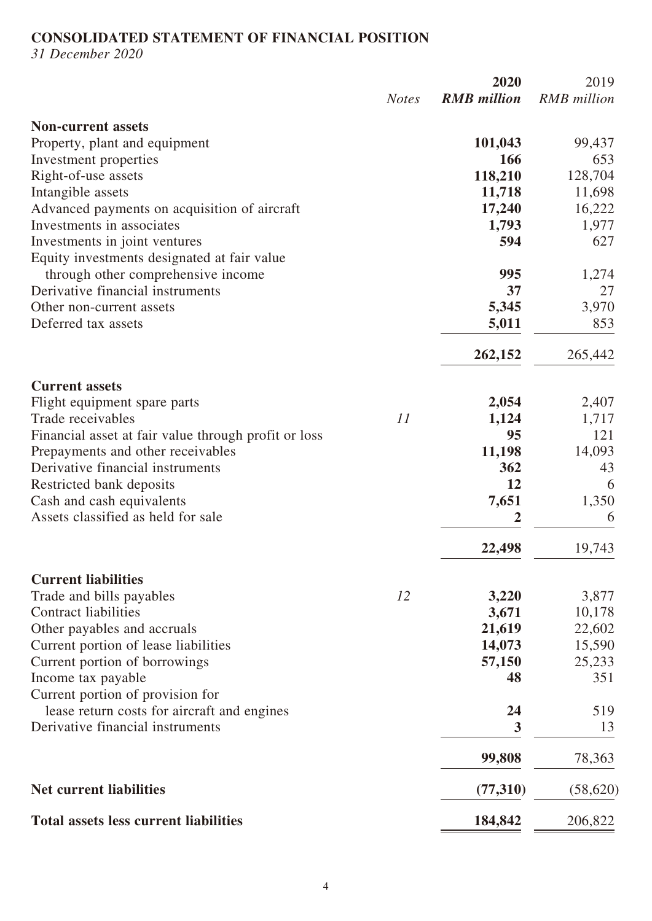## CONSOLIDATED STATEMENT OF FINANCIAL POSITION

*31 December 2020*

| | *Notes* | **2020** *RMB million* | 2019 *RMB million* |
|---|---|---|---|
| **Non-current assets** | | | |
| Property, plant and equipment | | **101,043** | 99,437 |
| Investment properties | | **166** | 653 |
| Right-of-use assets | | **118,210** | 128,704 |
| Intangible assets | | **11,718** | 11,698 |
| Advanced payments on acquisition of aircraft | | **17,240** | 16,222 |
| Investments in associates | | **1,793** | 1,977 |
| Investments in joint ventures | | **594** | 627 |
| Equity investments designated at fair value through other comprehensive income | | **995** | 1,274 |
| Derivative financial instruments | | **37** | 27 |
| Other non-current assets | | **5,345** | 3,970 |
| Deferred tax assets | | **5,011** | 853 |
| | | **262,152** | 265,442 |
| **Current assets** | | | |
| Flight equipment spare parts | | **2,054** | 2,407 |
| Trade receivables | *11* | **1,124** | 1,717 |
| Financial asset at fair value through profit or loss | | **95** | 121 |
| Prepayments and other receivables | | **11,198** | 14,093 |
| Derivative financial instruments | | **362** | 43 |
| Restricted bank deposits | | **12** | 6 |
| Cash and cash equivalents | | **7,651** | 1,350 |
| Assets classified as held for sale | | **2** | 6 |
| | | **22,498** | 19,743 |
| **Current liabilities** | | | |
| Trade and bills payables | *12* | **3,220** | 3,877 |
| Contract liabilities | | **3,671** | 10,178 |
| Other payables and accruals | | **21,619** | 22,602 |
| Current portion of lease liabilities | | **14,073** | 15,590 |
| Current portion of borrowings | | **57,150** | 25,233 |
| Income tax payable | | **48** | 351 |
| Current portion of provision for lease return costs for aircraft and engines | | **24** | 519 |
| Derivative financial instruments | | **3** | 13 |
| | | **99,808** | 78,363 |
| **Net current liabilities** | | **(77,310)** | (58,620) |
| **Total assets less current liabilities** | | **184,842** | 206,822 |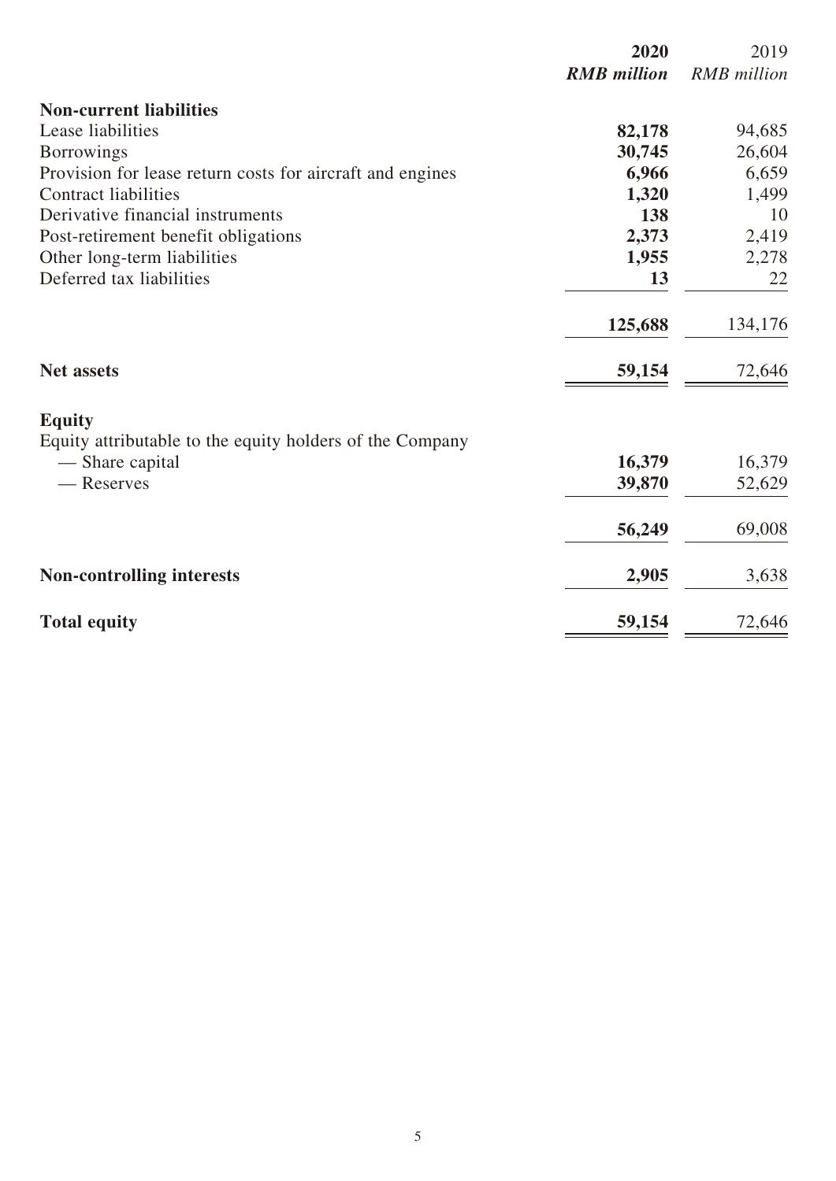| | **2020** | 2019 |
|---|---|---|
| | ***RMB million*** | *RMB million* |
| **Non-current liabilities** | | |
| Lease liabilities | **82,178** | 94,685 |
| Borrowings | **30,745** | 26,604 |
| Provision for lease return costs for aircraft and engines | **6,966** | 6,659 |
| Contract liabilities | **1,320** | 1,499 |
| Derivative financial instruments | **138** | 10 |
| Post-retirement benefit obligations | **2,373** | 2,419 |
| Other long-term liabilities | **1,955** | 2,278 |
| Deferred tax liabilities | **13** | 22 |
| | **125,688** | 134,176 |
| **Net assets** | **59,154** | 72,646 |
| **Equity** | | |
| Equity attributable to the equity holders of the Company | | |
| — Share capital | **16,379** | 16,379 |
| — Reserves | **39,870** | 52,629 |
| | **56,249** | 69,008 |
| **Non-controlling interests** | **2,905** | 3,638 |
| **Total equity** | **59,154** | 72,646 |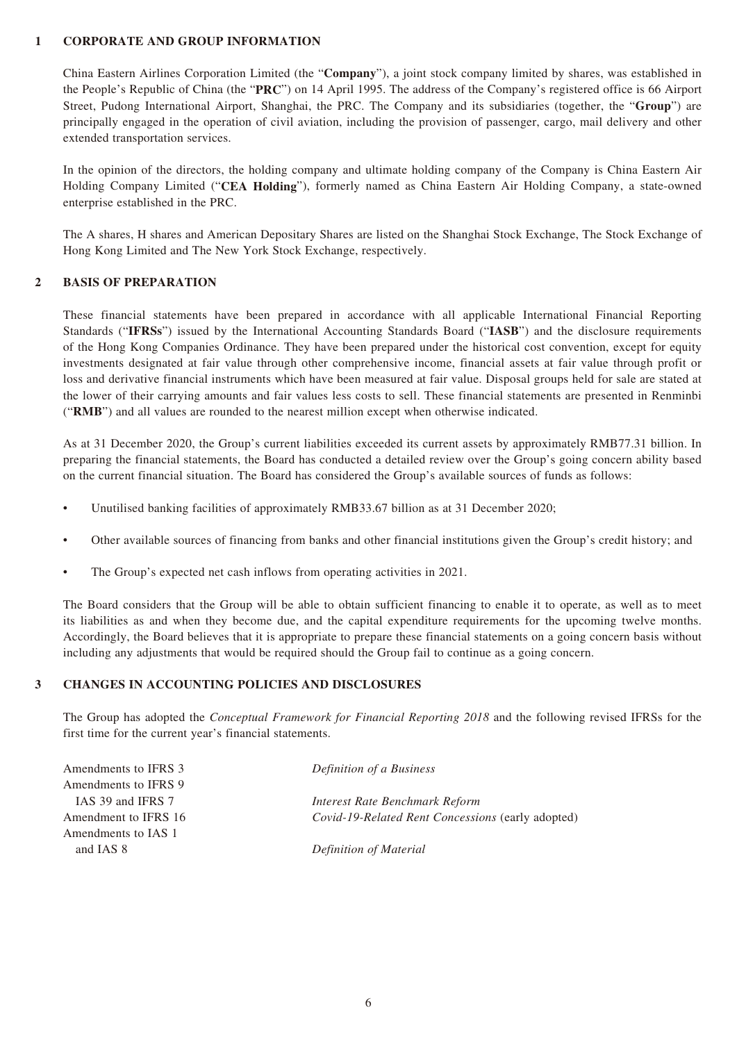## 1 CORPORATE AND GROUP INFORMATION

China Eastern Airlines Corporation Limited (the "**Company**"), a joint stock company limited by shares, was established in the People's Republic of China (the "**PRC**") on 14 April 1995. The address of the Company's registered office is 66 Airport Street, Pudong International Airport, Shanghai, the PRC. The Company and its subsidiaries (together, the "**Group**") are principally engaged in the operation of civil aviation, including the provision of passenger, cargo, mail delivery and other extended transportation services.

In the opinion of the directors, the holding company and ultimate holding company of the Company is China Eastern Air Holding Company Limited ("**CEA Holding**"), formerly named as China Eastern Air Holding Company, a state-owned enterprise established in the PRC.

The A shares, H shares and American Depositary Shares are listed on the Shanghai Stock Exchange, The Stock Exchange of Hong Kong Limited and The New York Stock Exchange, respectively.

## 2 BASIS OF PREPARATION

These financial statements have been prepared in accordance with all applicable International Financial Reporting Standards ("**IFRSs**") issued by the International Accounting Standards Board ("**IASB**") and the disclosure requirements of the Hong Kong Companies Ordinance. They have been prepared under the historical cost convention, except for equity investments designated at fair value through other comprehensive income, financial assets at fair value through profit or loss and derivative financial instruments which have been measured at fair value. Disposal groups held for sale are stated at the lower of their carrying amounts and fair values less costs to sell. These financial statements are presented in Renminbi ("**RMB**") and all values are rounded to the nearest million except when otherwise indicated.

As at 31 December 2020, the Group's current liabilities exceeded its current assets by approximately RMB77.31 billion. In preparing the financial statements, the Board has conducted a detailed review over the Group's going concern ability based on the current financial situation. The Board has considered the Group's available sources of funds as follows:

- Unutilised banking facilities of approximately RMB33.67 billion as at 31 December 2020;
- Other available sources of financing from banks and other financial institutions given the Group's credit history; and
- The Group's expected net cash inflows from operating activities in 2021.

The Board considers that the Group will be able to obtain sufficient financing to enable it to operate, as well as to meet its liabilities as and when they become due, and the capital expenditure requirements for the upcoming twelve months. Accordingly, the Board believes that it is appropriate to prepare these financial statements on a going concern basis without including any adjustments that would be required should the Group fail to continue as a going concern.

## 3 CHANGES IN ACCOUNTING POLICIES AND DISCLOSURES

The Group has adopted the *Conceptual Framework for Financial Reporting 2018* and the following revised IFRSs for the first time for the current year's financial statements.

| | |
|---|---|
| Amendments to IFRS 3 | *Definition of a Business* |
| Amendments to IFRS 9 IAS 39 and IFRS 7 | *Interest Rate Benchmark Reform* |
| Amendment to IFRS 16 | *Covid-19-Related Rent Concessions* (early adopted) |
| Amendments to IAS 1 and IAS 8 | *Definition of Material* |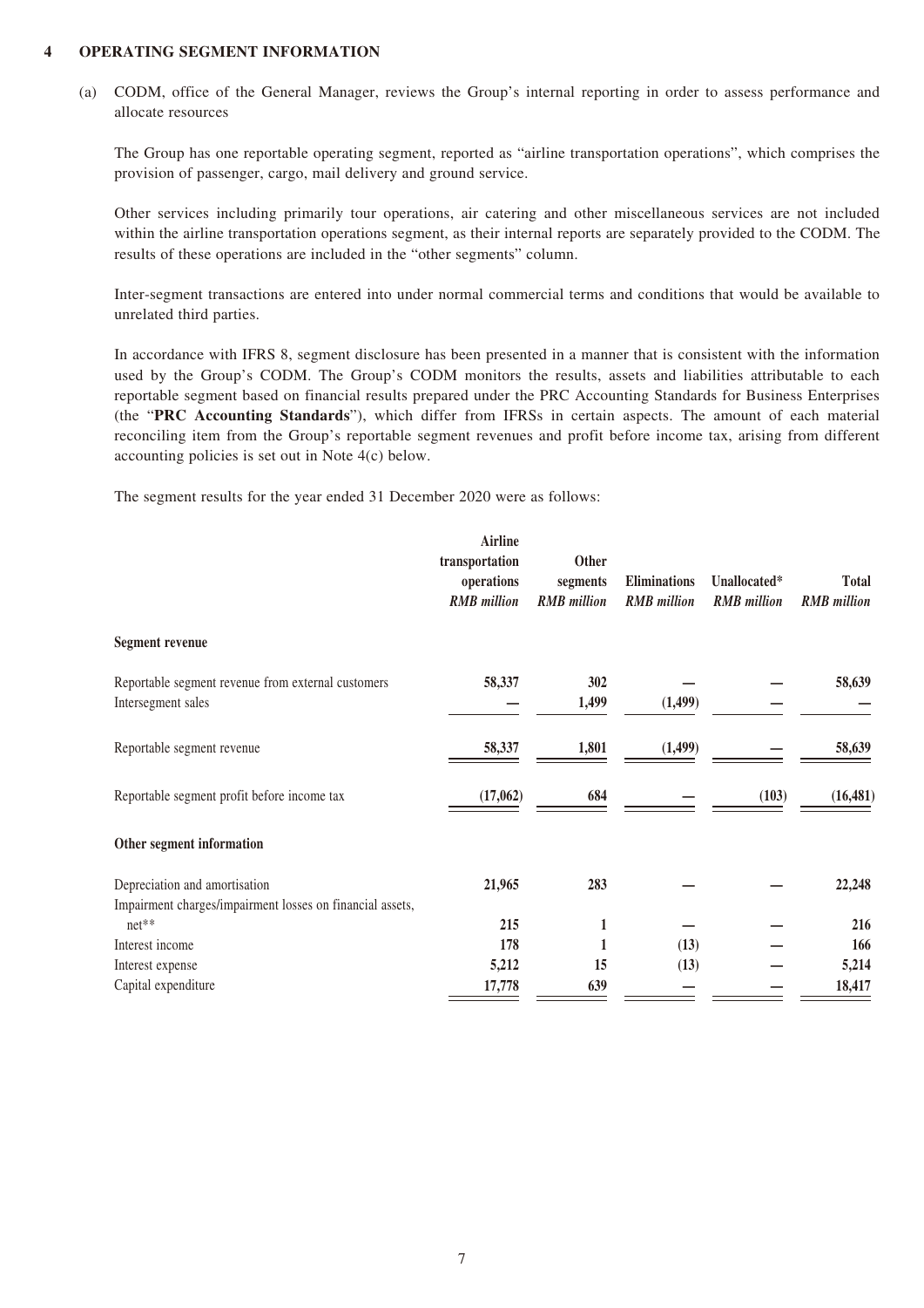## 4 OPERATING SEGMENT INFORMATION

(a) CODM, office of the General Manager, reviews the Group's internal reporting in order to assess performance and allocate resources

The Group has one reportable operating segment, reported as "airline transportation operations", which comprises the provision of passenger, cargo, mail delivery and ground service.

Other services including primarily tour operations, air catering and other miscellaneous services are not included within the airline transportation operations segment, as their internal reports are separately provided to the CODM. The results of these operations are included in the "other segments" column.

Inter-segment transactions are entered into under normal commercial terms and conditions that would be available to unrelated third parties.

In accordance with IFRS 8, segment disclosure has been presented in a manner that is consistent with the information used by the Group's CODM. The Group's CODM monitors the results, assets and liabilities attributable to each reportable segment based on financial results prepared under the PRC Accounting Standards for Business Enterprises (the "**PRC Accounting Standards**"), which differ from IFRSs in certain aspects. The amount of each material reconciling item from the Group's reportable segment revenues and profit before income tax, arising from different accounting policies is set out in Note 4(c) below.

The segment results for the year ended 31 December 2020 were as follows:

| | Airline transportation operations *RMB million* | Other segments *RMB million* | Eliminations *RMB million* | Unallocated* *RMB million* | Total *RMB million* |
|---|---|---|---|---|---|
| **Segment revenue** | | | | | |
| Reportable segment revenue from external customers | **58,337** | **302** | **—** | **—** | **58,639** |
| Intersegment sales | **—** | **1,499** | **(1,499)** | **—** | **—** |
| Reportable segment revenue | **58,337** | **1,801** | **(1,499)** | **—** | **58,639** |
| Reportable segment profit before income tax | **(17,062)** | **684** | **—** | **(103)** | **(16,481)** |
| **Other segment information** | | | | | |
| Depreciation and amortisation | **21,965** | **283** | **—** | **—** | **22,248** |
| Impairment charges/impairment losses on financial assets, net** | **215** | **1** | **—** | **—** | **216** |
| Interest income | **178** | **1** | **(13)** | **—** | **166** |
| Interest expense | **5,212** | **15** | **(13)** | **—** | **5,214** |
| Capital expenditure | **17,778** | **639** | **—** | **—** | **18,417** |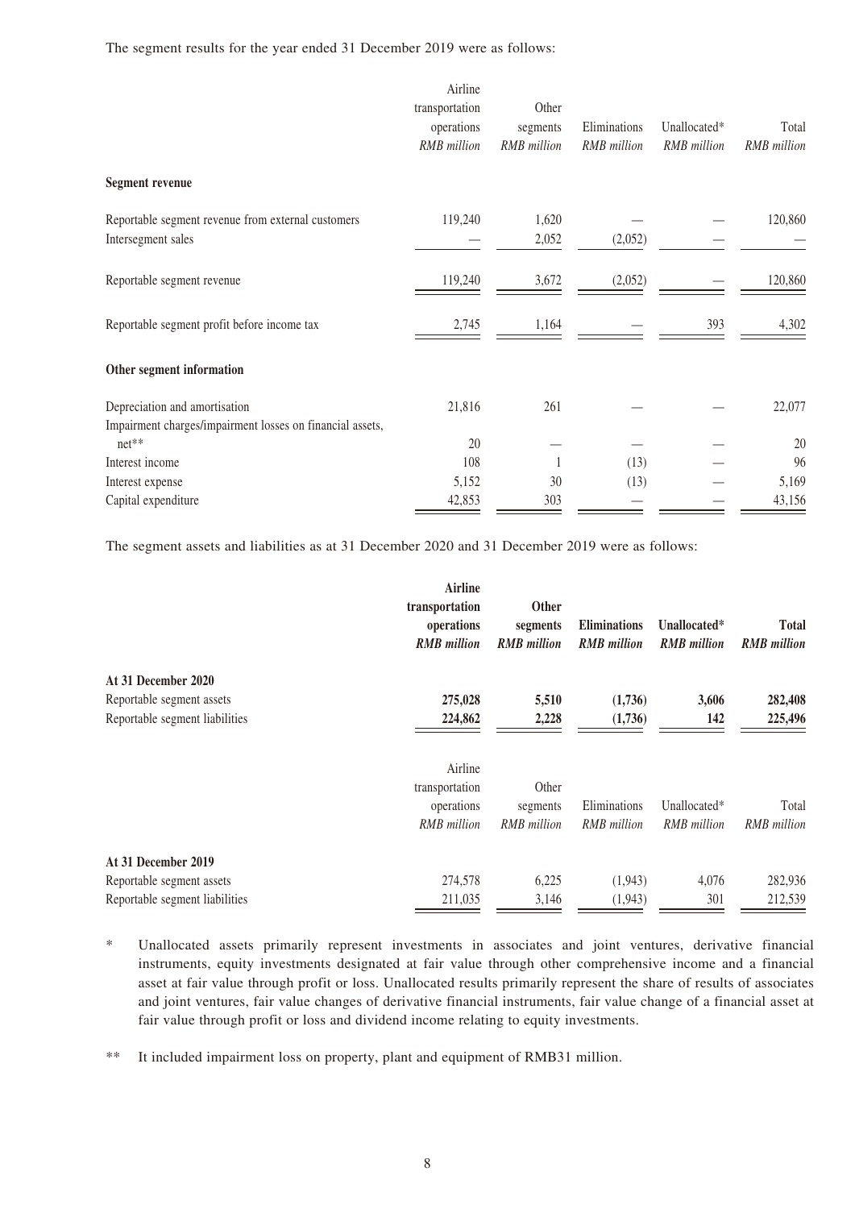The segment results for the year ended 31 December 2019 were as follows:

| | Airline transportation operations | Other segments | Eliminations | Unallocated* | Total |
|---|---|---|---|---|---|
| | *RMB million* | *RMB million* | *RMB million* | *RMB million* | *RMB million* |
| **Segment revenue** | | | | | |
| Reportable segment revenue from external customers | 119,240 | 1,620 | — | — | 120,860 |
| Intersegment sales | — | 2,052 | (2,052) | — | — |
| Reportable segment revenue | 119,240 | 3,672 | (2,052) | — | 120,860 |
| Reportable segment profit before income tax | 2,745 | 1,164 | — | 393 | 4,302 |
| **Other segment information** | | | | | |
| Depreciation and amortisation | 21,816 | 261 | — | — | 22,077 |
| Impairment charges/impairment losses on financial assets, net** | 20 | — | — | — | 20 |
| Interest income | 108 | 1 | (13) | — | 96 |
| Interest expense | 5,152 | 30 | (13) | — | 5,169 |
| Capital expenditure | 42,853 | 303 | — | — | 43,156 |

The segment assets and liabilities as at 31 December 2020 and 31 December 2019 were as follows:

| | **Airline transportation operations** | **Other segments** | **Eliminations** | **Unallocated*** | **Total** |
|---|---|---|---|---|---|
| | ***RMB million*** | ***RMB million*** | ***RMB million*** | ***RMB million*** | ***RMB million*** |
| **At 31 December 2020** | | | | | |
| Reportable segment assets | **275,028** | **5,510** | **(1,736)** | **3,606** | **282,408** |
| Reportable segment liabilities | **224,862** | **2,228** | **(1,736)** | **142** | **225,496** |

| | Airline transportation operations | Other segments | Eliminations | Unallocated* | Total |
|---|---|---|---|---|---|
| | *RMB million* | *RMB million* | *RMB million* | *RMB million* | *RMB million* |
| **At 31 December 2019** | | | | | |
| Reportable segment assets | 274,578 | 6,225 | (1,943) | 4,076 | 282,936 |
| Reportable segment liabilities | 211,035 | 3,146 | (1,943) | 301 | 212,539 |

\* Unallocated assets primarily represent investments in associates and joint ventures, derivative financial instruments, equity investments designated at fair value through other comprehensive income and a financial asset at fair value through profit or loss. Unallocated results primarily represent the share of results of associates and joint ventures, fair value changes of derivative financial instruments, fair value change of a financial asset at fair value through profit or loss and dividend income relating to equity investments.

\** It included impairment loss on property, plant and equipment of RMB31 million.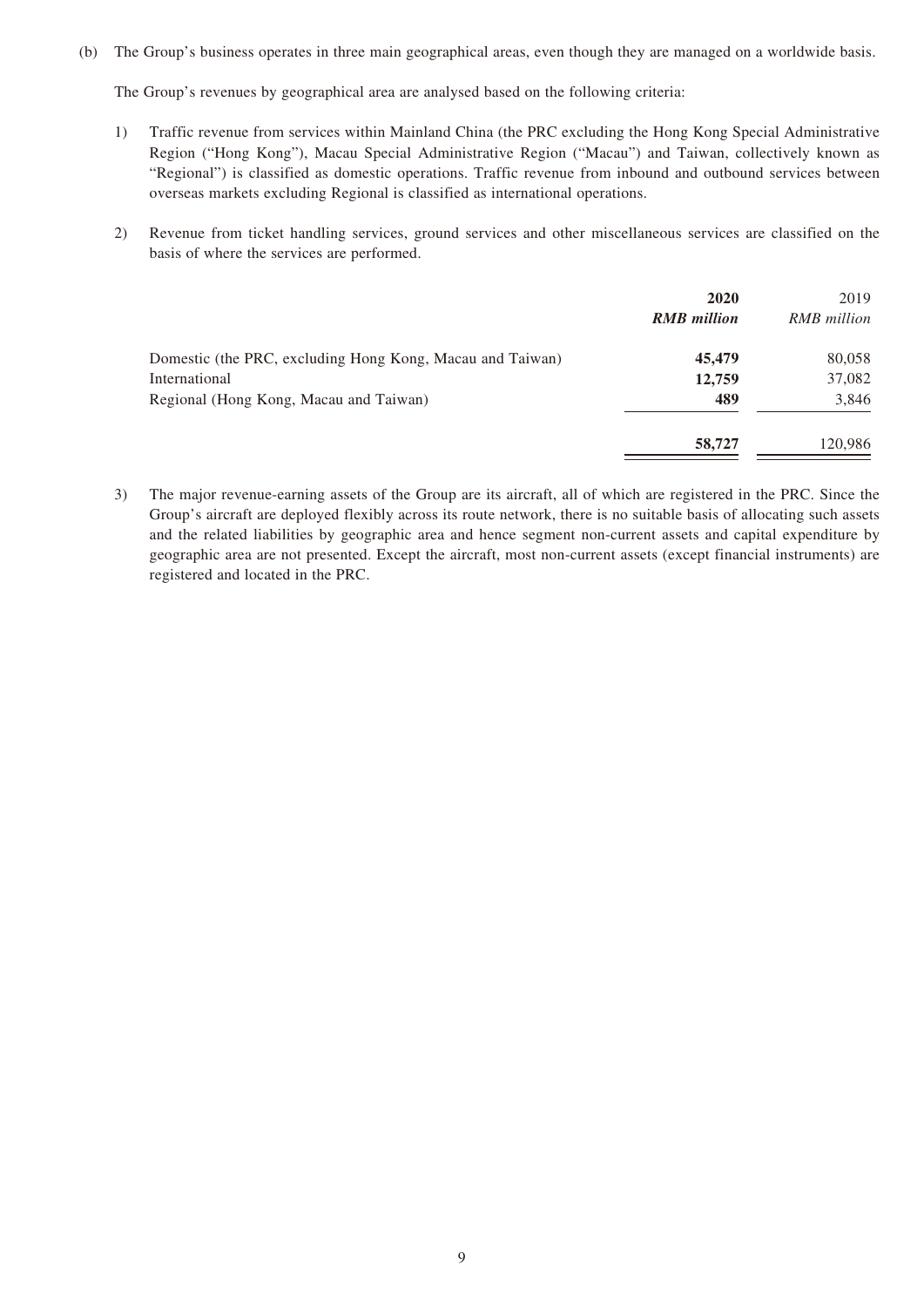(b) The Group's business operates in three main geographical areas, even though they are managed on a worldwide basis.

The Group's revenues by geographical area are analysed based on the following criteria:

1) Traffic revenue from services within Mainland China (the PRC excluding the Hong Kong Special Administrative Region ("Hong Kong"), Macau Special Administrative Region ("Macau") and Taiwan, collectively known as "Regional") is classified as domestic operations. Traffic revenue from inbound and outbound services between overseas markets excluding Regional is classified as international operations.

2) Revenue from ticket handling services, ground services and other miscellaneous services are classified on the basis of where the services are performed.

| | **2020** | 2019 |
|---|---|---|
| | ***RMB million*** | *RMB million* |
| Domestic (the PRC, excluding Hong Kong, Macau and Taiwan) | **45,479** | 80,058 |
| International | **12,759** | 37,082 |
| Regional (Hong Kong, Macau and Taiwan) | **489** | 3,846 |
| | **58,727** | 120,986 |

3) The major revenue-earning assets of the Group are its aircraft, all of which are registered in the PRC. Since the Group's aircraft are deployed flexibly across its route network, there is no suitable basis of allocating such assets and the related liabilities by geographic area and hence segment non-current assets and capital expenditure by geographic area are not presented. Except the aircraft, most non-current assets (except financial instruments) are registered and located in the PRC.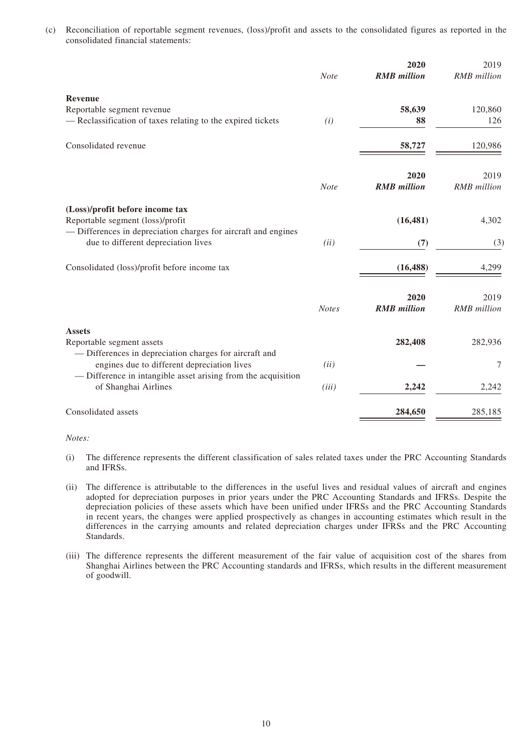(c) Reconciliation of reportable segment revenues, (loss)/profit and assets to the consolidated figures as reported in the consolidated financial statements:

| | *Note* | **2020** ***RMB million*** | 2019 *RMB million* |
|---|---|---|---|
| **Revenue** | | | |
| Reportable segment revenue | | **58,639** | 120,860 |
| — Reclassification of taxes relating to the expired tickets | *(i)* | **88** | 126 |
| Consolidated revenue | | **58,727** | 120,986 |

| | *Note* | **2020** ***RMB million*** | 2019 *RMB million* |
|---|---|---|---|
| **(Loss)/profit before income tax** | | | |
| Reportable segment (loss)/profit | | **(16,481)** | 4,302 |
| — Differences in depreciation charges for aircraft and engines due to different depreciation lives | *(ii)* | **(7)** | (3) |
| Consolidated (loss)/profit before income tax | | **(16,488)** | 4,299 |

| | *Notes* | **2020** ***RMB million*** | 2019 *RMB million* |
|---|---|---|---|
| **Assets** | | | |
| Reportable segment assets | | **282,408** | 282,936 |
| — Differences in depreciation charges for aircraft and engines due to different depreciation lives | *(ii)* | **—** | 7 |
| — Difference in intangible asset arising from the acquisition of Shanghai Airlines | *(iii)* | **2,242** | 2,242 |
| Consolidated assets | | **284,650** | 285,185 |

*Notes:*

(i) The difference represents the different classification of sales related taxes under the PRC Accounting Standards and IFRSs.

(ii) The difference is attributable to the differences in the useful lives and residual values of aircraft and engines adopted for depreciation purposes in prior years under the PRC Accounting Standards and IFRSs. Despite the depreciation policies of these assets which have been unified under IFRSs and the PRC Accounting Standards in recent years, the changes were applied prospectively as changes in accounting estimates which result in the differences in the carrying amounts and related depreciation charges under IFRSs and the PRC Accounting Standards.

(iii) The difference represents the different measurement of the fair value of acquisition cost of the shares from Shanghai Airlines between the PRC Accounting standards and IFRSs, which results in the different measurement of goodwill.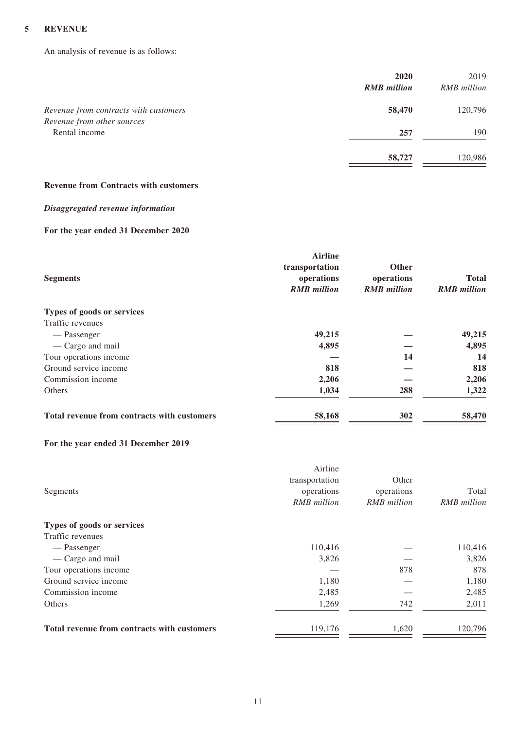## 5 REVENUE

An analysis of revenue is as follows:

| | 2020 *RMB million* | 2019 *RMB million* |
|---|---|---|
| *Revenue from contracts with customers* | **58,470** | 120,796 |
| *Revenue from other sources* | | |
| Rental income | **257** | 190 |
| | **58,727** | 120,986 |

**Revenue from Contracts with customers**

***Disaggregated revenue information***

**For the year ended 31 December 2020**

| **Segments** | **Airline transportation operations** *RMB million* | **Other operations** *RMB million* | **Total** *RMB million* |
|---|---|---|---|
| **Types of goods or services** | | | |
| Traffic revenues | | | |
| — Passenger | **49,215** | **—** | **49,215** |
| — Cargo and mail | **4,895** | **—** | **4,895** |
| Tour operations income | **—** | **14** | **14** |
| Ground service income | **818** | **—** | **818** |
| Commission income | **2,206** | **—** | **2,206** |
| Others | **1,034** | **288** | **1,322** |
| **Total revenue from contracts with customers** | **58,168** | **302** | **58,470** |

**For the year ended 31 December 2019**

| Segments | Airline transportation operations *RMB million* | Other operations *RMB million* | Total *RMB million* |
|---|---|---|---|
| **Types of goods or services** | | | |
| Traffic revenues | | | |
| — Passenger | 110,416 | — | 110,416 |
| — Cargo and mail | 3,826 | — | 3,826 |
| Tour operations income | — | 878 | 878 |
| Ground service income | 1,180 | — | 1,180 |
| Commission income | 2,485 | — | 2,485 |
| Others | 1,269 | 742 | 2,011 |
| **Total revenue from contracts with customers** | 119,176 | 1,620 | 120,796 |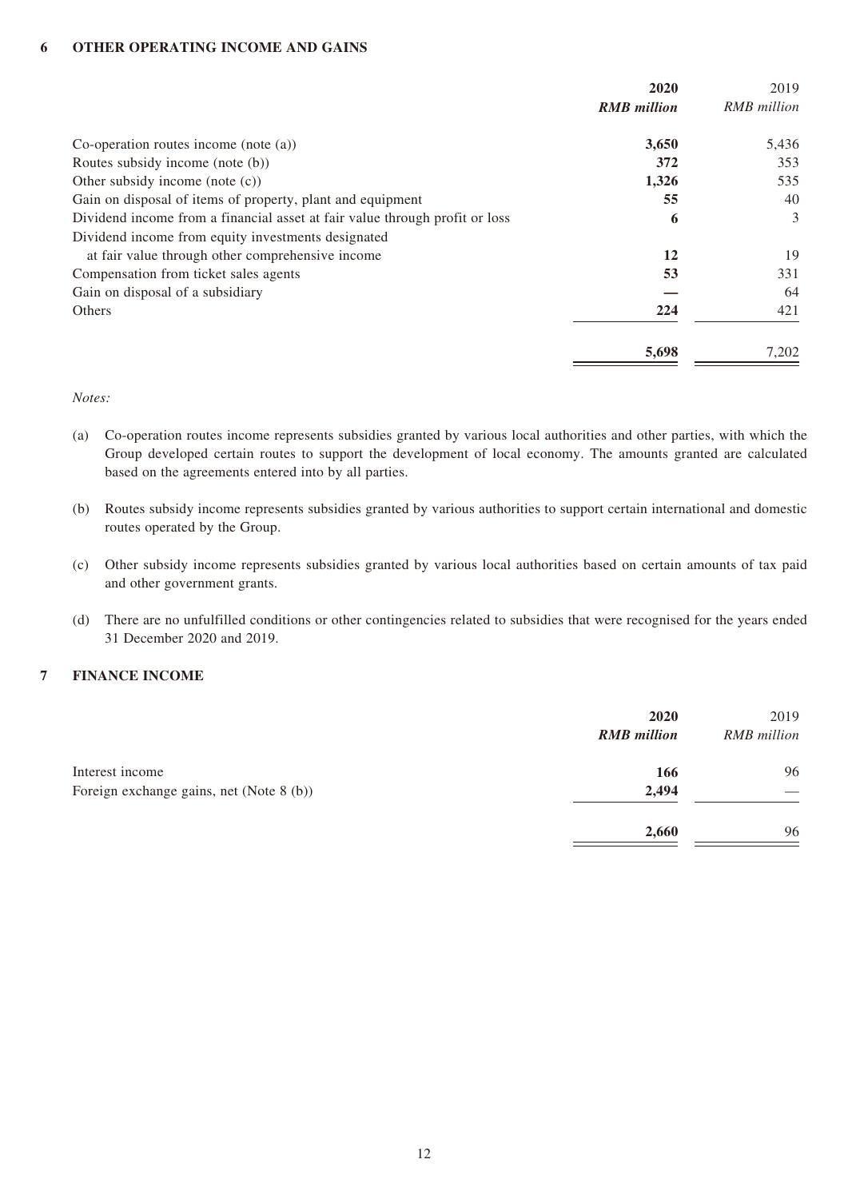## 6 OTHER OPERATING INCOME AND GAINS

| | **2020** | 2019 |
|---|---|---|
| | ***RMB million*** | *RMB million* |
| Co-operation routes income (note (a)) | **3,650** | 5,436 |
| Routes subsidy income (note (b)) | **372** | 353 |
| Other subsidy income (note (c)) | **1,326** | 535 |
| Gain on disposal of items of property, plant and equipment | **55** | 40 |
| Dividend income from a financial asset at fair value through profit or loss | **6** | 3 |
| Dividend income from equity investments designated at fair value through other comprehensive income | **12** | 19 |
| Compensation from ticket sales agents | **53** | 331 |
| Gain on disposal of a subsidiary | **—** | 64 |
| Others | **224** | 421 |
| | **5,698** | 7,202 |

*Notes:*

(a) Co-operation routes income represents subsidies granted by various local authorities and other parties, with which the Group developed certain routes to support the development of local economy. The amounts granted are calculated based on the agreements entered into by all parties.

(b) Routes subsidy income represents subsidies granted by various authorities to support certain international and domestic routes operated by the Group.

(c) Other subsidy income represents subsidies granted by various local authorities based on certain amounts of tax paid and other government grants.

(d) There are no unfulfilled conditions or other contingencies related to subsidies that were recognised for the years ended 31 December 2020 and 2019.

## 7 FINANCE INCOME

| | **2020** | 2019 |
|---|---|---|
| | ***RMB million*** | *RMB million* |
| Interest income | **166** | 96 |
| Foreign exchange gains, net (Note 8 (b)) | **2,494** | — |
| | **2,660** | 96 |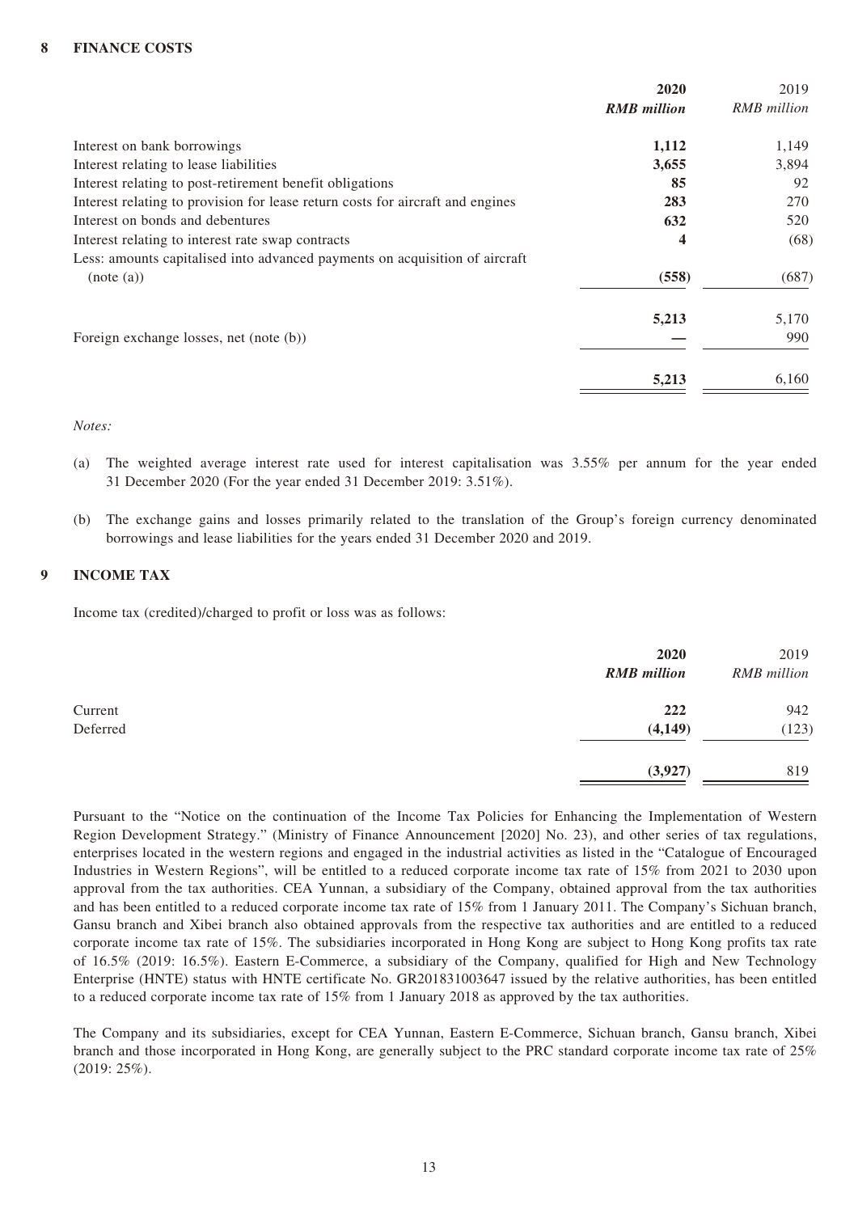## 8 FINANCE COSTS

| | **2020** | 2019 |
|---|---|---|
| | ***RMB million*** | *RMB million* |
| Interest on bank borrowings | **1,112** | 1,149 |
| Interest relating to lease liabilities | **3,655** | 3,894 |
| Interest relating to post-retirement benefit obligations | **85** | 92 |
| Interest relating to provision for lease return costs for aircraft and engines | **283** | 270 |
| Interest on bonds and debentures | **632** | 520 |
| Interest relating to interest rate swap contracts | **4** | (68) |
| Less: amounts capitalised into advanced payments on acquisition of aircraft (note (a)) | **(558)** | (687) |
| | **5,213** | 5,170 |
| Foreign exchange losses, net (note (b)) | **—** | 990 |
| | **5,213** | 6,160 |

*Notes:*

(a) The weighted average interest rate used for interest capitalisation was 3.55% per annum for the year ended 31 December 2020 (For the year ended 31 December 2019: 3.51%).

(b) The exchange gains and losses primarily related to the translation of the Group's foreign currency denominated borrowings and lease liabilities for the years ended 31 December 2020 and 2019.

## 9 INCOME TAX

Income tax (credited)/charged to profit or loss was as follows:

| | **2020** | 2019 |
|---|---|---|
| | ***RMB million*** | *RMB million* |
| Current | **222** | 942 |
| Deferred | **(4,149)** | (123) |
| | **(3,927)** | 819 |

Pursuant to the "Notice on the continuation of the Income Tax Policies for Enhancing the Implementation of Western Region Development Strategy." (Ministry of Finance Announcement [2020] No. 23), and other series of tax regulations, enterprises located in the western regions and engaged in the industrial activities as listed in the "Catalogue of Encouraged Industries in Western Regions", will be entitled to a reduced corporate income tax rate of 15% from 2021 to 2030 upon approval from the tax authorities. CEA Yunnan, a subsidiary of the Company, obtained approval from the tax authorities and has been entitled to a reduced corporate income tax rate of 15% from 1 January 2011. The Company's Sichuan branch, Gansu branch and Xibei branch also obtained approvals from the respective tax authorities and are entitled to a reduced corporate income tax rate of 15%. The subsidiaries incorporated in Hong Kong are subject to Hong Kong profits tax rate of 16.5% (2019: 16.5%). Eastern E-Commerce, a subsidiary of the Company, qualified for High and New Technology Enterprise (HNTE) status with HNTE certificate No. GR201831003647 issued by the relative authorities, has been entitled to a reduced corporate income tax rate of 15% from 1 January 2018 as approved by the tax authorities.

The Company and its subsidiaries, except for CEA Yunnan, Eastern E-Commerce, Sichuan branch, Gansu branch, Xibei branch and those incorporated in Hong Kong, are generally subject to the PRC standard corporate income tax rate of 25% (2019: 25%).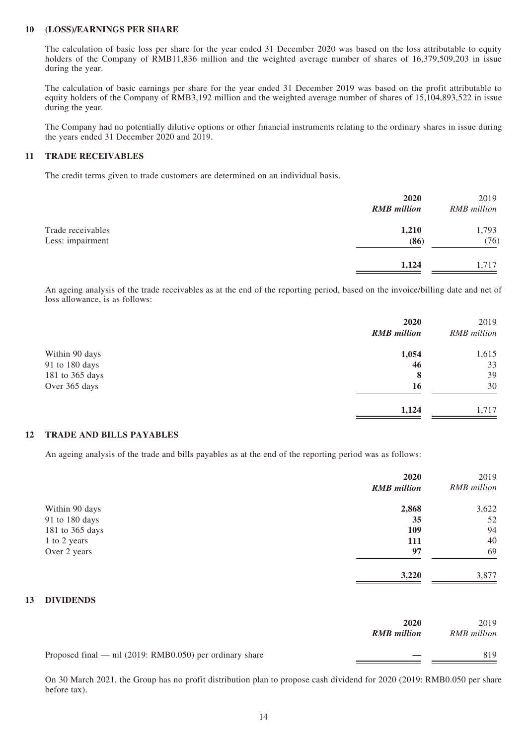## 10 (LOSS)/EARNINGS PER SHARE

The calculation of basic loss per share for the year ended 31 December 2020 was based on the loss attributable to equity holders of the Company of RMB11,836 million and the weighted average number of shares of 16,379,509,203 in issue during the year.

The calculation of basic earnings per share for the year ended 31 December 2019 was based on the profit attributable to equity holders of the Company of RMB3,192 million and the weighted average number of shares of 15,104,893,522 in issue during the year.

The Company had no potentially dilutive options or other financial instruments relating to the ordinary shares in issue during the years ended 31 December 2020 and 2019.

## 11 TRADE RECEIVABLES

The credit terms given to trade customers are determined on an individual basis.

| | **2020** | 2019 |
|---|---|---|
| | ***RMB million*** | *RMB million* |
| Trade receivables | **1,210** | 1,793 |
| Less: impairment | **(86)** | (76) |
| | **1,124** | 1,717 |

An ageing analysis of the trade receivables as at the end of the reporting period, based on the invoice/billing date and net of loss allowance, is as follows:

| | **2020** | 2019 |
|---|---|---|
| | ***RMB million*** | *RMB million* |
| Within 90 days | **1,054** | 1,615 |
| 91 to 180 days | **46** | 33 |
| 181 to 365 days | **8** | 39 |
| Over 365 days | **16** | 30 |
| | **1,124** | 1,717 |

## 12 TRADE AND BILLS PAYABLES

An ageing analysis of the trade and bills payables as at the end of the reporting period was as follows:

| | **2020** | 2019 |
|---|---|---|
| | ***RMB million*** | *RMB million* |
| Within 90 days | **2,868** | 3,622 |
| 91 to 180 days | **35** | 52 |
| 181 to 365 days | **109** | 94 |
| 1 to 2 years | **111** | 40 |
| Over 2 years | **97** | 69 |
| | **3,220** | 3,877 |

## 13 DIVIDENDS

| | **2020** | 2019 |
|---|---|---|
| | ***RMB million*** | *RMB million* |
| Proposed final — nil (2019: RMB0.050) per ordinary share | **—** | 819 |

On 30 March 2021, the Group has no profit distribution plan to propose cash dividend for 2020 (2019: RMB0.050 per share before tax).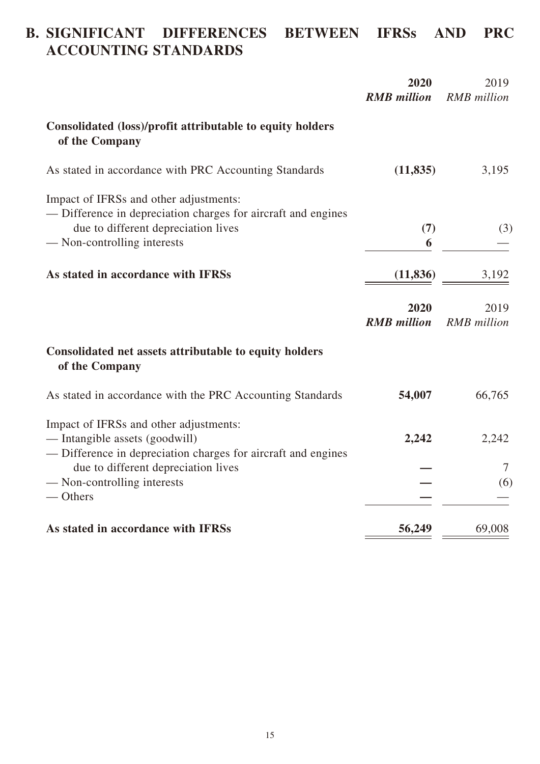## B. SIGNIFICANT DIFFERENCES BETWEEN IFRSs AND PRC ACCOUNTING STANDARDS

| | **2020** | 2019 |
|---|---|---|
| | ***RMB million*** | *RMB million* |
| **Consolidated (loss)/profit attributable to equity holders of the Company** | | |
| As stated in accordance with PRC Accounting Standards | **(11,835)** | 3,195 |
| Impact of IFRSs and other adjustments: | | |
| — Difference in depreciation charges for aircraft and engines due to different depreciation lives | **(7)** | (3) |
| — Non-controlling interests | **6** | — |
| **As stated in accordance with IFRSs** | **(11,836)** | 3,192 |

| | **2020** | 2019 |
|---|---|---|
| | ***RMB million*** | *RMB million* |
| **Consolidated net assets attributable to equity holders of the Company** | | |
| As stated in accordance with the PRC Accounting Standards | **54,007** | 66,765 |
| Impact of IFRSs and other adjustments: | | |
| — Intangible assets (goodwill) | **2,242** | 2,242 |
| — Difference in depreciation charges for aircraft and engines due to different depreciation lives | **—** | 7 |
| — Non-controlling interests | **—** | (6) |
| — Others | **—** | — |
| **As stated in accordance with IFRSs** | **56,249** | 69,008 |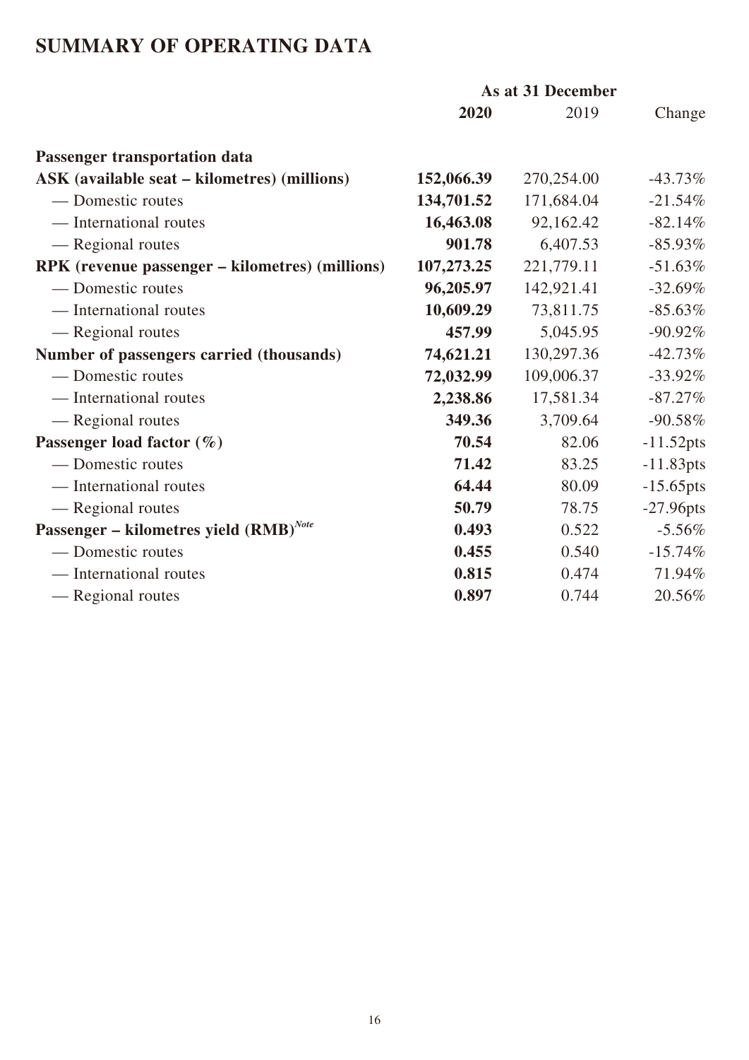# SUMMARY OF OPERATING DATA

| | As at 31 December | | |
|---|---|---|---|
| | **2020** | 2019 | Change |
| **Passenger transportation data** | | | |
| **ASK (available seat – kilometres) (millions)** | **152,066.39** | 270,254.00 | -43.73% |
| — Domestic routes | **134,701.52** | 171,684.04 | -21.54% |
| — International routes | **16,463.08** | 92,162.42 | -82.14% |
| — Regional routes | **901.78** | 6,407.53 | -85.93% |
| **RPK (revenue passenger – kilometres) (millions)** | **107,273.25** | 221,779.11 | -51.63% |
| — Domestic routes | **96,205.97** | 142,921.41 | -32.69% |
| — International routes | **10,609.29** | 73,811.75 | -85.63% |
| — Regional routes | **457.99** | 5,045.95 | -90.92% |
| **Number of passengers carried (thousands)** | **74,621.21** | 130,297.36 | -42.73% |
| — Domestic routes | **72,032.99** | 109,006.37 | -33.92% |
| — International routes | **2,238.86** | 17,581.34 | -87.27% |
| — Regional routes | **349.36** | 3,709.64 | -90.58% |
| **Passenger load factor (%)** | **70.54** | 82.06 | -11.52pts |
| — Domestic routes | **71.42** | 83.25 | -11.83pts |
| — International routes | **64.44** | 80.09 | -15.65pts |
| — Regional routes | **50.79** | 78.75 | -27.96pts |
| **Passenger – kilometres yield (RMB)**[Note] | **0.493** | 0.522 | -5.56% |
| — Domestic routes | **0.455** | 0.540 | -15.74% |
| — International routes | **0.815** | 0.474 | 71.94% |
| — Regional routes | **0.897** | 0.744 | 20.56% |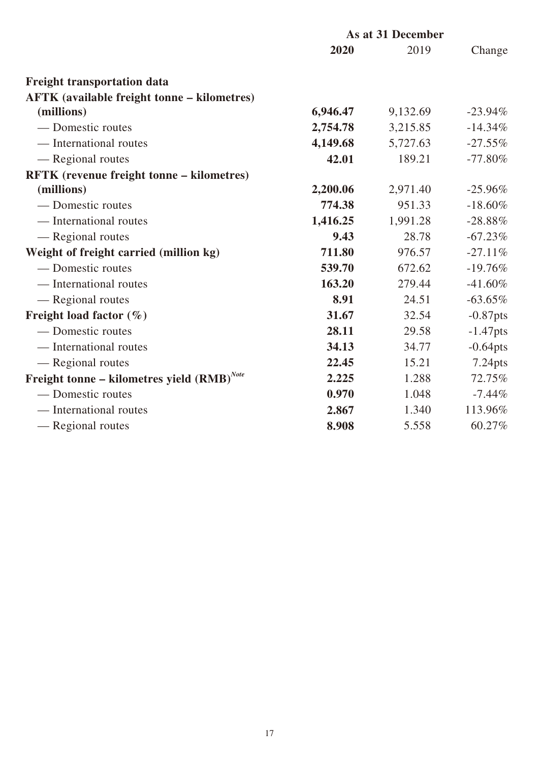| | As at 31 December | | |
|---|---|---|---|
| | **2020** | 2019 | Change |
| **Freight transportation data** | | | |
| **AFTK (available freight tonne – kilometres) (millions)** | **6,946.47** | 9,132.69 | -23.94% |
| — Domestic routes | **2,754.78** | 3,215.85 | -14.34% |
| — International routes | **4,149.68** | 5,727.63 | -27.55% |
| — Regional routes | **42.01** | 189.21 | -77.80% |
| **RFTK (revenue freight tonne – kilometres) (millions)** | **2,200.06** | 2,971.40 | -25.96% |
| — Domestic routes | **774.38** | 951.33 | -18.60% |
| — International routes | **1,416.25** | 1,991.28 | -28.88% |
| — Regional routes | **9.43** | 28.78 | -67.23% |
| **Weight of freight carried (million kg)** | **711.80** | 976.57 | -27.11% |
| — Domestic routes | **539.70** | 672.62 | -19.76% |
| — International routes | **163.20** | 279.44 | -41.60% |
| — Regional routes | **8.91** | 24.51 | -63.65% |
| **Freight load factor (%)** | **31.67** | 32.54 | -0.87pts |
| — Domestic routes | **28.11** | 29.58 | -1.47pts |
| — International routes | **34.13** | 34.77 | -0.64pts |
| — Regional routes | **22.45** | 15.21 | 7.24pts |
| **Freight tonne – kilometres yield (RMB)** *Note* | **2.225** | 1.288 | 72.75% |
| — Domestic routes | **0.970** | 1.048 | -7.44% |
| — International routes | **2.867** | 1.340 | 113.96% |
| — Regional routes | **8.908** | 5.558 | 60.27% |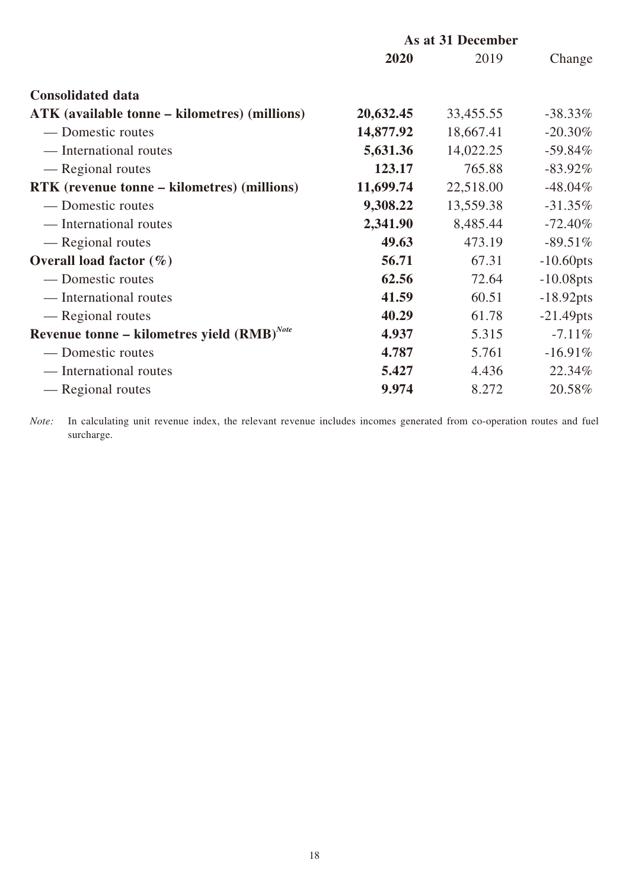| | As at 31 December | | |
|---|---|---|---|
| | **2020** | 2019 | Change |
| **Consolidated data** | | | |
| **ATK (available tonne – kilometres) (millions)** | **20,632.45** | 33,455.55 | -38.33% |
| — Domestic routes | **14,877.92** | 18,667.41 | -20.30% |
| — International routes | **5,631.36** | 14,022.25 | -59.84% |
| — Regional routes | **123.17** | 765.88 | -83.92% |
| **RTK (revenue tonne – kilometres) (millions)** | **11,699.74** | 22,518.00 | -48.04% |
| — Domestic routes | **9,308.22** | 13,559.38 | -31.35% |
| — International routes | **2,341.90** | 8,485.44 | -72.40% |
| — Regional routes | **49.63** | 473.19 | -89.51% |
| **Overall load factor (%)** | **56.71** | 67.31 | -10.60pts |
| — Domestic routes | **62.56** | 72.64 | -10.08pts |
| — International routes | **41.59** | 60.51 | -18.92pts |
| — Regional routes | **40.29** | 61.78 | -21.49pts |
| **Revenue tonne – kilometres yield (RMB)**[Note] | **4.937** | 5.315 | -7.11% |
| — Domestic routes | **4.787** | 5.761 | -16.91% |
| — International routes | **5.427** | 4.436 | 22.34% |
| — Regional routes | **9.974** | 8.272 | 20.58% |

*Note:* In calculating unit revenue index, the relevant revenue includes incomes generated from co-operation routes and fuel surcharge.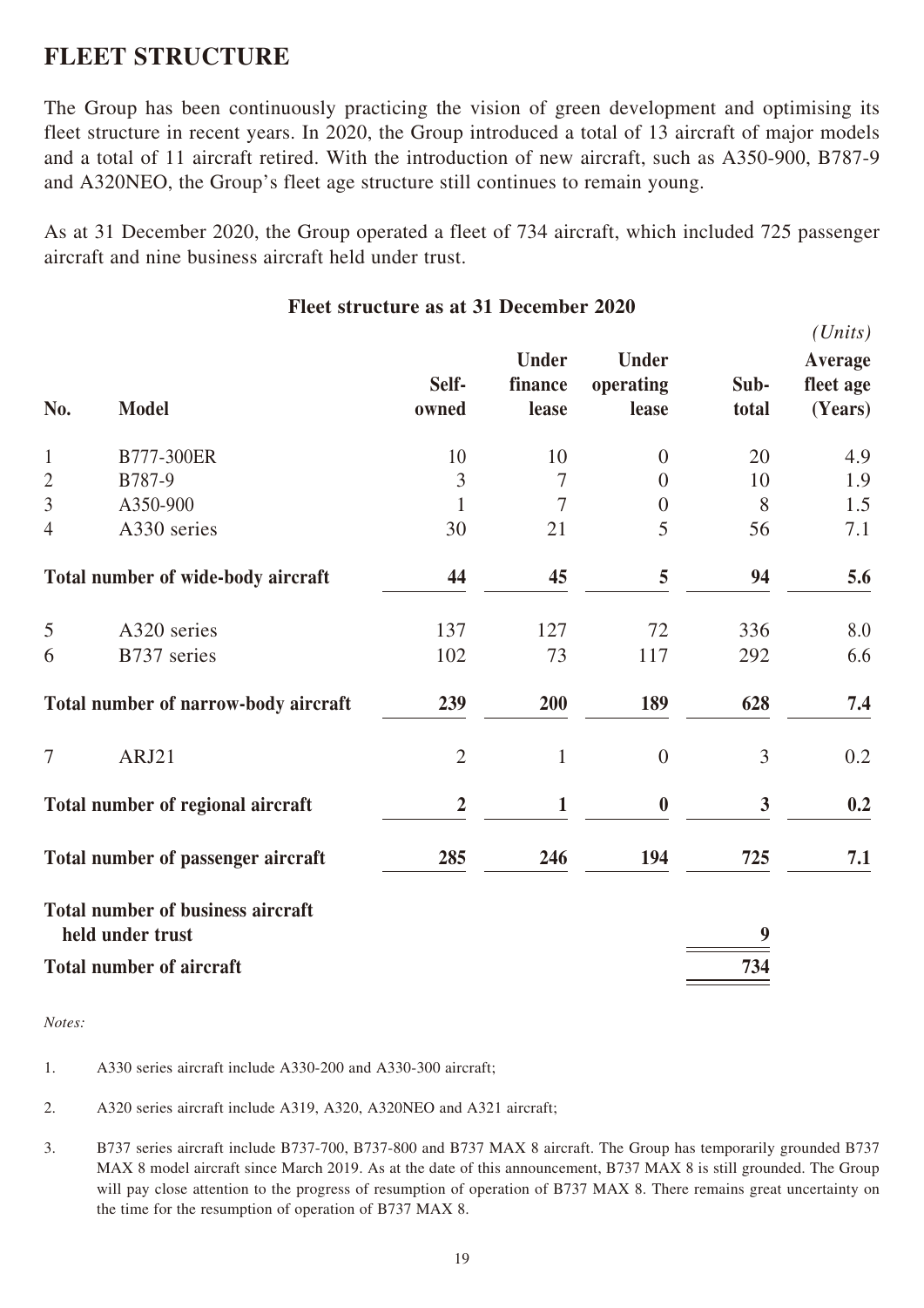# FLEET STRUCTURE

The Group has been continuously practicing the vision of green development and optimising its fleet structure in recent years. In 2020, the Group introduced a total of 13 aircraft of major models and a total of 11 aircraft retired. With the introduction of new aircraft, such as A350-900, B787-9 and A320NEO, the Group's fleet age structure still continues to remain young.

As at 31 December 2020, the Group operated a fleet of 734 aircraft, which included 725 passenger aircraft and nine business aircraft held under trust.

**Fleet structure as at 31 December 2020**

*(Units)*

| No. | Model | Self-owned | Under finance lease | Under operating lease | Sub-total | Average fleet age (Years) |
|---|---|---|---|---|---|---|
| 1 | B777-300ER | 10 | 10 | 0 | 20 | 4.9 |
| 2 | B787-9 | 3 | 7 | 0 | 10 | 1.9 |
| 3 | A350-900 | 1 | 7 | 0 | 8 | 1.5 |
| 4 | A330 series | 30 | 21 | 5 | 56 | 7.1 |
| **Total number of wide-body aircraft** | | **44** | **45** | **5** | **94** | **5.6** |
| 5 | A320 series | 137 | 127 | 72 | 336 | 8.0 |
| 6 | B737 series | 102 | 73 | 117 | 292 | 6.6 |
| **Total number of narrow-body aircraft** | | **239** | **200** | **189** | **628** | **7.4** |
| 7 | ARJ21 | 2 | 1 | 0 | 3 | 0.2 |
| **Total number of regional aircraft** | | **2** | **1** | **0** | **3** | **0.2** |
| **Total number of passenger aircraft** | | **285** | **246** | **194** | **725** | **7.1** |
| **Total number of business aircraft held under trust** | | | | | **9** | |
| **Total number of aircraft** | | | | | **734** | |

*Notes:*

1. A330 series aircraft include A330-200 and A330-300 aircraft;
2. A320 series aircraft include A319, A320, A320NEO and A321 aircraft;
3. B737 series aircraft include B737-700, B737-800 and B737 MAX 8 aircraft. The Group has temporarily grounded B737 MAX 8 model aircraft since March 2019. As at the date of this announcement, B737 MAX 8 is still grounded. The Group will pay close attention to the progress of resumption of operation of B737 MAX 8. There remains great uncertainty on the time for the resumption of operation of B737 MAX 8.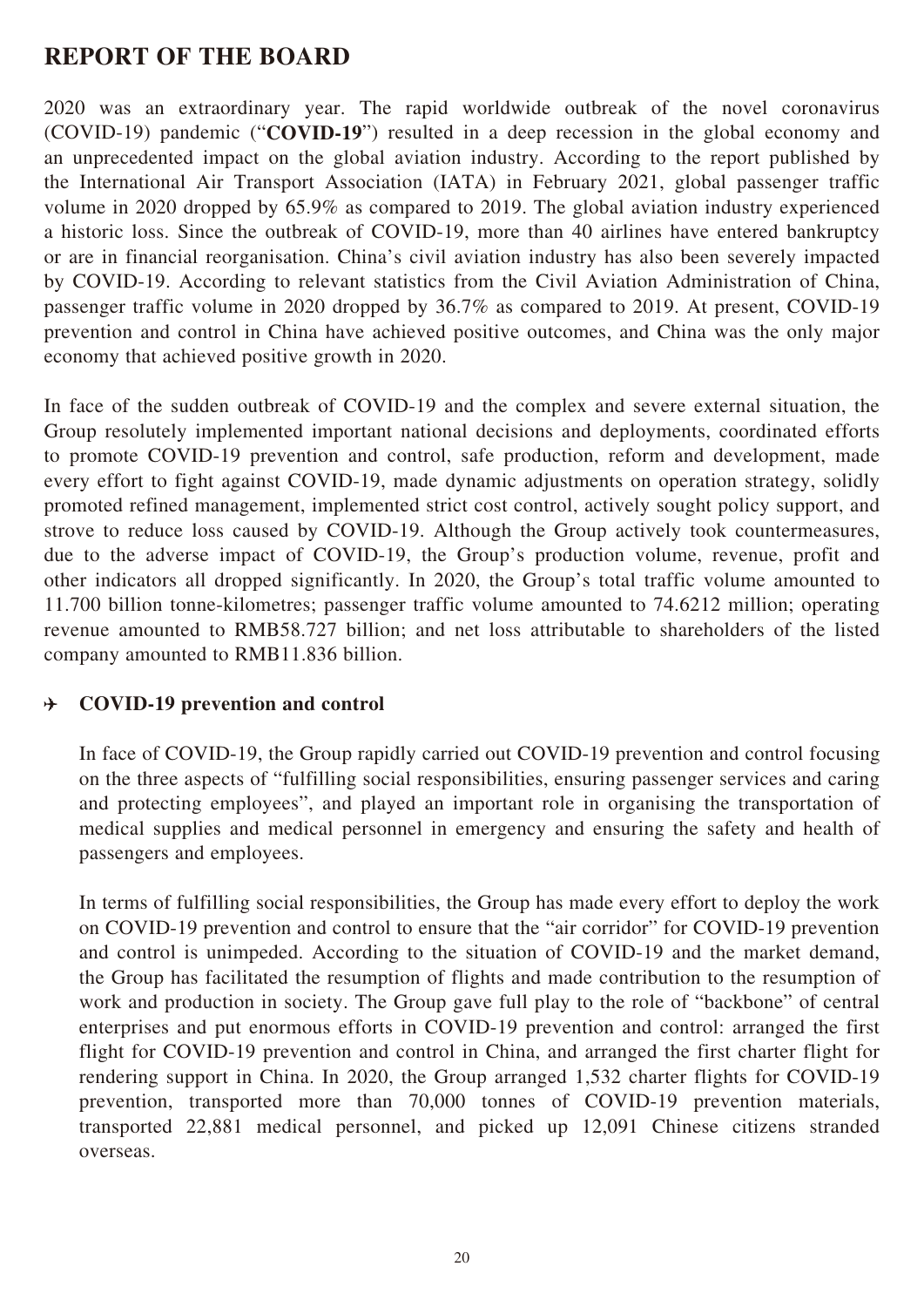# REPORT OF THE BOARD

2020 was an extraordinary year. The rapid worldwide outbreak of the novel coronavirus (COVID-19) pandemic ("**COVID-19**") resulted in a deep recession in the global economy and an unprecedented impact on the global aviation industry. According to the report published by the International Air Transport Association (IATA) in February 2021, global passenger traffic volume in 2020 dropped by 65.9% as compared to 2019. The global aviation industry experienced a historic loss. Since the outbreak of COVID-19, more than 40 airlines have entered bankruptcy or are in financial reorganisation. China's civil aviation industry has also been severely impacted by COVID-19. According to relevant statistics from the Civil Aviation Administration of China, passenger traffic volume in 2020 dropped by 36.7% as compared to 2019. At present, COVID-19 prevention and control in China have achieved positive outcomes, and China was the only major economy that achieved positive growth in 2020.

In face of the sudden outbreak of COVID-19 and the complex and severe external situation, the Group resolutely implemented important national decisions and deployments, coordinated efforts to promote COVID-19 prevention and control, safe production, reform and development, made every effort to fight against COVID-19, made dynamic adjustments on operation strategy, solidly promoted refined management, implemented strict cost control, actively sought policy support, and strove to reduce loss caused by COVID-19. Although the Group actively took countermeasures, due to the adverse impact of COVID-19, the Group's production volume, revenue, profit and other indicators all dropped significantly. In 2020, the Group's total traffic volume amounted to 11.700 billion tonne-kilometres; passenger traffic volume amounted to 74.6212 million; operating revenue amounted to RMB58.727 billion; and net loss attributable to shareholders of the listed company amounted to RMB11.836 billion.

- **COVID-19 prevention and control**

  In face of COVID-19, the Group rapidly carried out COVID-19 prevention and control focusing on the three aspects of "fulfilling social responsibilities, ensuring passenger services and caring and protecting employees", and played an important role in organising the transportation of medical supplies and medical personnel in emergency and ensuring the safety and health of passengers and employees.

  In terms of fulfilling social responsibilities, the Group has made every effort to deploy the work on COVID-19 prevention and control to ensure that the "air corridor" for COVID-19 prevention and control is unimpeded. According to the situation of COVID-19 and the market demand, the Group has facilitated the resumption of flights and made contribution to the resumption of work and production in society. The Group gave full play to the role of "backbone" of central enterprises and put enormous efforts in COVID-19 prevention and control: arranged the first flight for COVID-19 prevention and control in China, and arranged the first charter flight for rendering support in China. In 2020, the Group arranged 1,532 charter flights for COVID-19 prevention, transported more than 70,000 tonnes of COVID-19 prevention materials, transported 22,881 medical personnel, and picked up 12,091 Chinese citizens stranded overseas.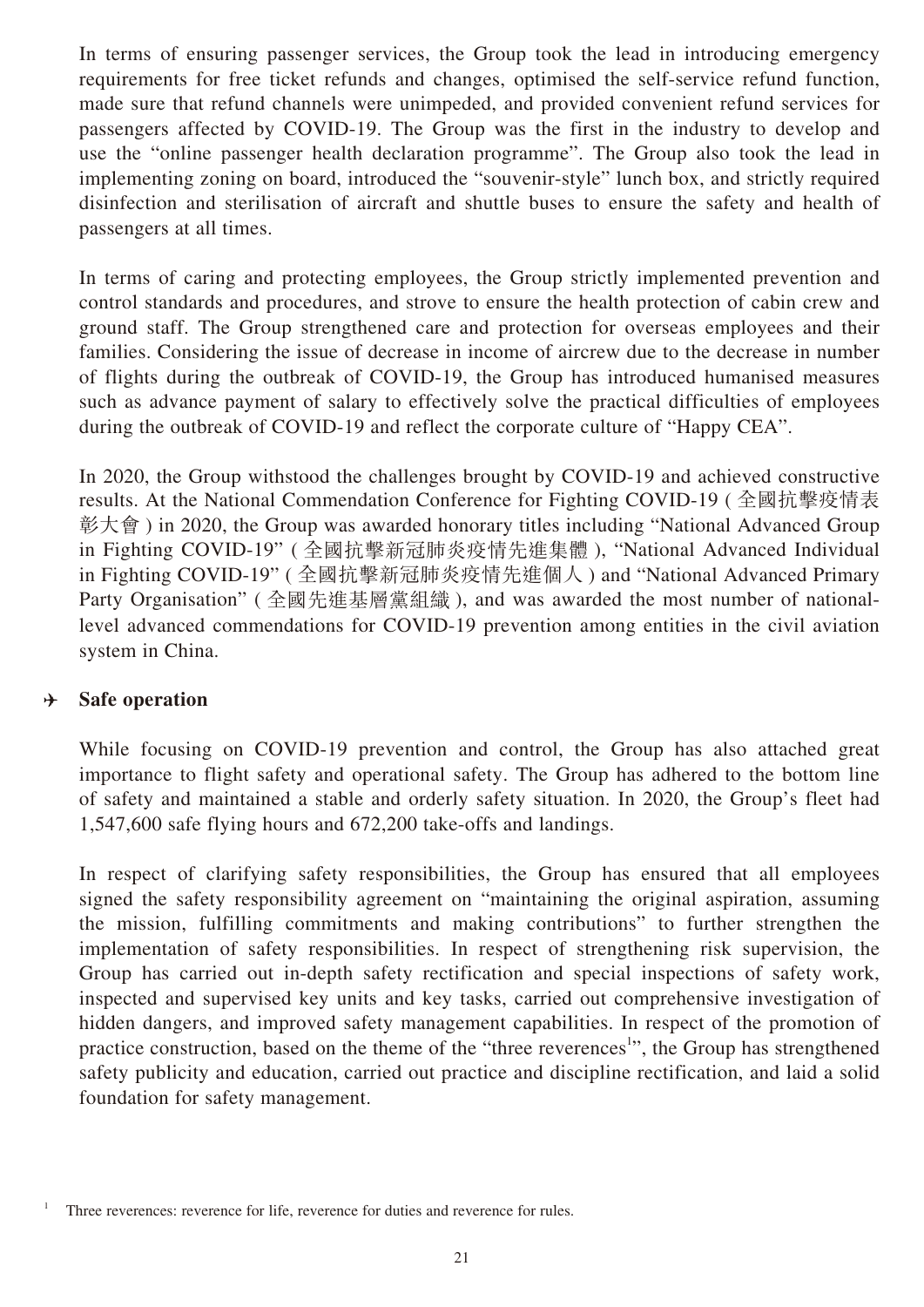In terms of ensuring passenger services, the Group took the lead in introducing emergency requirements for free ticket refunds and changes, optimised the self-service refund function, made sure that refund channels were unimpeded, and provided convenient refund services for passengers affected by COVID-19. The Group was the first in the industry to develop and use the "online passenger health declaration programme". The Group also took the lead in implementing zoning on board, introduced the "souvenir-style" lunch box, and strictly required disinfection and sterilisation of aircraft and shuttle buses to ensure the safety and health of passengers at all times.

In terms of caring and protecting employees, the Group strictly implemented prevention and control standards and procedures, and strove to ensure the health protection of cabin crew and ground staff. The Group strengthened care and protection for overseas employees and their families. Considering the issue of decrease in income of aircrew due to the decrease in number of flights during the outbreak of COVID-19, the Group has introduced humanised measures such as advance payment of salary to effectively solve the practical difficulties of employees during the outbreak of COVID-19 and reflect the corporate culture of "Happy CEA".

In 2020, the Group withstood the challenges brought by COVID-19 and achieved constructive results. At the National Commendation Conference for Fighting COVID-19 (全國抗擊疫情表彰大會) in 2020, the Group was awarded honorary titles including "National Advanced Group in Fighting COVID-19" (全國抗擊新冠肺炎疫情先進集體), "National Advanced Individual in Fighting COVID-19" (全國抗擊新冠肺炎疫情先進個人) and "National Advanced Primary Party Organisation" (全國先進基層黨組織), and was awarded the most number of national-level advanced commendations for COVID-19 prevention among entities in the civil aviation system in China.

## ✈ Safe operation

While focusing on COVID-19 prevention and control, the Group has also attached great importance to flight safety and operational safety. The Group has adhered to the bottom line of safety and maintained a stable and orderly safety situation. In 2020, the Group's fleet had 1,547,600 safe flying hours and 672,200 take-offs and landings.

In respect of clarifying safety responsibilities, the Group has ensured that all employees signed the safety responsibility agreement on "maintaining the original aspiration, assuming the mission, fulfilling commitments and making contributions" to further strengthen the implementation of safety responsibilities. In respect of strengthening risk supervision, the Group has carried out in-depth safety rectification and special inspections of safety work, inspected and supervised key units and key tasks, carried out comprehensive investigation of hidden dangers, and improved safety management capabilities. In respect of the promotion of practice construction, based on the theme of the "three reverences[1]", the Group has strengthened safety publicity and education, carried out practice and discipline rectification, and laid a solid foundation for safety management.

[1] Three reverences: reverence for life, reverence for duties and reverence for rules.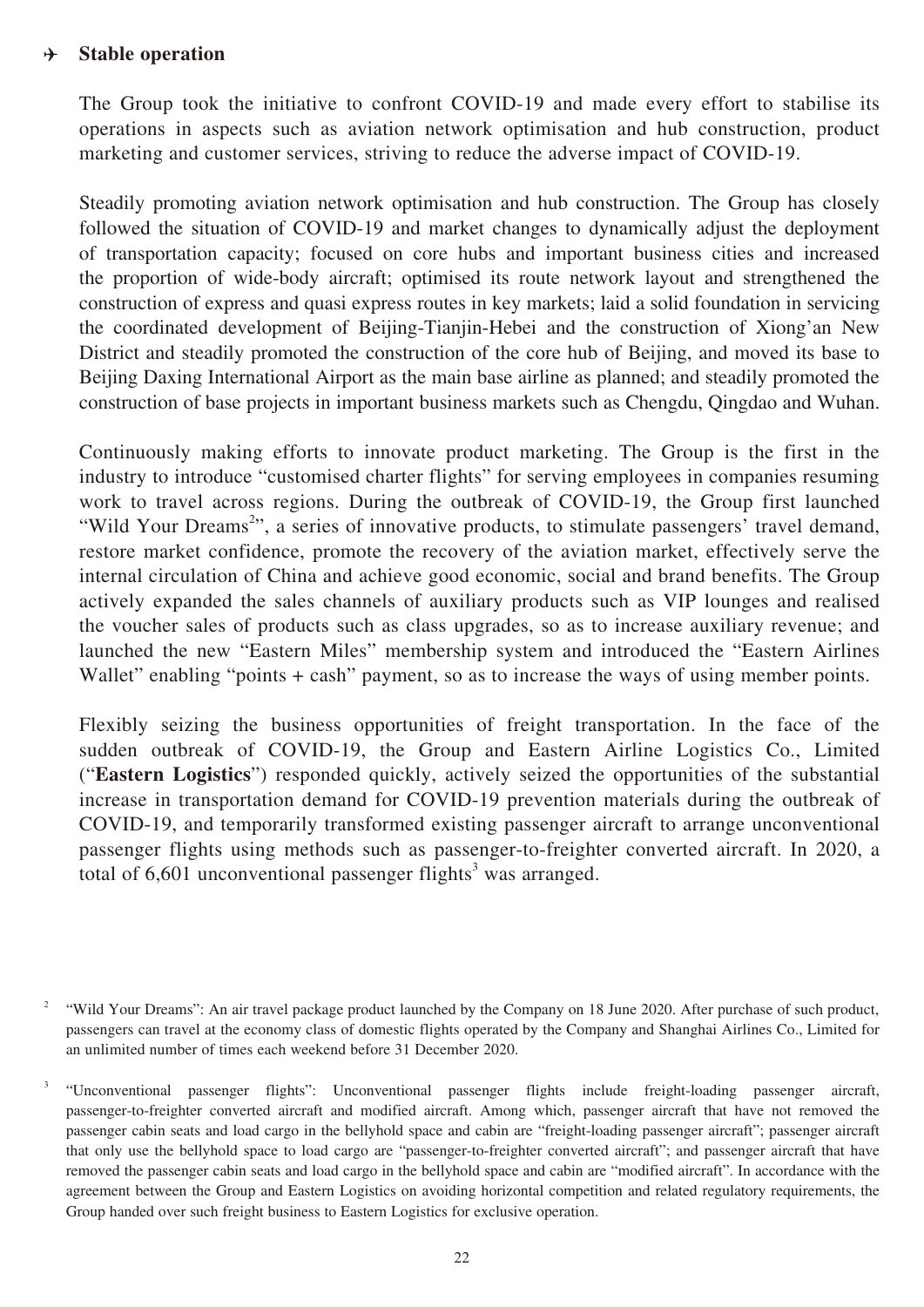## ✈ Stable operation

The Group took the initiative to confront COVID-19 and made every effort to stabilise its operations in aspects such as aviation network optimisation and hub construction, product marketing and customer services, striving to reduce the adverse impact of COVID-19.

Steadily promoting aviation network optimisation and hub construction. The Group has closely followed the situation of COVID-19 and market changes to dynamically adjust the deployment of transportation capacity; focused on core hubs and important business cities and increased the proportion of wide-body aircraft; optimised its route network layout and strengthened the construction of express and quasi express routes in key markets; laid a solid foundation in servicing the coordinated development of Beijing-Tianjin-Hebei and the construction of Xiong'an New District and steadily promoted the construction of the core hub of Beijing, and moved its base to Beijing Daxing International Airport as the main base airline as planned; and steadily promoted the construction of base projects in important business markets such as Chengdu, Qingdao and Wuhan.

Continuously making efforts to innovate product marketing. The Group is the first in the industry to introduce "customised charter flights" for serving employees in companies resuming work to travel across regions. During the outbreak of COVID-19, the Group first launched "Wild Your Dreams[2]", a series of innovative products, to stimulate passengers' travel demand, restore market confidence, promote the recovery of the aviation market, effectively serve the internal circulation of China and achieve good economic, social and brand benefits. The Group actively expanded the sales channels of auxiliary products such as VIP lounges and realised the voucher sales of products such as class upgrades, so as to increase auxiliary revenue; and launched the new "Eastern Miles" membership system and introduced the "Eastern Airlines Wallet" enabling "points + cash" payment, so as to increase the ways of using member points.

Flexibly seizing the business opportunities of freight transportation. In the face of the sudden outbreak of COVID-19, the Group and Eastern Airline Logistics Co., Limited ("**Eastern Logistics**") responded quickly, actively seized the opportunities of the substantial increase in transportation demand for COVID-19 prevention materials during the outbreak of COVID-19, and temporarily transformed existing passenger aircraft to arrange unconventional passenger flights using methods such as passenger-to-freighter converted aircraft. In 2020, a total of 6,601 unconventional passenger flights[3] was arranged.

[2] "Wild Your Dreams": An air travel package product launched by the Company on 18 June 2020. After purchase of such product, passengers can travel at the economy class of domestic flights operated by the Company and Shanghai Airlines Co., Limited for an unlimited number of times each weekend before 31 December 2020.

[3] "Unconventional passenger flights": Unconventional passenger flights include freight-loading passenger aircraft, passenger-to-freighter converted aircraft and modified aircraft. Among which, passenger aircraft that have not removed the passenger cabin seats and load cargo in the bellyhold space and cabin are "freight-loading passenger aircraft"; passenger aircraft that only use the bellyhold space to load cargo are "passenger-to-freighter converted aircraft"; and passenger aircraft that have removed the passenger cabin seats and load cargo in the bellyhold space and cabin are "modified aircraft". In accordance with the agreement between the Group and Eastern Logistics on avoiding horizontal competition and related regulatory requirements, the Group handed over such freight business to Eastern Logistics for exclusive operation.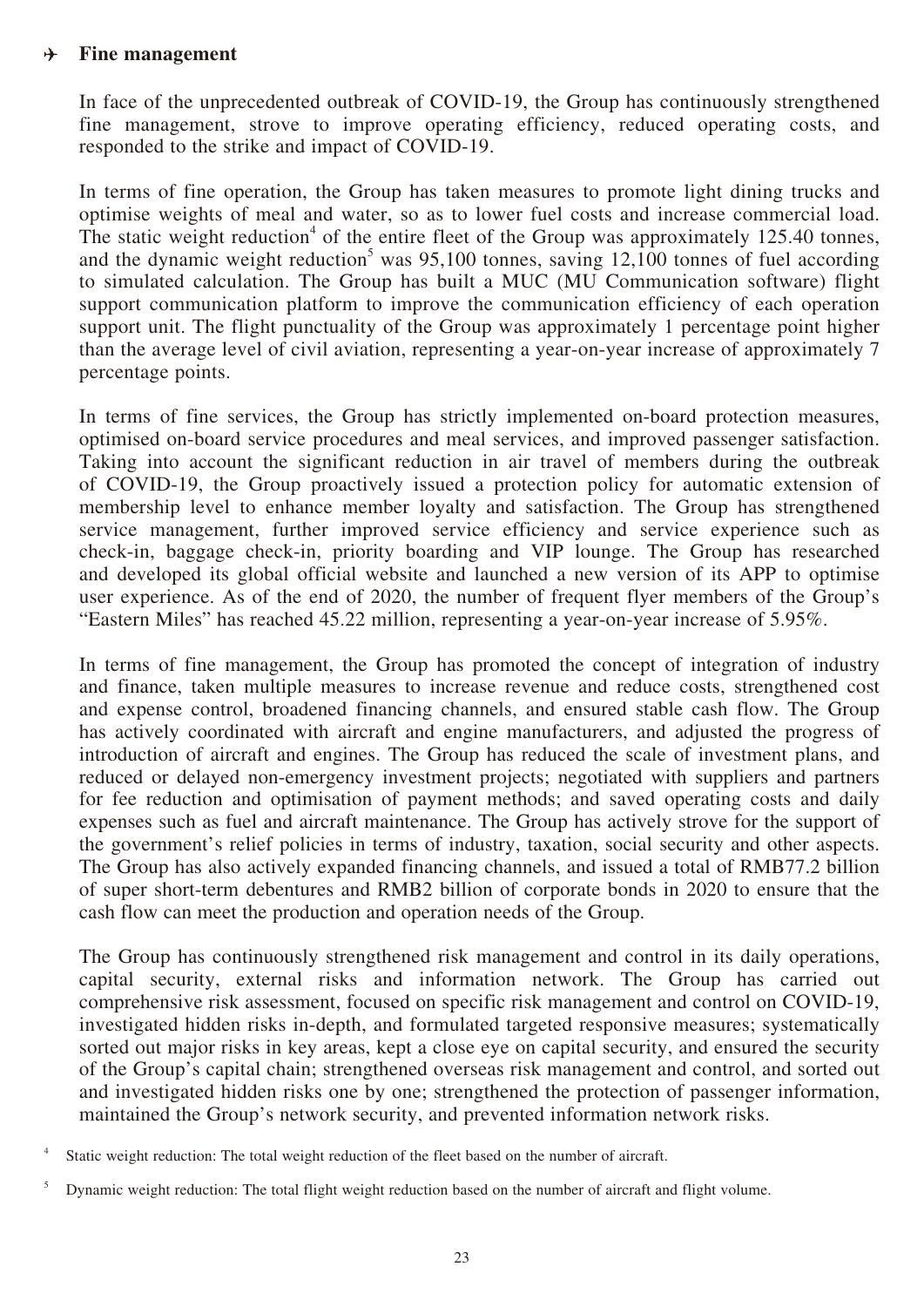### ✈ Fine management

In face of the unprecedented outbreak of COVID-19, the Group has continuously strengthened fine management, strove to improve operating efficiency, reduced operating costs, and responded to the strike and impact of COVID-19.

In terms of fine operation, the Group has taken measures to promote light dining trucks and optimise weights of meal and water, so as to lower fuel costs and increase commercial load. The static weight reduction[4] of the entire fleet of the Group was approximately 125.40 tonnes, and the dynamic weight reduction[5] was 95,100 tonnes, saving 12,100 tonnes of fuel according to simulated calculation. The Group has built a MUC (MU Communication software) flight support communication platform to improve the communication efficiency of each operation support unit. The flight punctuality of the Group was approximately 1 percentage point higher than the average level of civil aviation, representing a year-on-year increase of approximately 7 percentage points.

In terms of fine services, the Group has strictly implemented on-board protection measures, optimised on-board service procedures and meal services, and improved passenger satisfaction. Taking into account the significant reduction in air travel of members during the outbreak of COVID-19, the Group proactively issued a protection policy for automatic extension of membership level to enhance member loyalty and satisfaction. The Group has strengthened service management, further improved service efficiency and service experience such as check-in, baggage check-in, priority boarding and VIP lounge. The Group has researched and developed its global official website and launched a new version of its APP to optimise user experience. As of the end of 2020, the number of frequent flyer members of the Group's "Eastern Miles" has reached 45.22 million, representing a year-on-year increase of 5.95%.

In terms of fine management, the Group has promoted the concept of integration of industry and finance, taken multiple measures to increase revenue and reduce costs, strengthened cost and expense control, broadened financing channels, and ensured stable cash flow. The Group has actively coordinated with aircraft and engine manufacturers, and adjusted the progress of introduction of aircraft and engines. The Group has reduced the scale of investment plans, and reduced or delayed non-emergency investment projects; negotiated with suppliers and partners for fee reduction and optimisation of payment methods; and saved operating costs and daily expenses such as fuel and aircraft maintenance. The Group has actively strove for the support of the government's relief policies in terms of industry, taxation, social security and other aspects. The Group has also actively expanded financing channels, and issued a total of RMB77.2 billion of super short-term debentures and RMB2 billion of corporate bonds in 2020 to ensure that the cash flow can meet the production and operation needs of the Group.

The Group has continuously strengthened risk management and control in its daily operations, capital security, external risks and information network. The Group has carried out comprehensive risk assessment, focused on specific risk management and control on COVID-19, investigated hidden risks in-depth, and formulated targeted responsive measures; systematically sorted out major risks in key areas, kept a close eye on capital security, and ensured the security of the Group's capital chain; strengthened overseas risk management and control, and sorted out and investigated hidden risks one by one; strengthened the protection of passenger information, maintained the Group's network security, and prevented information network risks.

[4] Static weight reduction: The total weight reduction of the fleet based on the number of aircraft.

[5] Dynamic weight reduction: The total flight weight reduction based on the number of aircraft and flight volume.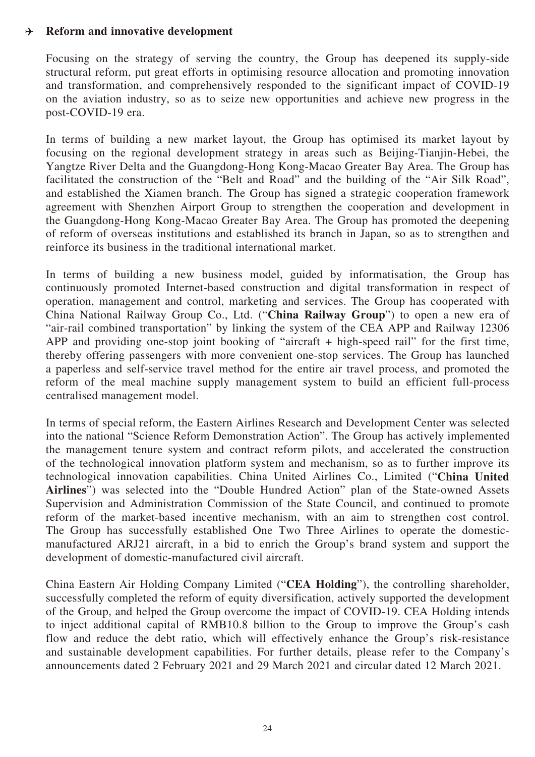## ✈ Reform and innovative development

Focusing on the strategy of serving the country, the Group has deepened its supply-side structural reform, put great efforts in optimising resource allocation and promoting innovation and transformation, and comprehensively responded to the significant impact of COVID-19 on the aviation industry, so as to seize new opportunities and achieve new progress in the post-COVID-19 era.

In terms of building a new market layout, the Group has optimised its market layout by focusing on the regional development strategy in areas such as Beijing-Tianjin-Hebei, the Yangtze River Delta and the Guangdong-Hong Kong-Macao Greater Bay Area. The Group has facilitated the construction of the "Belt and Road" and the building of the "Air Silk Road", and established the Xiamen branch. The Group has signed a strategic cooperation framework agreement with Shenzhen Airport Group to strengthen the cooperation and development in the Guangdong-Hong Kong-Macao Greater Bay Area. The Group has promoted the deepening of reform of overseas institutions and established its branch in Japan, so as to strengthen and reinforce its business in the traditional international market.

In terms of building a new business model, guided by informatisation, the Group has continuously promoted Internet-based construction and digital transformation in respect of operation, management and control, marketing and services. The Group has cooperated with China National Railway Group Co., Ltd. ("**China Railway Group**") to open a new era of "air-rail combined transportation" by linking the system of the CEA APP and Railway 12306 APP and providing one-stop joint booking of "aircraft + high-speed rail" for the first time, thereby offering passengers with more convenient one-stop services. The Group has launched a paperless and self-service travel method for the entire air travel process, and promoted the reform of the meal machine supply management system to build an efficient full-process centralised management model.

In terms of special reform, the Eastern Airlines Research and Development Center was selected into the national "Science Reform Demonstration Action". The Group has actively implemented the management tenure system and contract reform pilots, and accelerated the construction of the technological innovation platform system and mechanism, so as to further improve its technological innovation capabilities. China United Airlines Co., Limited ("**China United Airlines**") was selected into the "Double Hundred Action" plan of the State-owned Assets Supervision and Administration Commission of the State Council, and continued to promote reform of the market-based incentive mechanism, with an aim to strengthen cost control. The Group has successfully established One Two Three Airlines to operate the domestic-manufactured ARJ21 aircraft, in a bid to enrich the Group's brand system and support the development of domestic-manufactured civil aircraft.

China Eastern Air Holding Company Limited ("**CEA Holding**"), the controlling shareholder, successfully completed the reform of equity diversification, actively supported the development of the Group, and helped the Group overcome the impact of COVID-19. CEA Holding intends to inject additional capital of RMB10.8 billion to the Group to improve the Group's cash flow and reduce the debt ratio, which will effectively enhance the Group's risk-resistance and sustainable development capabilities. For further details, please refer to the Company's announcements dated 2 February 2021 and 29 March 2021 and circular dated 12 March 2021.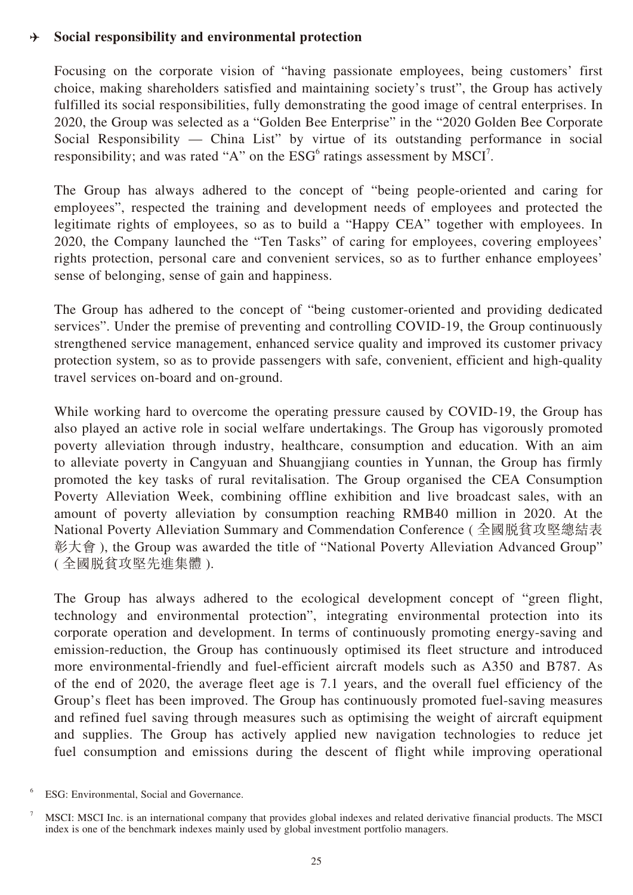## ✈ Social responsibility and environmental protection

Focusing on the corporate vision of "having passionate employees, being customers' first choice, making shareholders satisfied and maintaining society's trust", the Group has actively fulfilled its social responsibilities, fully demonstrating the good image of central enterprises. In 2020, the Group was selected as a "Golden Bee Enterprise" in the "2020 Golden Bee Corporate Social Responsibility — China List" by virtue of its outstanding performance in social responsibility; and was rated "A" on the ESG[6] ratings assessment by MSCI[7].

The Group has always adhered to the concept of "being people-oriented and caring for employees", respected the training and development needs of employees and protected the legitimate rights of employees, so as to build a "Happy CEA" together with employees. In 2020, the Company launched the "Ten Tasks" of caring for employees, covering employees' rights protection, personal care and convenient services, so as to further enhance employees' sense of belonging, sense of gain and happiness.

The Group has adhered to the concept of "being customer-oriented and providing dedicated services". Under the premise of preventing and controlling COVID-19, the Group continuously strengthened service management, enhanced service quality and improved its customer privacy protection system, so as to provide passengers with safe, convenient, efficient and high-quality travel services on-board and on-ground.

While working hard to overcome the operating pressure caused by COVID-19, the Group has also played an active role in social welfare undertakings. The Group has vigorously promoted poverty alleviation through industry, healthcare, consumption and education. With an aim to alleviate poverty in Cangyuan and Shuangjiang counties in Yunnan, the Group has firmly promoted the key tasks of rural revitalisation. The Group organised the CEA Consumption Poverty Alleviation Week, combining offline exhibition and live broadcast sales, with an amount of poverty alleviation by consumption reaching RMB40 million in 2020. At the National Poverty Alleviation Summary and Commendation Conference (全國脱貧攻堅總結表彰大會), the Group was awarded the title of "National Poverty Alleviation Advanced Group" (全國脱貧攻堅先進集體).

The Group has always adhered to the ecological development concept of "green flight, technology and environmental protection", integrating environmental protection into its corporate operation and development. In terms of continuously promoting energy-saving and emission-reduction, the Group has continuously optimised its fleet structure and introduced more environmental-friendly and fuel-efficient aircraft models such as A350 and B787. As of the end of 2020, the average fleet age is 7.1 years, and the overall fuel efficiency of the Group's fleet has been improved. The Group has continuously promoted fuel-saving measures and refined fuel saving through measures such as optimising the weight of aircraft equipment and supplies. The Group has actively applied new navigation technologies to reduce jet fuel consumption and emissions during the descent of flight while improving operational

[6] ESG: Environmental, Social and Governance.

[7] MSCI: MSCI Inc. is an international company that provides global indexes and related derivative financial products. The MSCI index is one of the benchmark indexes mainly used by global investment portfolio managers.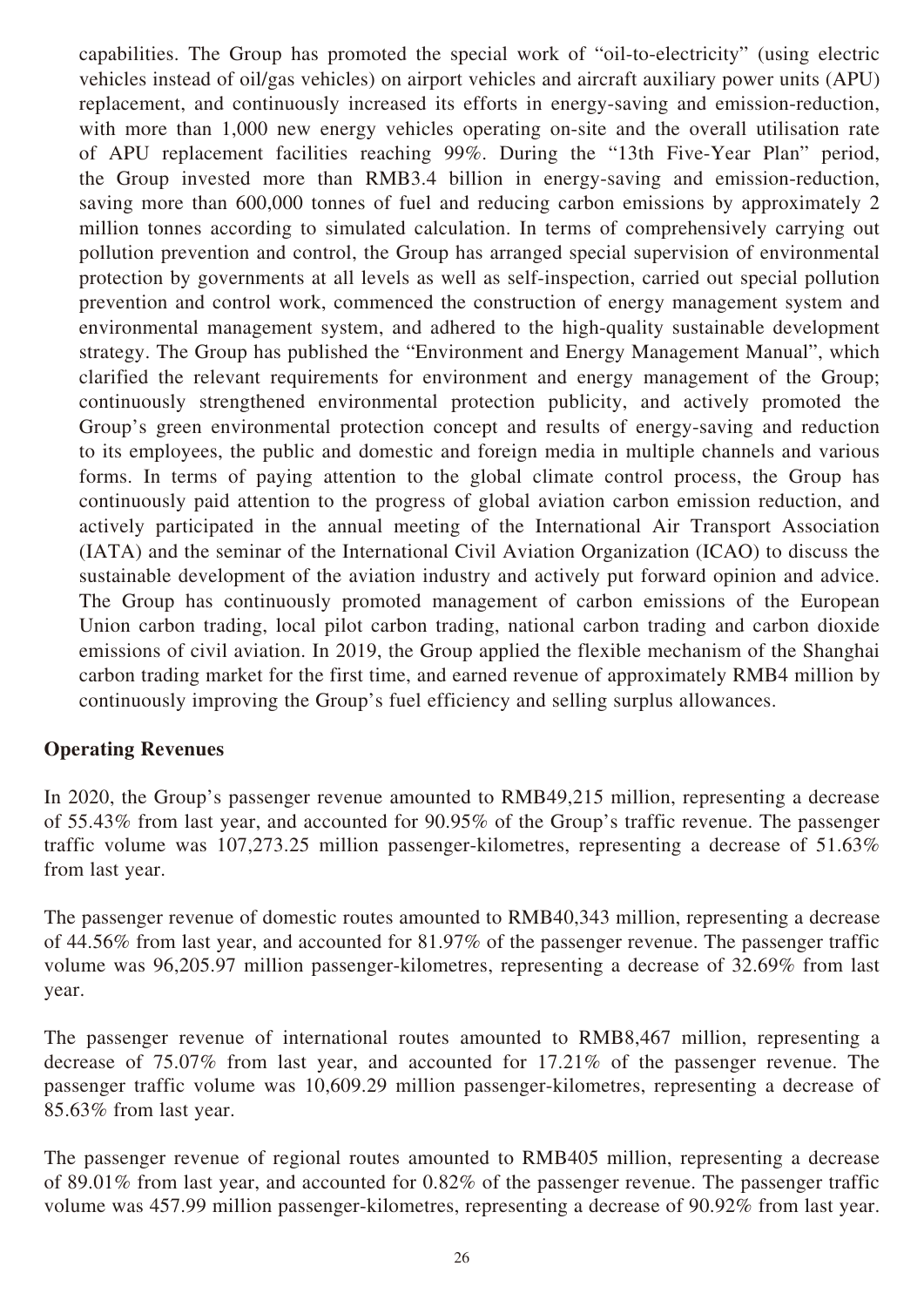capabilities. The Group has promoted the special work of "oil-to-electricity" (using electric vehicles instead of oil/gas vehicles) on airport vehicles and aircraft auxiliary power units (APU) replacement, and continuously increased its efforts in energy-saving and emission-reduction, with more than 1,000 new energy vehicles operating on-site and the overall utilisation rate of APU replacement facilities reaching 99%. During the "13th Five-Year Plan" period, the Group invested more than RMB3.4 billion in energy-saving and emission-reduction, saving more than 600,000 tonnes of fuel and reducing carbon emissions by approximately 2 million tonnes according to simulated calculation. In terms of comprehensively carrying out pollution prevention and control, the Group has arranged special supervision of environmental protection by governments at all levels as well as self-inspection, carried out special pollution prevention and control work, commenced the construction of energy management system and environmental management system, and adhered to the high-quality sustainable development strategy. The Group has published the "Environment and Energy Management Manual", which clarified the relevant requirements for environment and energy management of the Group; continuously strengthened environmental protection publicity, and actively promoted the Group's green environmental protection concept and results of energy-saving and reduction to its employees, the public and domestic and foreign media in multiple channels and various forms. In terms of paying attention to the global climate control process, the Group has continuously paid attention to the progress of global aviation carbon emission reduction, and actively participated in the annual meeting of the International Air Transport Association (IATA) and the seminar of the International Civil Aviation Organization (ICAO) to discuss the sustainable development of the aviation industry and actively put forward opinion and advice. The Group has continuously promoted management of carbon emissions of the European Union carbon trading, local pilot carbon trading, national carbon trading and carbon dioxide emissions of civil aviation. In 2019, the Group applied the flexible mechanism of the Shanghai carbon trading market for the first time, and earned revenue of approximately RMB4 million by continuously improving the Group's fuel efficiency and selling surplus allowances.

## Operating Revenues

In 2020, the Group's passenger revenue amounted to RMB49,215 million, representing a decrease of 55.43% from last year, and accounted for 90.95% of the Group's traffic revenue. The passenger traffic volume was 107,273.25 million passenger-kilometres, representing a decrease of 51.63% from last year.

The passenger revenue of domestic routes amounted to RMB40,343 million, representing a decrease of 44.56% from last year, and accounted for 81.97% of the passenger revenue. The passenger traffic volume was 96,205.97 million passenger-kilometres, representing a decrease of 32.69% from last year.

The passenger revenue of international routes amounted to RMB8,467 million, representing a decrease of 75.07% from last year, and accounted for 17.21% of the passenger revenue. The passenger traffic volume was 10,609.29 million passenger-kilometres, representing a decrease of 85.63% from last year.

The passenger revenue of regional routes amounted to RMB405 million, representing a decrease of 89.01% from last year, and accounted for 0.82% of the passenger revenue. The passenger traffic volume was 457.99 million passenger-kilometres, representing a decrease of 90.92% from last year.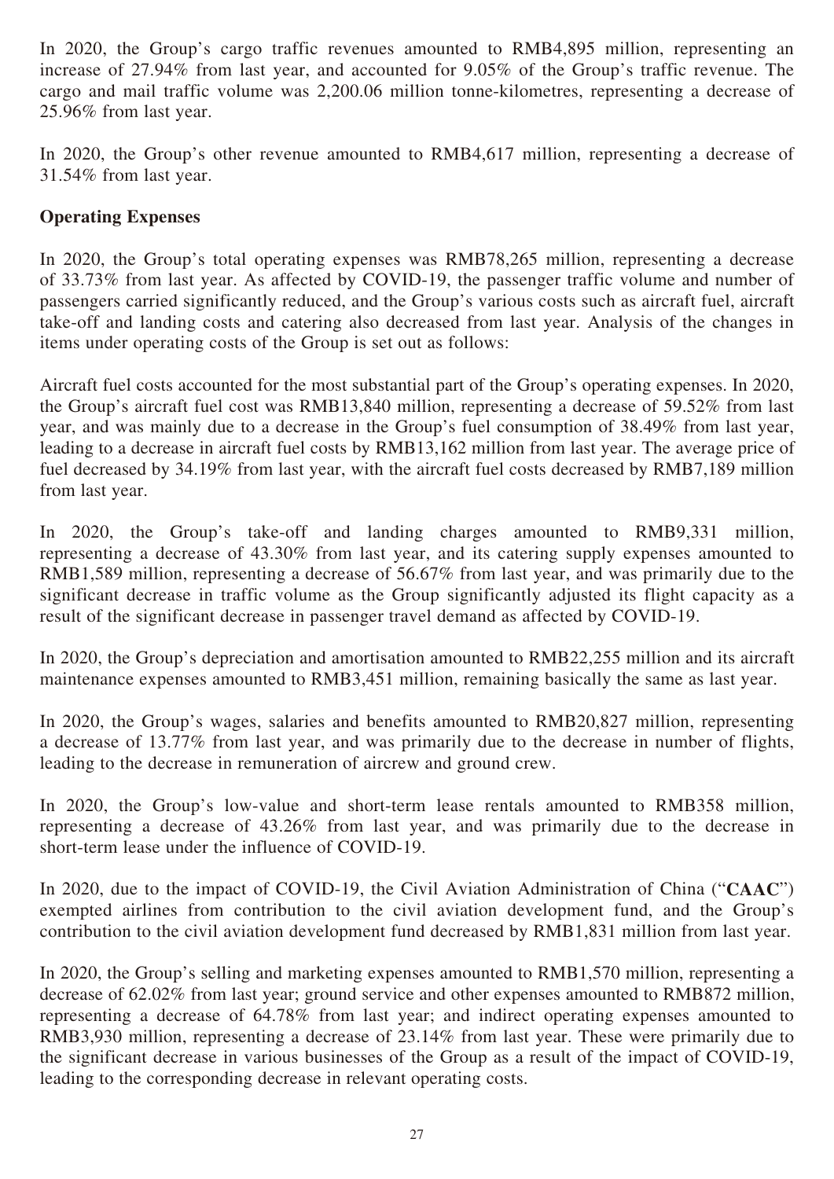In 2020, the Group's cargo traffic revenues amounted to RMB4,895 million, representing an increase of 27.94% from last year, and accounted for 9.05% of the Group's traffic revenue. The cargo and mail traffic volume was 2,200.06 million tonne-kilometres, representing a decrease of 25.96% from last year.

In 2020, the Group's other revenue amounted to RMB4,617 million, representing a decrease of 31.54% from last year.

## Operating Expenses

In 2020, the Group's total operating expenses was RMB78,265 million, representing a decrease of 33.73% from last year. As affected by COVID-19, the passenger traffic volume and number of passengers carried significantly reduced, and the Group's various costs such as aircraft fuel, aircraft take-off and landing costs and catering also decreased from last year. Analysis of the changes in items under operating costs of the Group is set out as follows:

Aircraft fuel costs accounted for the most substantial part of the Group's operating expenses. In 2020, the Group's aircraft fuel cost was RMB13,840 million, representing a decrease of 59.52% from last year, and was mainly due to a decrease in the Group's fuel consumption of 38.49% from last year, leading to a decrease in aircraft fuel costs by RMB13,162 million from last year. The average price of fuel decreased by 34.19% from last year, with the aircraft fuel costs decreased by RMB7,189 million from last year.

In 2020, the Group's take-off and landing charges amounted to RMB9,331 million, representing a decrease of 43.30% from last year, and its catering supply expenses amounted to RMB1,589 million, representing a decrease of 56.67% from last year, and was primarily due to the significant decrease in traffic volume as the Group significantly adjusted its flight capacity as a result of the significant decrease in passenger travel demand as affected by COVID-19.

In 2020, the Group's depreciation and amortisation amounted to RMB22,255 million and its aircraft maintenance expenses amounted to RMB3,451 million, remaining basically the same as last year.

In 2020, the Group's wages, salaries and benefits amounted to RMB20,827 million, representing a decrease of 13.77% from last year, and was primarily due to the decrease in number of flights, leading to the decrease in remuneration of aircrew and ground crew.

In 2020, the Group's low-value and short-term lease rentals amounted to RMB358 million, representing a decrease of 43.26% from last year, and was primarily due to the decrease in short-term lease under the influence of COVID-19.

In 2020, due to the impact of COVID-19, the Civil Aviation Administration of China ("**CAAC**") exempted airlines from contribution to the civil aviation development fund, and the Group's contribution to the civil aviation development fund decreased by RMB1,831 million from last year.

In 2020, the Group's selling and marketing expenses amounted to RMB1,570 million, representing a decrease of 62.02% from last year; ground service and other expenses amounted to RMB872 million, representing a decrease of 64.78% from last year; and indirect operating expenses amounted to RMB3,930 million, representing a decrease of 23.14% from last year. These were primarily due to the significant decrease in various businesses of the Group as a result of the impact of COVID-19, leading to the corresponding decrease in relevant operating costs.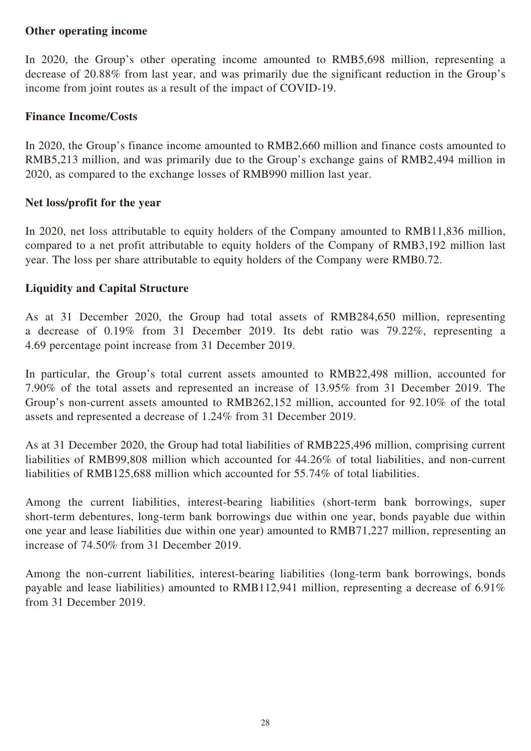**Other operating income**

In 2020, the Group's other operating income amounted to RMB5,698 million, representing a decrease of 20.88% from last year, and was primarily due the significant reduction in the Group's income from joint routes as a result of the impact of COVID-19.

**Finance Income/Costs**

In 2020, the Group's finance income amounted to RMB2,660 million and finance costs amounted to RMB5,213 million, and was primarily due to the Group's exchange gains of RMB2,494 million in 2020, as compared to the exchange losses of RMB990 million last year.

**Net loss/profit for the year**

In 2020, net loss attributable to equity holders of the Company amounted to RMB11,836 million, compared to a net profit attributable to equity holders of the Company of RMB3,192 million last year. The loss per share attributable to equity holders of the Company were RMB0.72.

**Liquidity and Capital Structure**

As at 31 December 2020, the Group had total assets of RMB284,650 million, representing a decrease of 0.19% from 31 December 2019. Its debt ratio was 79.22%, representing a 4.69 percentage point increase from 31 December 2019.

In particular, the Group's total current assets amounted to RMB22,498 million, accounted for 7.90% of the total assets and represented an increase of 13.95% from 31 December 2019. The Group's non-current assets amounted to RMB262,152 million, accounted for 92.10% of the total assets and represented a decrease of 1.24% from 31 December 2019.

As at 31 December 2020, the Group had total liabilities of RMB225,496 million, comprising current liabilities of RMB99,808 million which accounted for 44.26% of total liabilities, and non-current liabilities of RMB125,688 million which accounted for 55.74% of total liabilities.

Among the current liabilities, interest-bearing liabilities (short-term bank borrowings, super short-term debentures, long-term bank borrowings due within one year, bonds payable due within one year and lease liabilities due within one year) amounted to RMB71,227 million, representing an increase of 74.50% from 31 December 2019.

Among the non-current liabilities, interest-bearing liabilities (long-term bank borrowings, bonds payable and lease liabilities) amounted to RMB112,941 million, representing a decrease of 6.91% from 31 December 2019.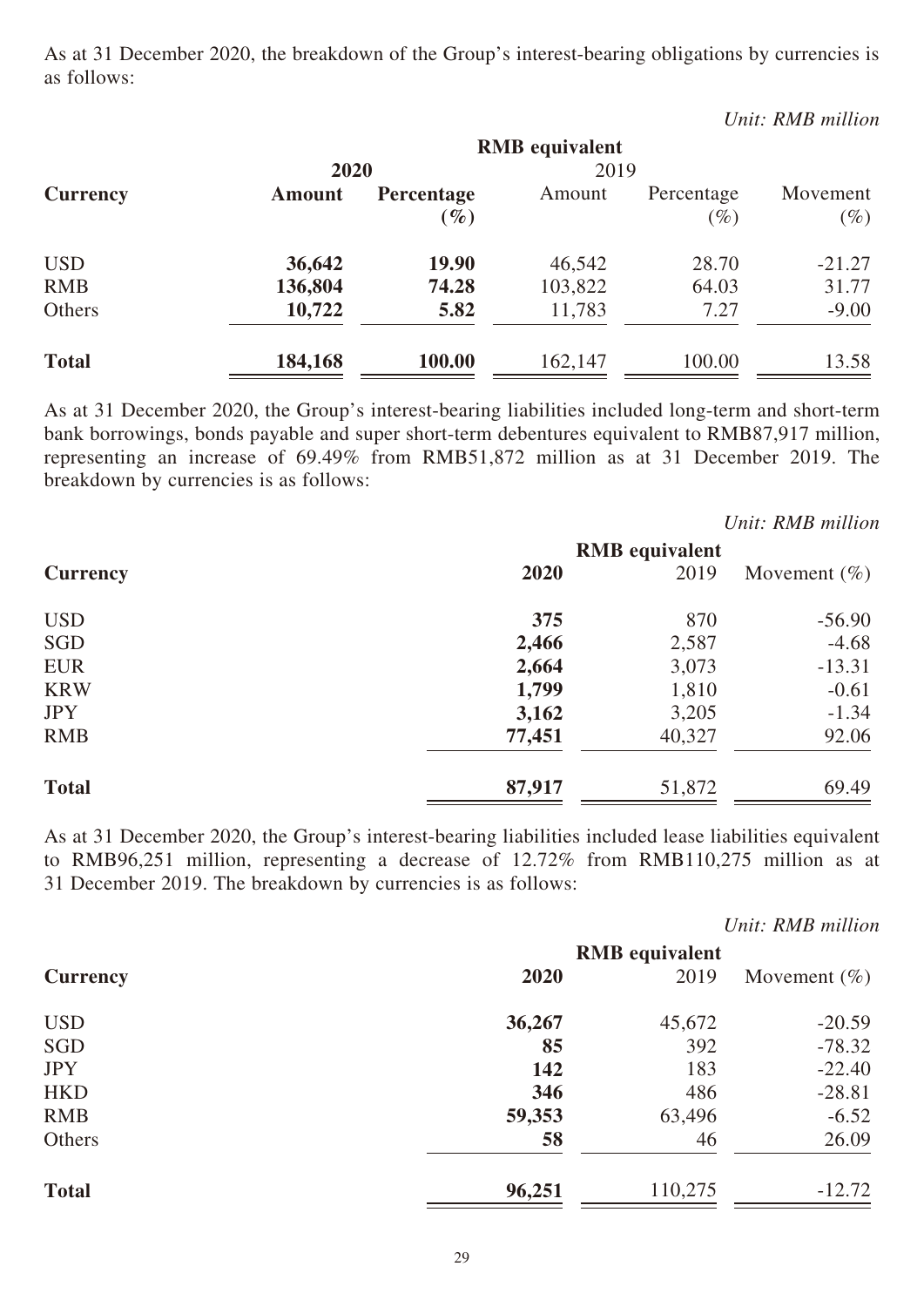As at 31 December 2020, the breakdown of the Group's interest-bearing obligations by currencies is as follows:

*Unit: RMB million*

| | RMB equivalent | | | | |
|---|---|---|---|---|---|
| | **2020** | | 2019 | | |
| **Currency** | **Amount** | **Percentage (%)** | Amount | Percentage (%) | Movement (%) |
| USD | **36,642** | **19.90** | 46,542 | 28.70 | -21.27 |
| RMB | **136,804** | **74.28** | 103,822 | 64.03 | 31.77 |
| Others | **10,722** | **5.82** | 11,783 | 7.27 | -9.00 |
| **Total** | **184,168** | **100.00** | 162,147 | 100.00 | 13.58 |

As at 31 December 2020, the Group's interest-bearing liabilities included long-term and short-term bank borrowings, bonds payable and super short-term debentures equivalent to RMB87,917 million, representing an increase of 69.49% from RMB51,872 million as at 31 December 2019. The breakdown by currencies is as follows:

*Unit: RMB million*

| | RMB equivalent | | |
|---|---|---|---|
| **Currency** | **2020** | 2019 | Movement (%) |
| USD | **375** | 870 | -56.90 |
| SGD | **2,466** | 2,587 | -4.68 |
| EUR | **2,664** | 3,073 | -13.31 |
| KRW | **1,799** | 1,810 | -0.61 |
| JPY | **3,162** | 3,205 | -1.34 |
| RMB | **77,451** | 40,327 | 92.06 |
| **Total** | **87,917** | 51,872 | 69.49 |

As at 31 December 2020, the Group's interest-bearing liabilities included lease liabilities equivalent to RMB96,251 million, representing a decrease of 12.72% from RMB110,275 million as at 31 December 2019. The breakdown by currencies is as follows:

*Unit: RMB million*

| | RMB equivalent | | |
|---|---|---|---|
| **Currency** | **2020** | 2019 | Movement (%) |
| USD | **36,267** | 45,672 | -20.59 |
| SGD | **85** | 392 | -78.32 |
| JPY | **142** | 183 | -22.40 |
| HKD | **346** | 486 | -28.81 |
| RMB | **59,353** | 63,496 | -6.52 |
| Others | **58** | 46 | 26.09 |
| **Total** | **96,251** | 110,275 | -12.72 |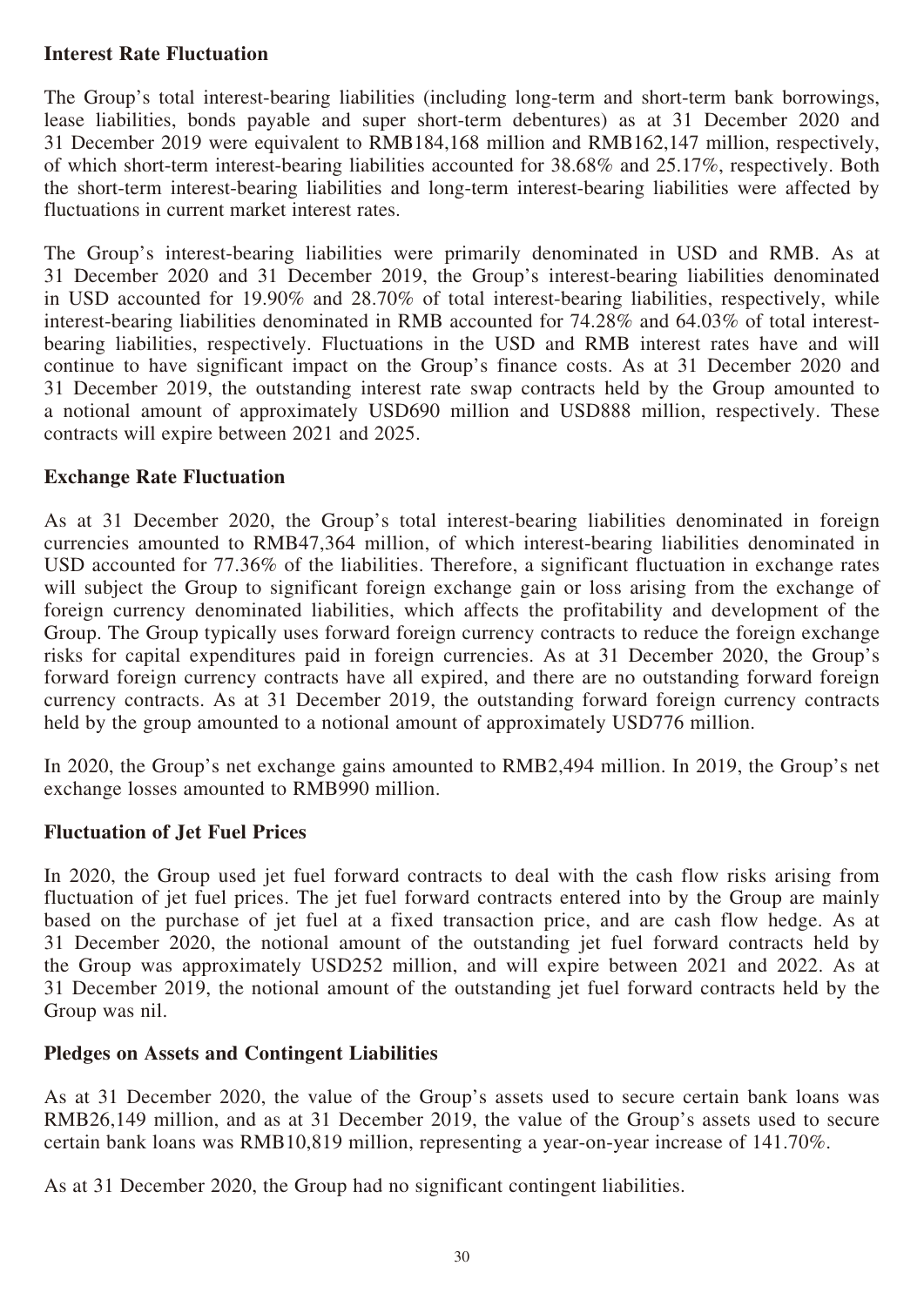**Interest Rate Fluctuation**

The Group's total interest-bearing liabilities (including long-term and short-term bank borrowings, lease liabilities, bonds payable and super short-term debentures) as at 31 December 2020 and 31 December 2019 were equivalent to RMB184,168 million and RMB162,147 million, respectively, of which short-term interest-bearing liabilities accounted for 38.68% and 25.17%, respectively. Both the short-term interest-bearing liabilities and long-term interest-bearing liabilities were affected by fluctuations in current market interest rates.

The Group's interest-bearing liabilities were primarily denominated in USD and RMB. As at 31 December 2020 and 31 December 2019, the Group's interest-bearing liabilities denominated in USD accounted for 19.90% and 28.70% of total interest-bearing liabilities, respectively, while interest-bearing liabilities denominated in RMB accounted for 74.28% and 64.03% of total interest-bearing liabilities, respectively. Fluctuations in the USD and RMB interest rates have and will continue to have significant impact on the Group's finance costs. As at 31 December 2020 and 31 December 2019, the outstanding interest rate swap contracts held by the Group amounted to a notional amount of approximately USD690 million and USD888 million, respectively. These contracts will expire between 2021 and 2025.

**Exchange Rate Fluctuation**

As at 31 December 2020, the Group's total interest-bearing liabilities denominated in foreign currencies amounted to RMB47,364 million, of which interest-bearing liabilities denominated in USD accounted for 77.36% of the liabilities. Therefore, a significant fluctuation in exchange rates will subject the Group to significant foreign exchange gain or loss arising from the exchange of foreign currency denominated liabilities, which affects the profitability and development of the Group. The Group typically uses forward foreign currency contracts to reduce the foreign exchange risks for capital expenditures paid in foreign currencies. As at 31 December 2020, the Group's forward foreign currency contracts have all expired, and there are no outstanding forward foreign currency contracts. As at 31 December 2019, the outstanding forward foreign currency contracts held by the group amounted to a notional amount of approximately USD776 million.

In 2020, the Group's net exchange gains amounted to RMB2,494 million. In 2019, the Group's net exchange losses amounted to RMB990 million.

**Fluctuation of Jet Fuel Prices**

In 2020, the Group used jet fuel forward contracts to deal with the cash flow risks arising from fluctuation of jet fuel prices. The jet fuel forward contracts entered into by the Group are mainly based on the purchase of jet fuel at a fixed transaction price, and are cash flow hedge. As at 31 December 2020, the notional amount of the outstanding jet fuel forward contracts held by the Group was approximately USD252 million, and will expire between 2021 and 2022. As at 31 December 2019, the notional amount of the outstanding jet fuel forward contracts held by the Group was nil.

**Pledges on Assets and Contingent Liabilities**

As at 31 December 2020, the value of the Group's assets used to secure certain bank loans was RMB26,149 million, and as at 31 December 2019, the value of the Group's assets used to secure certain bank loans was RMB10,819 million, representing a year-on-year increase of 141.70%.

As at 31 December 2020, the Group had no significant contingent liabilities.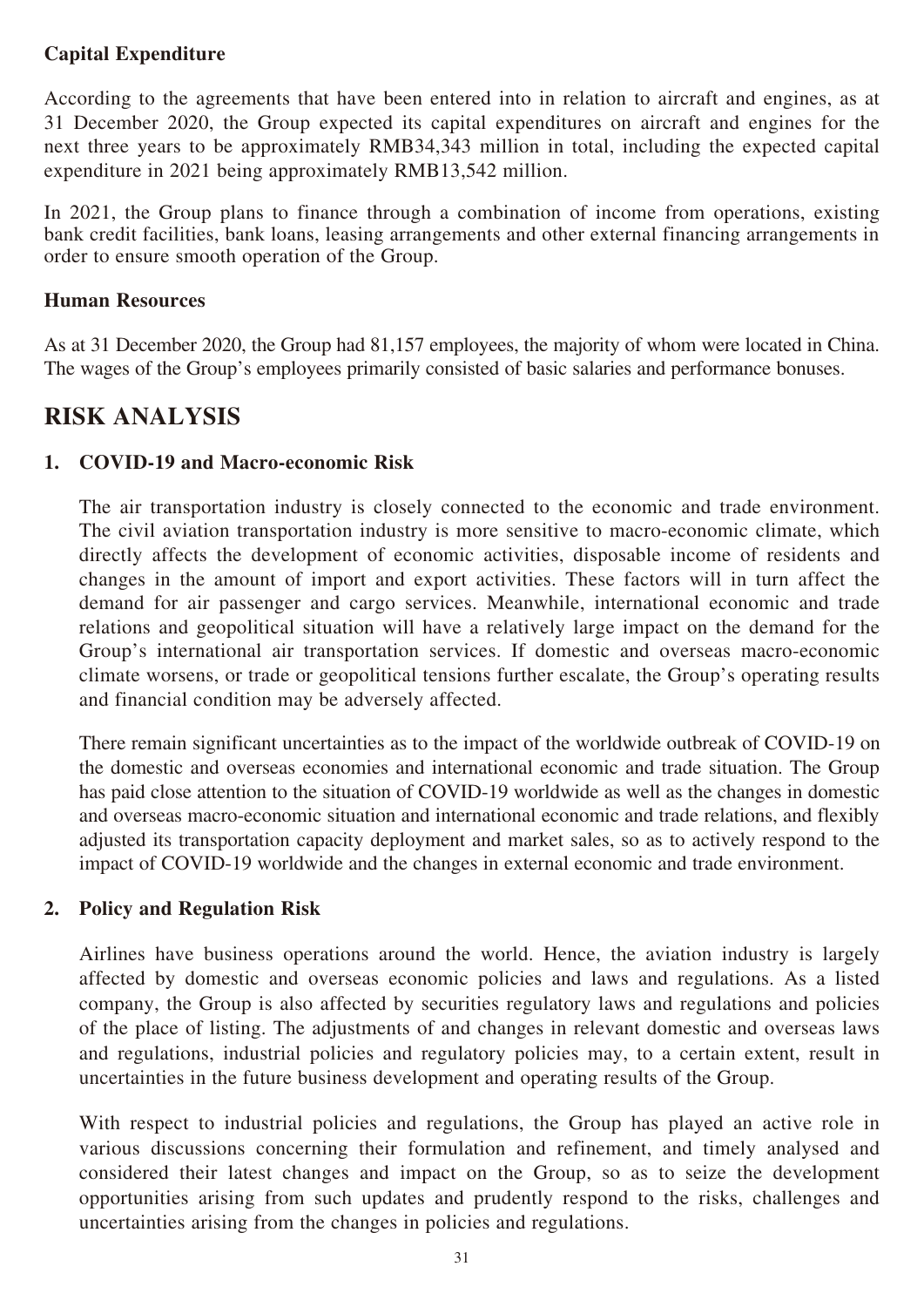**Capital Expenditure**

According to the agreements that have been entered into in relation to aircraft and engines, as at 31 December 2020, the Group expected its capital expenditures on aircraft and engines for the next three years to be approximately RMB34,343 million in total, including the expected capital expenditure in 2021 being approximately RMB13,542 million.

In 2021, the Group plans to finance through a combination of income from operations, existing bank credit facilities, bank loans, leasing arrangements and other external financing arrangements in order to ensure smooth operation of the Group.

**Human Resources**

As at 31 December 2020, the Group had 81,157 employees, the majority of whom were located in China. The wages of the Group's employees primarily consisted of basic salaries and performance bonuses.

## RISK ANALYSIS

### 1. COVID-19 and Macro-economic Risk

The air transportation industry is closely connected to the economic and trade environment. The civil aviation transportation industry is more sensitive to macro-economic climate, which directly affects the development of economic activities, disposable income of residents and changes in the amount of import and export activities. These factors will in turn affect the demand for air passenger and cargo services. Meanwhile, international economic and trade relations and geopolitical situation will have a relatively large impact on the demand for the Group's international air transportation services. If domestic and overseas macro-economic climate worsens, or trade or geopolitical tensions further escalate, the Group's operating results and financial condition may be adversely affected.

There remain significant uncertainties as to the impact of the worldwide outbreak of COVID-19 on the domestic and overseas economies and international economic and trade situation. The Group has paid close attention to the situation of COVID-19 worldwide as well as the changes in domestic and overseas macro-economic situation and international economic and trade relations, and flexibly adjusted its transportation capacity deployment and market sales, so as to actively respond to the impact of COVID-19 worldwide and the changes in external economic and trade environment.

### 2. Policy and Regulation Risk

Airlines have business operations around the world. Hence, the aviation industry is largely affected by domestic and overseas economic policies and laws and regulations. As a listed company, the Group is also affected by securities regulatory laws and regulations and policies of the place of listing. The adjustments of and changes in relevant domestic and overseas laws and regulations, industrial policies and regulatory policies may, to a certain extent, result in uncertainties in the future business development and operating results of the Group.

With respect to industrial policies and regulations, the Group has played an active role in various discussions concerning their formulation and refinement, and timely analysed and considered their latest changes and impact on the Group, so as to seize the development opportunities arising from such updates and prudently respond to the risks, challenges and uncertainties arising from the changes in policies and regulations.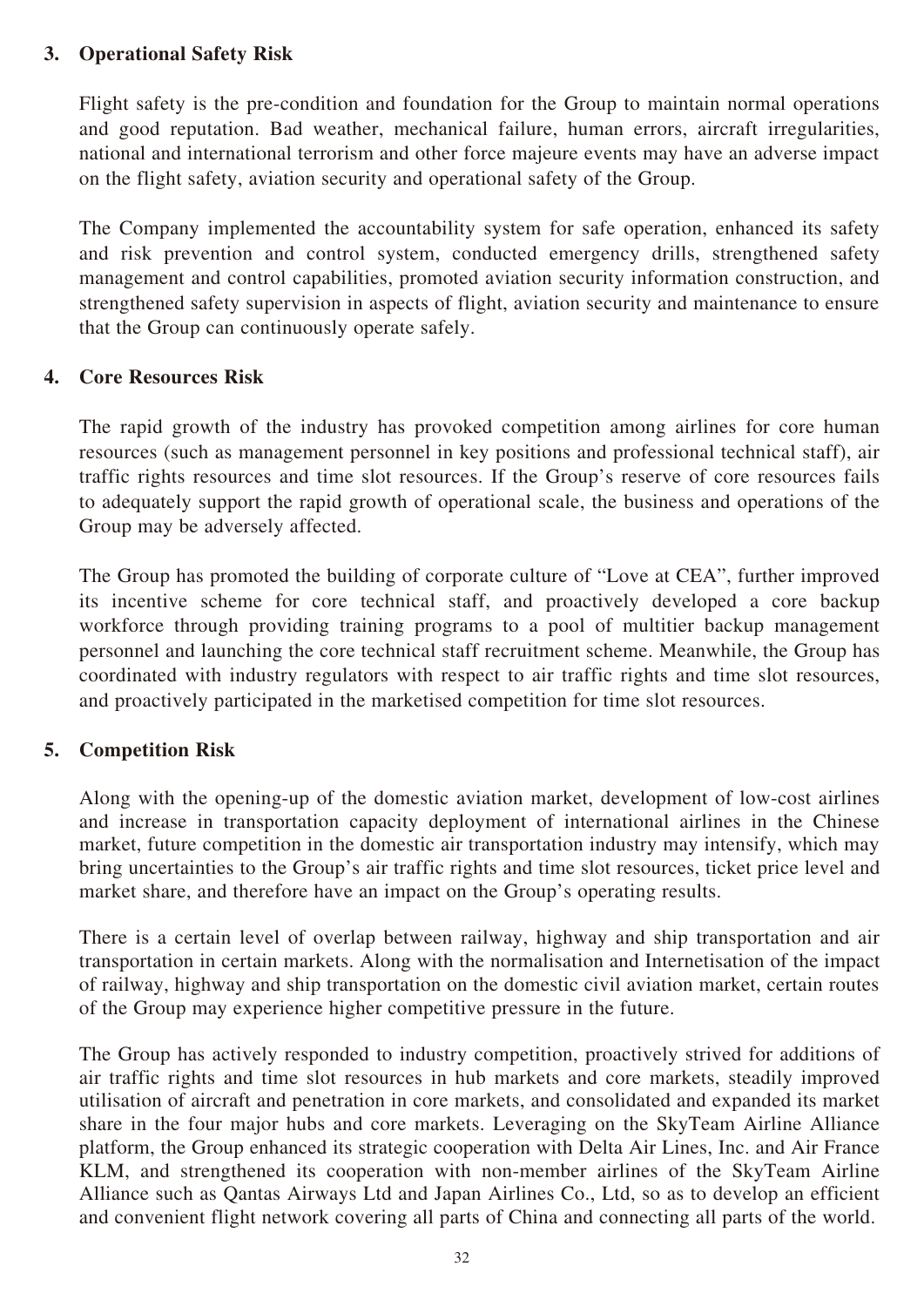### 3. Operational Safety Risk

Flight safety is the pre-condition and foundation for the Group to maintain normal operations and good reputation. Bad weather, mechanical failure, human errors, aircraft irregularities, national and international terrorism and other force majeure events may have an adverse impact on the flight safety, aviation security and operational safety of the Group.

The Company implemented the accountability system for safe operation, enhanced its safety and risk prevention and control system, conducted emergency drills, strengthened safety management and control capabilities, promoted aviation security information construction, and strengthened safety supervision in aspects of flight, aviation security and maintenance to ensure that the Group can continuously operate safely.

### 4. Core Resources Risk

The rapid growth of the industry has provoked competition among airlines for core human resources (such as management personnel in key positions and professional technical staff), air traffic rights resources and time slot resources. If the Group's reserve of core resources fails to adequately support the rapid growth of operational scale, the business and operations of the Group may be adversely affected.

The Group has promoted the building of corporate culture of "Love at CEA", further improved its incentive scheme for core technical staff, and proactively developed a core backup workforce through providing training programs to a pool of multitier backup management personnel and launching the core technical staff recruitment scheme. Meanwhile, the Group has coordinated with industry regulators with respect to air traffic rights and time slot resources, and proactively participated in the marketised competition for time slot resources.

### 5. Competition Risk

Along with the opening-up of the domestic aviation market, development of low-cost airlines and increase in transportation capacity deployment of international airlines in the Chinese market, future competition in the domestic air transportation industry may intensify, which may bring uncertainties to the Group's air traffic rights and time slot resources, ticket price level and market share, and therefore have an impact on the Group's operating results.

There is a certain level of overlap between railway, highway and ship transportation and air transportation in certain markets. Along with the normalisation and Internetisation of the impact of railway, highway and ship transportation on the domestic civil aviation market, certain routes of the Group may experience higher competitive pressure in the future.

The Group has actively responded to industry competition, proactively strived for additions of air traffic rights and time slot resources in hub markets and core markets, steadily improved utilisation of aircraft and penetration in core markets, and consolidated and expanded its market share in the four major hubs and core markets. Leveraging on the SkyTeam Airline Alliance platform, the Group enhanced its strategic cooperation with Delta Air Lines, Inc. and Air France KLM, and strengthened its cooperation with non-member airlines of the SkyTeam Airline Alliance such as Qantas Airways Ltd and Japan Airlines Co., Ltd, so as to develop an efficient and convenient flight network covering all parts of China and connecting all parts of the world.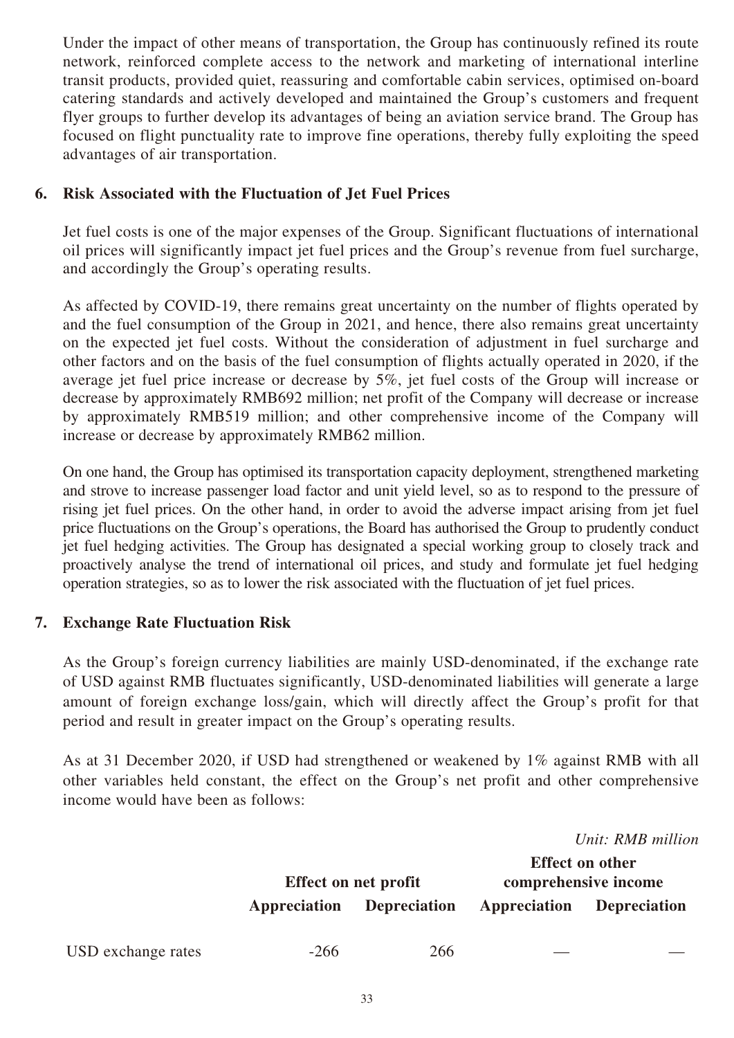Under the impact of other means of transportation, the Group has continuously refined its route network, reinforced complete access to the network and marketing of international interline transit products, provided quiet, reassuring and comfortable cabin services, optimised on-board catering standards and actively developed and maintained the Group's customers and frequent flyer groups to further develop its advantages of being an aviation service brand. The Group has focused on flight punctuality rate to improve fine operations, thereby fully exploiting the speed advantages of air transportation.

## 6. Risk Associated with the Fluctuation of Jet Fuel Prices

Jet fuel costs is one of the major expenses of the Group. Significant fluctuations of international oil prices will significantly impact jet fuel prices and the Group's revenue from fuel surcharge, and accordingly the Group's operating results.

As affected by COVID-19, there remains great uncertainty on the number of flights operated by and the fuel consumption of the Group in 2021, and hence, there also remains great uncertainty on the expected jet fuel costs. Without the consideration of adjustment in fuel surcharge and other factors and on the basis of the fuel consumption of flights actually operated in 2020, if the average jet fuel price increase or decrease by 5%, jet fuel costs of the Group will increase or decrease by approximately RMB692 million; net profit of the Company will decrease or increase by approximately RMB519 million; and other comprehensive income of the Company will increase or decrease by approximately RMB62 million.

On one hand, the Group has optimised its transportation capacity deployment, strengthened marketing and strove to increase passenger load factor and unit yield level, so as to respond to the pressure of rising jet fuel prices. On the other hand, in order to avoid the adverse impact arising from jet fuel price fluctuations on the Group's operations, the Board has authorised the Group to prudently conduct jet fuel hedging activities. The Group has designated a special working group to closely track and proactively analyse the trend of international oil prices, and study and formulate jet fuel hedging operation strategies, so as to lower the risk associated with the fluctuation of jet fuel prices.

## 7. Exchange Rate Fluctuation Risk

As the Group's foreign currency liabilities are mainly USD-denominated, if the exchange rate of USD against RMB fluctuates significantly, USD-denominated liabilities will generate a large amount of foreign exchange loss/gain, which will directly affect the Group's profit for that period and result in greater impact on the Group's operating results.

As at 31 December 2020, if USD had strengthened or weakened by 1% against RMB with all other variables held constant, the effect on the Group's net profit and other comprehensive income would have been as follows:

*Unit: RMB million*

| | Effect on net profit | | Effect on other comprehensive income | |
|---|---|---|---|---|
| | **Appreciation** | **Depreciation** | **Appreciation** | **Depreciation** |
| USD exchange rates | -266 | 266 | — | — |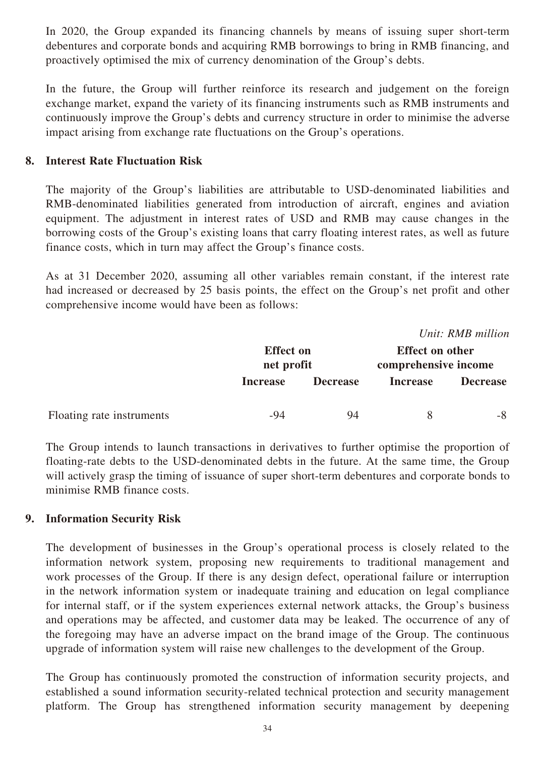In 2020, the Group expanded its financing channels by means of issuing super short-term debentures and corporate bonds and acquiring RMB borrowings to bring in RMB financing, and proactively optimised the mix of currency denomination of the Group's debts.

In the future, the Group will further reinforce its research and judgement on the foreign exchange market, expand the variety of its financing instruments such as RMB instruments and continuously improve the Group's debts and currency structure in order to minimise the adverse impact arising from exchange rate fluctuations on the Group's operations.

## 8. Interest Rate Fluctuation Risk

The majority of the Group's liabilities are attributable to USD-denominated liabilities and RMB-denominated liabilities generated from introduction of aircraft, engines and aviation equipment. The adjustment in interest rates of USD and RMB may cause changes in the borrowing costs of the Group's existing loans that carry floating interest rates, as well as future finance costs, which in turn may affect the Group's finance costs.

As at 31 December 2020, assuming all other variables remain constant, if the interest rate had increased or decreased by 25 basis points, the effect on the Group's net profit and other comprehensive income would have been as follows:

*Unit: RMB million*

| | **Effect on net profit** | | **Effect on other comprehensive income** | |
|---|---|---|---|---|
| | **Increase** | **Decrease** | **Increase** | **Decrease** |
| Floating rate instruments | -94 | 94 | 8 | -8 |

The Group intends to launch transactions in derivatives to further optimise the proportion of floating-rate debts to the USD-denominated debts in the future. At the same time, the Group will actively grasp the timing of issuance of super short-term debentures and corporate bonds to minimise RMB finance costs.

## 9. Information Security Risk

The development of businesses in the Group's operational process is closely related to the information network system, proposing new requirements to traditional management and work processes of the Group. If there is any design defect, operational failure or interruption in the network information system or inadequate training and education on legal compliance for internal staff, or if the system experiences external network attacks, the Group's business and operations may be affected, and customer data may be leaked. The occurrence of any of the foregoing may have an adverse impact on the brand image of the Group. The continuous upgrade of information system will raise new challenges to the development of the Group.

The Group has continuously promoted the construction of information security projects, and established a sound information security-related technical protection and security management platform. The Group has strengthened information security management by deepening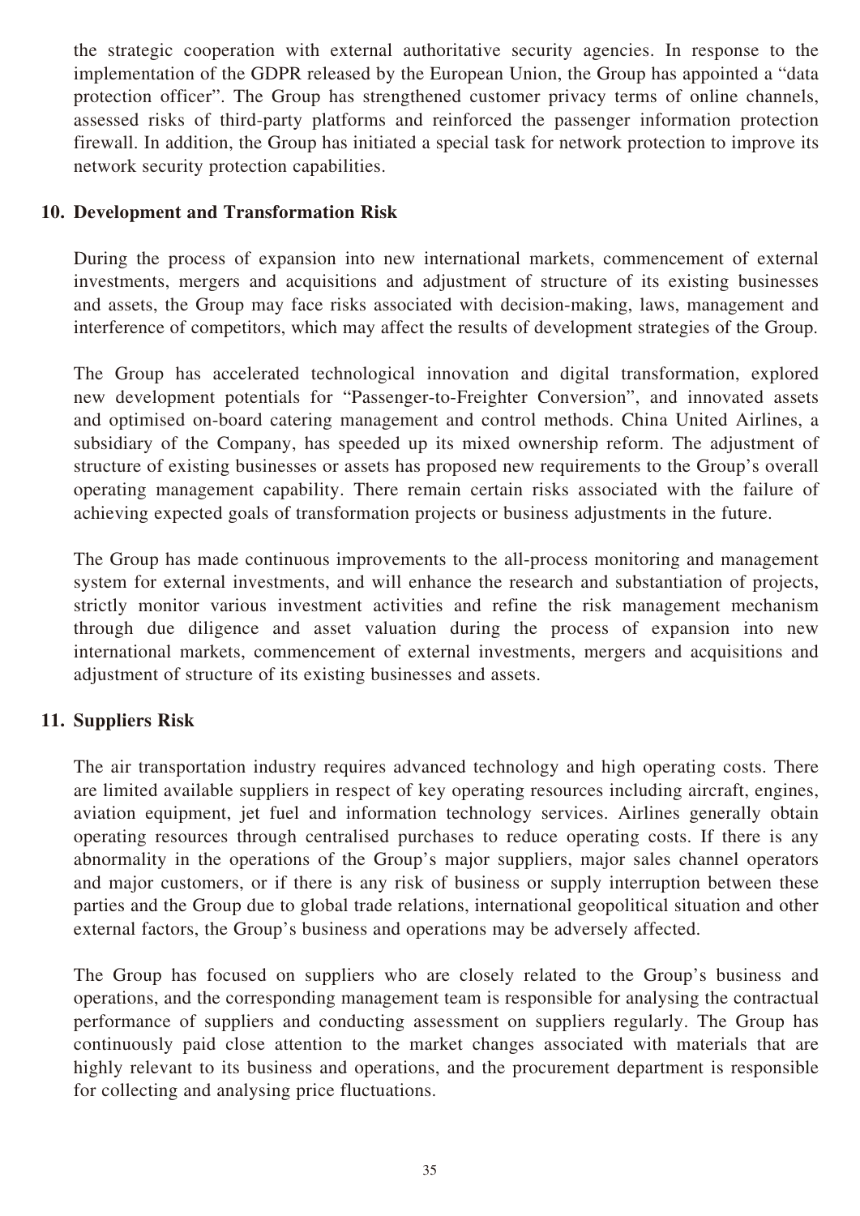the strategic cooperation with external authoritative security agencies. In response to the implementation of the GDPR released by the European Union, the Group has appointed a "data protection officer". The Group has strengthened customer privacy terms of online channels, assessed risks of third-party platforms and reinforced the passenger information protection firewall. In addition, the Group has initiated a special task for network protection to improve its network security protection capabilities.

## 10. Development and Transformation Risk

During the process of expansion into new international markets, commencement of external investments, mergers and acquisitions and adjustment of structure of its existing businesses and assets, the Group may face risks associated with decision-making, laws, management and interference of competitors, which may affect the results of development strategies of the Group.

The Group has accelerated technological innovation and digital transformation, explored new development potentials for "Passenger-to-Freighter Conversion", and innovated assets and optimised on-board catering management and control methods. China United Airlines, a subsidiary of the Company, has speeded up its mixed ownership reform. The adjustment of structure of existing businesses or assets has proposed new requirements to the Group's overall operating management capability. There remain certain risks associated with the failure of achieving expected goals of transformation projects or business adjustments in the future.

The Group has made continuous improvements to the all-process monitoring and management system for external investments, and will enhance the research and substantiation of projects, strictly monitor various investment activities and refine the risk management mechanism through due diligence and asset valuation during the process of expansion into new international markets, commencement of external investments, mergers and acquisitions and adjustment of structure of its existing businesses and assets.

## 11. Suppliers Risk

The air transportation industry requires advanced technology and high operating costs. There are limited available suppliers in respect of key operating resources including aircraft, engines, aviation equipment, jet fuel and information technology services. Airlines generally obtain operating resources through centralised purchases to reduce operating costs. If there is any abnormality in the operations of the Group's major suppliers, major sales channel operators and major customers, or if there is any risk of business or supply interruption between these parties and the Group due to global trade relations, international geopolitical situation and other external factors, the Group's business and operations may be adversely affected.

The Group has focused on suppliers who are closely related to the Group's business and operations, and the corresponding management team is responsible for analysing the contractual performance of suppliers and conducting assessment on suppliers regularly. The Group has continuously paid close attention to the market changes associated with materials that are highly relevant to its business and operations, and the procurement department is responsible for collecting and analysing price fluctuations.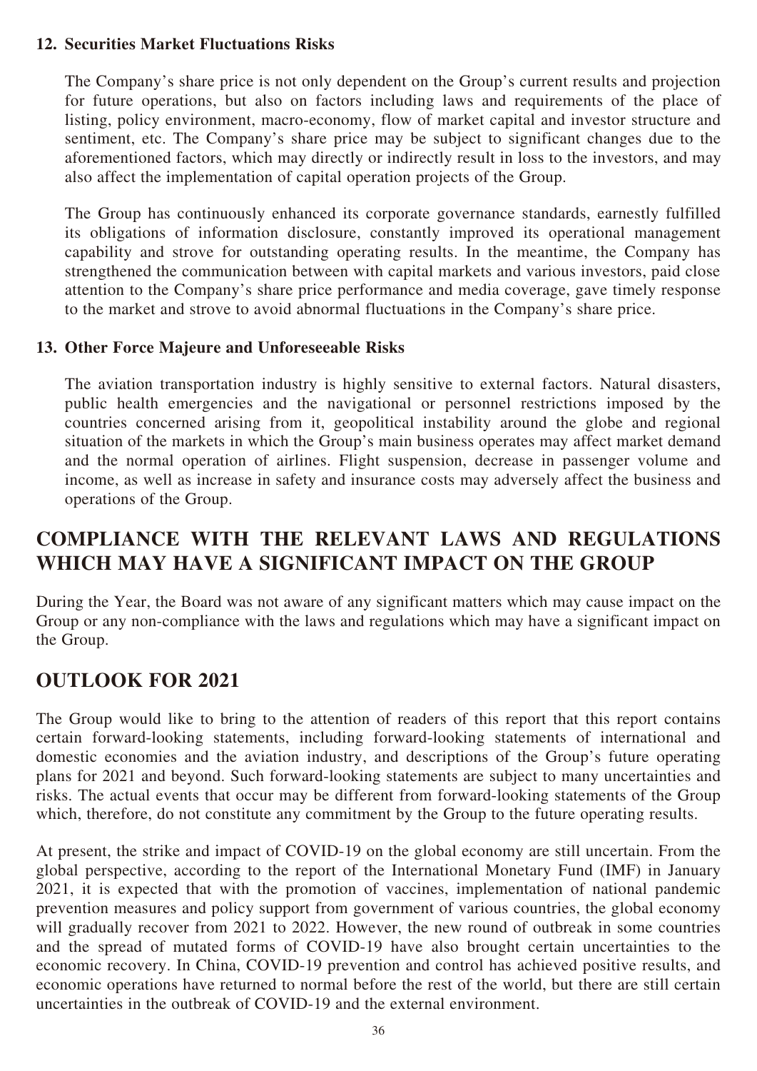### 12. Securities Market Fluctuations Risks

The Company's share price is not only dependent on the Group's current results and projection for future operations, but also on factors including laws and requirements of the place of listing, policy environment, macro-economy, flow of market capital and investor structure and sentiment, etc. The Company's share price may be subject to significant changes due to the aforementioned factors, which may directly or indirectly result in loss to the investors, and may also affect the implementation of capital operation projects of the Group.

The Group has continuously enhanced its corporate governance standards, earnestly fulfilled its obligations of information disclosure, constantly improved its operational management capability and strove for outstanding operating results. In the meantime, the Company has strengthened the communication between with capital markets and various investors, paid close attention to the Company's share price performance and media coverage, gave timely response to the market and strove to avoid abnormal fluctuations in the Company's share price.

### 13. Other Force Majeure and Unforeseeable Risks

The aviation transportation industry is highly sensitive to external factors. Natural disasters, public health emergencies and the navigational or personnel restrictions imposed by the countries concerned arising from it, geopolitical instability around the globe and regional situation of the markets in which the Group's main business operates may affect market demand and the normal operation of airlines. Flight suspension, decrease in passenger volume and income, as well as increase in safety and insurance costs may adversely affect the business and operations of the Group.

## COMPLIANCE WITH THE RELEVANT LAWS AND REGULATIONS WHICH MAY HAVE A SIGNIFICANT IMPACT ON THE GROUP

During the Year, the Board was not aware of any significant matters which may cause impact on the Group or any non-compliance with the laws and regulations which may have a significant impact on the Group.

## OUTLOOK FOR 2021

The Group would like to bring to the attention of readers of this report that this report contains certain forward-looking statements, including forward-looking statements of international and domestic economies and the aviation industry, and descriptions of the Group's future operating plans for 2021 and beyond. Such forward-looking statements are subject to many uncertainties and risks. The actual events that occur may be different from forward-looking statements of the Group which, therefore, do not constitute any commitment by the Group to the future operating results.

At present, the strike and impact of COVID-19 on the global economy are still uncertain. From the global perspective, according to the report of the International Monetary Fund (IMF) in January 2021, it is expected that with the promotion of vaccines, implementation of national pandemic prevention measures and policy support from government of various countries, the global economy will gradually recover from 2021 to 2022. However, the new round of outbreak in some countries and the spread of mutated forms of COVID-19 have also brought certain uncertainties to the economic recovery. In China, COVID-19 prevention and control has achieved positive results, and economic operations have returned to normal before the rest of the world, but there are still certain uncertainties in the outbreak of COVID-19 and the external environment.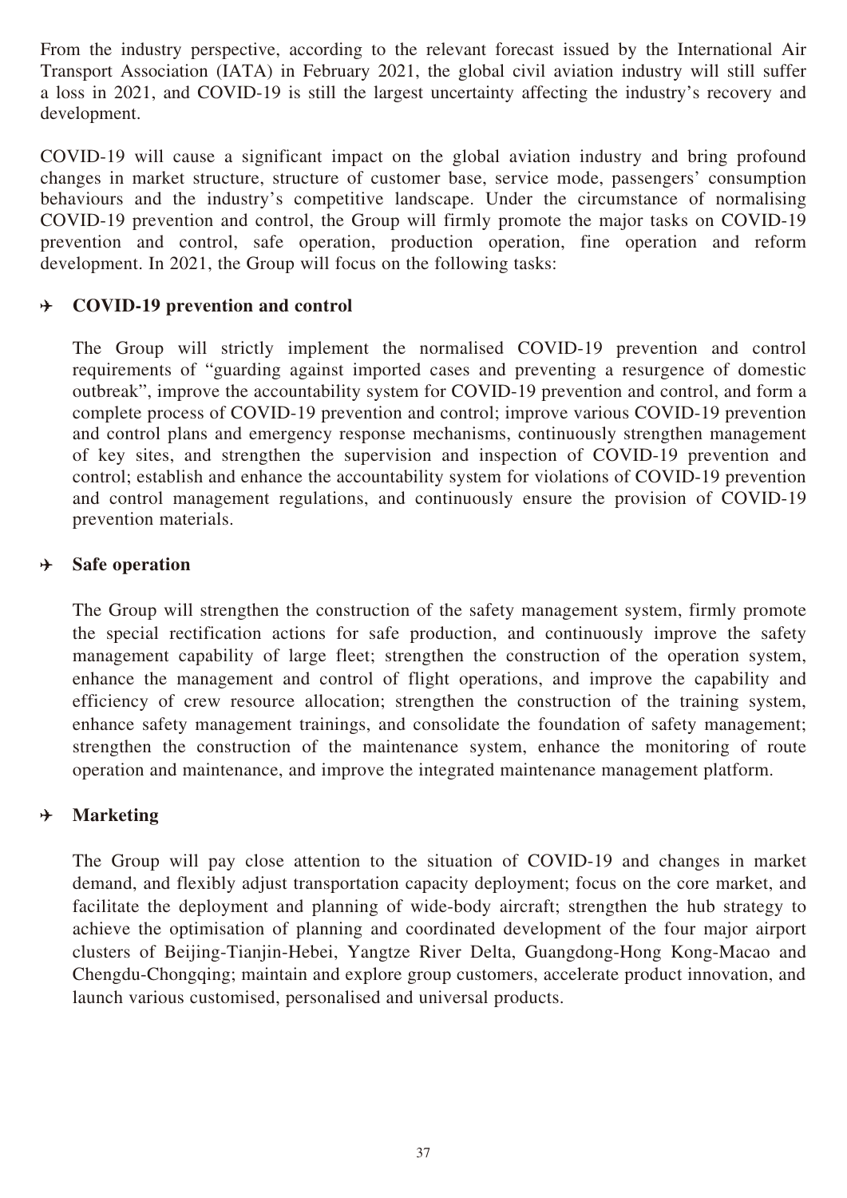From the industry perspective, according to the relevant forecast issued by the International Air Transport Association (IATA) in February 2021, the global civil aviation industry will still suffer a loss in 2021, and COVID-19 is still the largest uncertainty affecting the industry's recovery and development.

COVID-19 will cause a significant impact on the global aviation industry and bring profound changes in market structure, structure of customer base, service mode, passengers' consumption behaviours and the industry's competitive landscape. Under the circumstance of normalising COVID-19 prevention and control, the Group will firmly promote the major tasks on COVID-19 prevention and control, safe operation, production operation, fine operation and reform development. In 2021, the Group will focus on the following tasks:

- **COVID-19 prevention and control**

  The Group will strictly implement the normalised COVID-19 prevention and control requirements of "guarding against imported cases and preventing a resurgence of domestic outbreak", improve the accountability system for COVID-19 prevention and control, and form a complete process of COVID-19 prevention and control; improve various COVID-19 prevention and control plans and emergency response mechanisms, continuously strengthen management of key sites, and strengthen the supervision and inspection of COVID-19 prevention and control; establish and enhance the accountability system for violations of COVID-19 prevention and control management regulations, and continuously ensure the provision of COVID-19 prevention materials.

- **Safe operation**

  The Group will strengthen the construction of the safety management system, firmly promote the special rectification actions for safe production, and continuously improve the safety management capability of large fleet; strengthen the construction of the operation system, enhance the management and control of flight operations, and improve the capability and efficiency of crew resource allocation; strengthen the construction of the training system, enhance safety management trainings, and consolidate the foundation of safety management; strengthen the construction of the maintenance system, enhance the monitoring of route operation and maintenance, and improve the integrated maintenance management platform.

- **Marketing**

  The Group will pay close attention to the situation of COVID-19 and changes in market demand, and flexibly adjust transportation capacity deployment; focus on the core market, and facilitate the deployment and planning of wide-body aircraft; strengthen the hub strategy to achieve the optimisation of planning and coordinated development of the four major airport clusters of Beijing-Tianjin-Hebei, Yangtze River Delta, Guangdong-Hong Kong-Macao and Chengdu-Chongqing; maintain and explore group customers, accelerate product innovation, and launch various customised, personalised and universal products.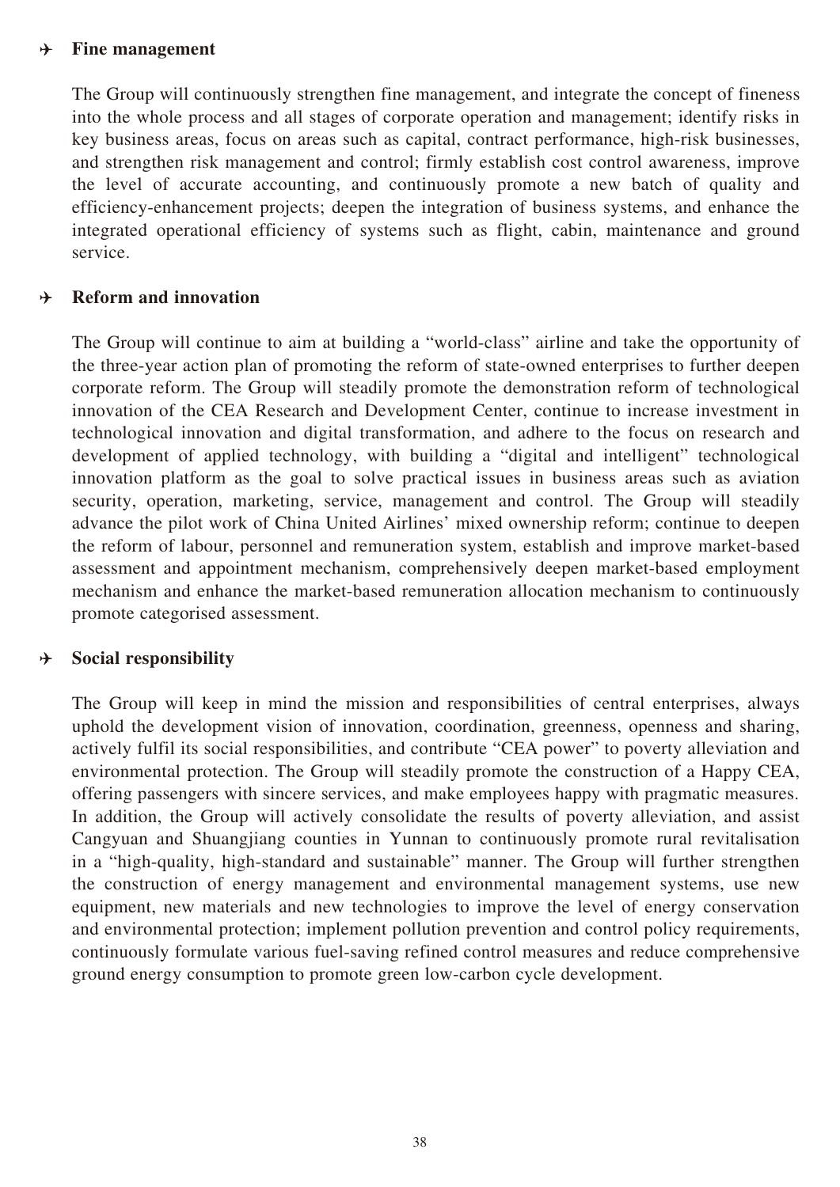- **Fine management**

  The Group will continuously strengthen fine management, and integrate the concept of fineness into the whole process and all stages of corporate operation and management; identify risks in key business areas, focus on areas such as capital, contract performance, high-risk businesses, and strengthen risk management and control; firmly establish cost control awareness, improve the level of accurate accounting, and continuously promote a new batch of quality and efficiency-enhancement projects; deepen the integration of business systems, and enhance the integrated operational efficiency of systems such as flight, cabin, maintenance and ground service.

- **Reform and innovation**

  The Group will continue to aim at building a "world-class" airline and take the opportunity of the three-year action plan of promoting the reform of state-owned enterprises to further deepen corporate reform. The Group will steadily promote the demonstration reform of technological innovation of the CEA Research and Development Center, continue to increase investment in technological innovation and digital transformation, and adhere to the focus on research and development of applied technology, with building a "digital and intelligent" technological innovation platform as the goal to solve practical issues in business areas such as aviation security, operation, marketing, service, management and control. The Group will steadily advance the pilot work of China United Airlines' mixed ownership reform; continue to deepen the reform of labour, personnel and remuneration system, establish and improve market-based assessment and appointment mechanism, comprehensively deepen market-based employment mechanism and enhance the market-based remuneration allocation mechanism to continuously promote categorised assessment.

- **Social responsibility**

  The Group will keep in mind the mission and responsibilities of central enterprises, always uphold the development vision of innovation, coordination, greenness, openness and sharing, actively fulfil its social responsibilities, and contribute "CEA power" to poverty alleviation and environmental protection. The Group will steadily promote the construction of a Happy CEA, offering passengers with sincere services, and make employees happy with pragmatic measures. In addition, the Group will actively consolidate the results of poverty alleviation, and assist Cangyuan and Shuangjiang counties in Yunnan to continuously promote rural revitalisation in a "high-quality, high-standard and sustainable" manner. The Group will further strengthen the construction of energy management and environmental management systems, use new equipment, new materials and new technologies to improve the level of energy conservation and environmental protection; implement pollution prevention and control policy requirements, continuously formulate various fuel-saving refined control measures and reduce comprehensive ground energy consumption to promote green low-carbon cycle development.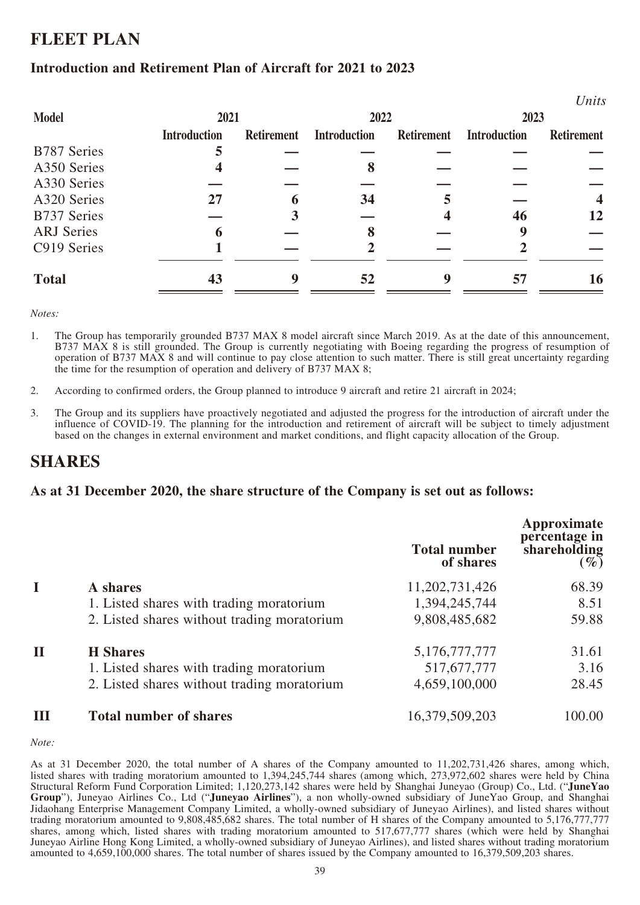# FLEET PLAN

## Introduction and Retirement Plan of Aircraft for 2021 to 2023

*Units*

| Model | 2021 | | 2022 | | 2023 | |
|---|---|---|---|---|---|---|
| | Introduction | Retirement | Introduction | Retirement | Introduction | Retirement |
| B787 Series | 5 | — | — | — | — | — |
| A350 Series | 4 | — | 8 | — | — | — |
| A330 Series | — | — | — | — | — | — |
| A320 Series | 27 | 6 | 34 | 5 | — | 4 |
| B737 Series | — | 3 | — | 4 | 46 | 12 |
| ARJ Series | 6 | — | 8 | — | 9 | — |
| C919 Series | 1 | — | 2 | — | 2 | — |
| **Total** | **43** | **9** | **52** | **9** | **57** | **16** |

*Notes:*

1. The Group has temporarily grounded B737 MAX 8 model aircraft since March 2019. As at the date of this announcement, B737 MAX 8 is still grounded. The Group is currently negotiating with Boeing regarding the progress of resumption of operation of B737 MAX 8 and will continue to pay close attention to such matter. There is still great uncertainty regarding the time for the resumption of operation and delivery of B737 MAX 8;

2. According to confirmed orders, the Group planned to introduce 9 aircraft and retire 21 aircraft in 2024;

3. The Group and its suppliers have proactively negotiated and adjusted the progress for the introduction of aircraft under the influence of COVID-19. The planning for the introduction and retirement of aircraft will be subject to timely adjustment based on the changes in external environment and market conditions, and flight capacity allocation of the Group.

# SHARES

## As at 31 December 2020, the share structure of the Company is set out as follows:

| | | Total number of shares | Approximate percentage in shareholding (%) |
|---|---|---|---|
| **I** | **A shares** | 11,202,731,426 | 68.39 |
| | 1. Listed shares with trading moratorium | 1,394,245,744 | 8.51 |
| | 2. Listed shares without trading moratorium | 9,808,485,682 | 59.88 |
| **II** | **H Shares** | 5,176,777,777 | 31.61 |
| | 1. Listed shares with trading moratorium | 517,677,777 | 3.16 |
| | 2. Listed shares without trading moratorium | 4,659,100,000 | 28.45 |
| **III** | **Total number of shares** | 16,379,509,203 | 100.00 |

*Note:*

As at 31 December 2020, the total number of A shares of the Company amounted to 11,202,731,426 shares, among which, listed shares with trading moratorium amounted to 1,394,245,744 shares (among which, 273,972,602 shares were held by China Structural Reform Fund Corporation Limited; 1,120,273,142 shares were held by Shanghai Juneyao (Group) Co., Ltd. ("**JuneYao Group**"), Juneyao Airlines Co., Ltd ("**Juneyao Airlines**"), a non wholly-owned subsidiary of JuneYao Group, and Shanghai Jidaohang Enterprise Management Company Limited, a wholly-owned subsidiary of Juneyao Airlines), and listed shares without trading moratorium amounted to 9,808,485,682 shares. The total number of H shares of the Company amounted to 5,176,777,777 shares, among which, listed shares with trading moratorium amounted to 517,677,777 shares (which were held by Shanghai Juneyao Airline Hong Kong Limited, a wholly-owned subsidiary of Juneyao Airlines), and listed shares without trading moratorium amounted to 4,659,100,000 shares. The total number of shares issued by the Company amounted to 16,379,509,203 shares.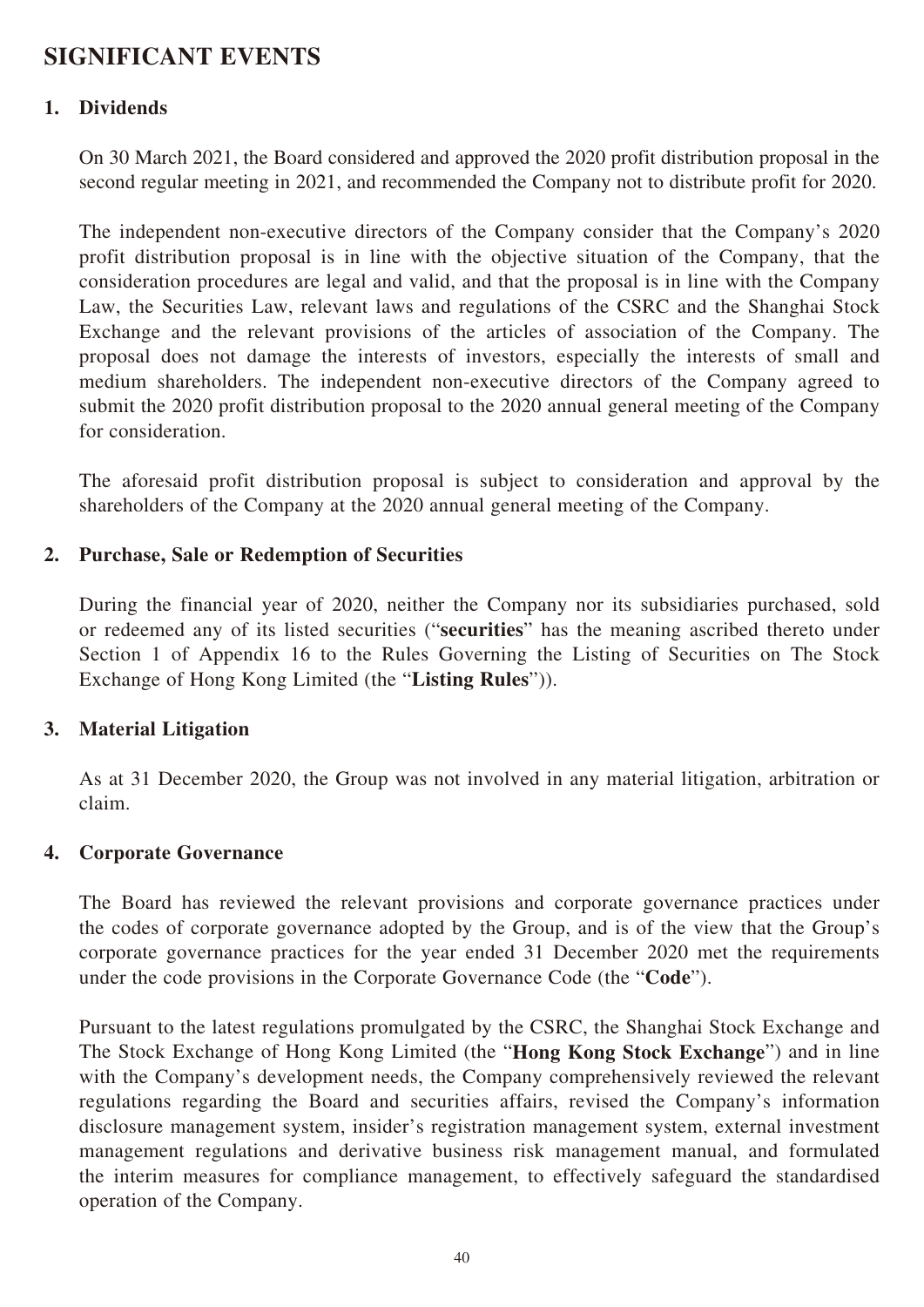# SIGNIFICANT EVENTS

## 1. Dividends

On 30 March 2021, the Board considered and approved the 2020 profit distribution proposal in the second regular meeting in 2021, and recommended the Company not to distribute profit for 2020.

The independent non-executive directors of the Company consider that the Company's 2020 profit distribution proposal is in line with the objective situation of the Company, that the consideration procedures are legal and valid, and that the proposal is in line with the Company Law, the Securities Law, relevant laws and regulations of the CSRC and the Shanghai Stock Exchange and the relevant provisions of the articles of association of the Company. The proposal does not damage the interests of investors, especially the interests of small and medium shareholders. The independent non-executive directors of the Company agreed to submit the 2020 profit distribution proposal to the 2020 annual general meeting of the Company for consideration.

The aforesaid profit distribution proposal is subject to consideration and approval by the shareholders of the Company at the 2020 annual general meeting of the Company.

## 2. Purchase, Sale or Redemption of Securities

During the financial year of 2020, neither the Company nor its subsidiaries purchased, sold or redeemed any of its listed securities ("**securities**" has the meaning ascribed thereto under Section 1 of Appendix 16 to the Rules Governing the Listing of Securities on The Stock Exchange of Hong Kong Limited (the "**Listing Rules**")).

## 3. Material Litigation

As at 31 December 2020, the Group was not involved in any material litigation, arbitration or claim.

## 4. Corporate Governance

The Board has reviewed the relevant provisions and corporate governance practices under the codes of corporate governance adopted by the Group, and is of the view that the Group's corporate governance practices for the year ended 31 December 2020 met the requirements under the code provisions in the Corporate Governance Code (the "**Code**").

Pursuant to the latest regulations promulgated by the CSRC, the Shanghai Stock Exchange and The Stock Exchange of Hong Kong Limited (the "**Hong Kong Stock Exchange**") and in line with the Company's development needs, the Company comprehensively reviewed the relevant regulations regarding the Board and securities affairs, revised the Company's information disclosure management system, insider's registration management system, external investment management regulations and derivative business risk management manual, and formulated the interim measures for compliance management, to effectively safeguard the standardised operation of the Company.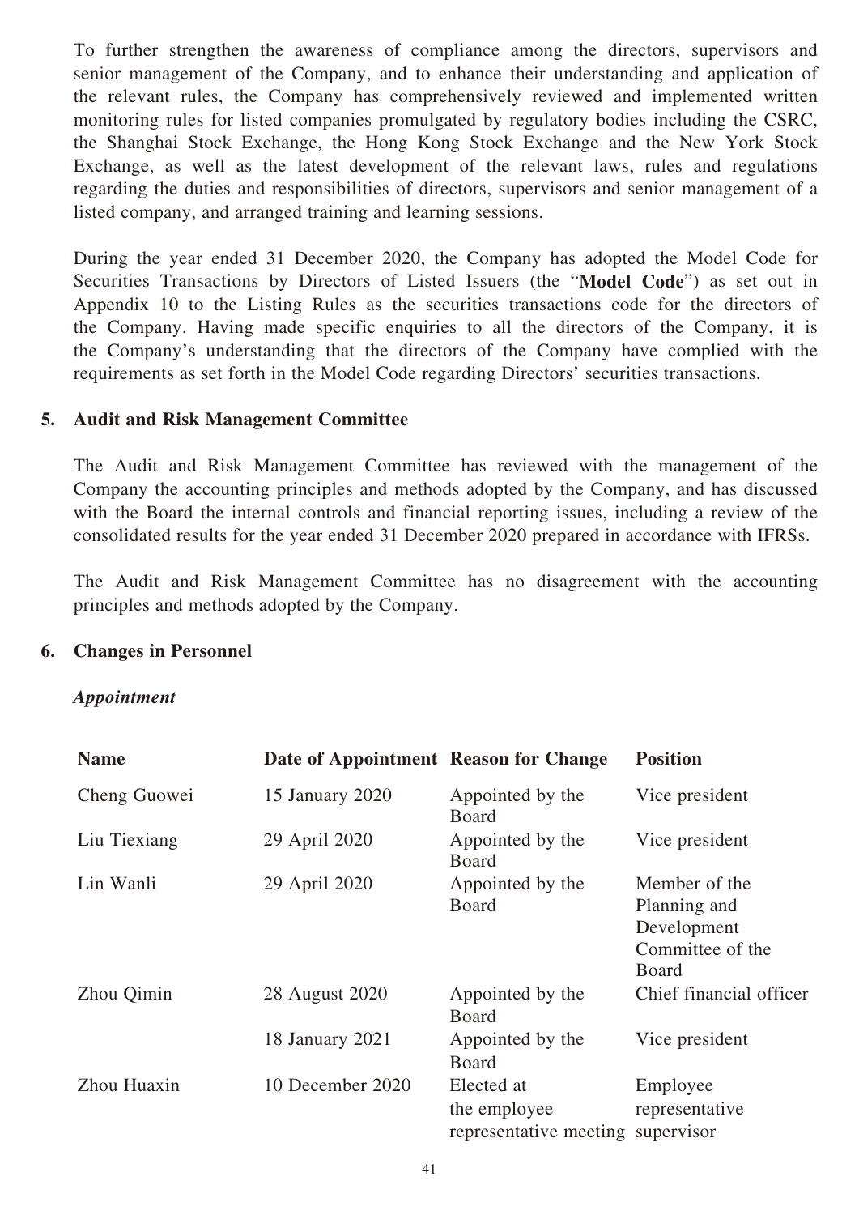To further strengthen the awareness of compliance among the directors, supervisors and senior management of the Company, and to enhance their understanding and application of the relevant rules, the Company has comprehensively reviewed and implemented written monitoring rules for listed companies promulgated by regulatory bodies including the CSRC, the Shanghai Stock Exchange, the Hong Kong Stock Exchange and the New York Stock Exchange, as well as the latest development of the relevant laws, rules and regulations regarding the duties and responsibilities of directors, supervisors and senior management of a listed company, and arranged training and learning sessions.

During the year ended 31 December 2020, the Company has adopted the Model Code for Securities Transactions by Directors of Listed Issuers (the "**Model Code**") as set out in Appendix 10 to the Listing Rules as the securities transactions code for the directors of the Company. Having made specific enquiries to all the directors of the Company, it is the Company's understanding that the directors of the Company have complied with the requirements as set forth in the Model Code regarding Directors' securities transactions.

## 5. Audit and Risk Management Committee

The Audit and Risk Management Committee has reviewed with the management of the Company the accounting principles and methods adopted by the Company, and has discussed with the Board the internal controls and financial reporting issues, including a review of the consolidated results for the year ended 31 December 2020 prepared in accordance with IFRSs.

The Audit and Risk Management Committee has no disagreement with the accounting principles and methods adopted by the Company.

## 6. Changes in Personnel

***Appointment***

| Name | Date of Appointment | Reason for Change | Position |
|---|---|---|---|
| Cheng Guowei | 15 January 2020 | Appointed by the Board | Vice president |
| Liu Tiexiang | 29 April 2020 | Appointed by the Board | Vice president |
| Lin Wanli | 29 April 2020 | Appointed by the Board | Member of the Planning and Development Committee of the Board |
| Zhou Qimin | 28 August 2020 | Appointed by the Board | Chief financial officer |
| | 18 January 2021 | Appointed by the Board | Vice president |
| Zhou Huaxin | 10 December 2020 | Elected at the employee representative meeting | Employee representative supervisor |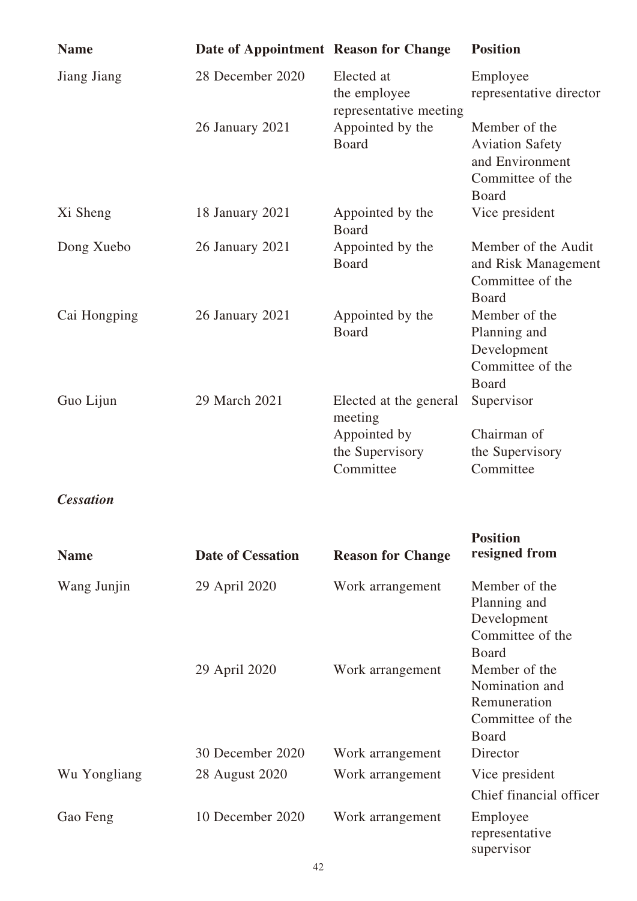| Name | Date of Appointment | Reason for Change | Position |
|---|---|---|---|
| Jiang Jiang | 28 December 2020 | Elected at the employee representative meeting | Employee representative director |
| | 26 January 2021 | Appointed by the Board | Member of the Aviation Safety and Environment Committee of the Board |
| Xi Sheng | 18 January 2021 | Appointed by the Board | Vice president |
| Dong Xuebo | 26 January 2021 | Appointed by the Board | Member of the Audit and Risk Management Committee of the Board |
| Cai Hongping | 26 January 2021 | Appointed by the Board | Member of the Planning and Development Committee of the Board |
| Guo Lijun | 29 March 2021 | Elected at the general meeting | Supervisor |
| | | Appointed by the Supervisory Committee | Chairman of the Supervisory Committee |

***Cessation***

| Name | Date of Cessation | Reason for Change | Position resigned from |
|---|---|---|---|
| Wang Junjin | 29 April 2020 | Work arrangement | Member of the Planning and Development Committee of the Board |
| | 29 April 2020 | Work arrangement | Member of the Nomination and Remuneration Committee of the Board |
| | 30 December 2020 | Work arrangement | Director |
| Wu Yongliang | 28 August 2020 | Work arrangement | Vice president |
| | | | Chief financial officer |
| Gao Feng | 10 December 2020 | Work arrangement | Employee representative supervisor |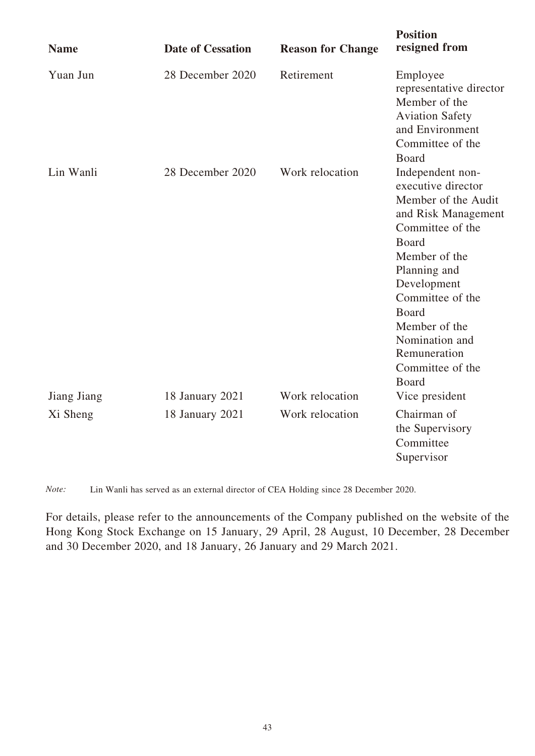| Name | Date of Cessation | Reason for Change | Position resigned from |
|---|---|---|---|
| Yuan Jun | 28 December 2020 | Retirement | Employee representative director<br>Member of the Aviation Safety and Environment Committee of the Board |
| Lin Wanli | 28 December 2020 | Work relocation | Independent non-executive director<br>Member of the Audit and Risk Management Committee of the Board<br>Member of the Planning and Development Committee of the Board<br>Member of the Nomination and Remuneration Committee of the Board |
| Jiang Jiang | 18 January 2021 | Work relocation | Vice president |
| Xi Sheng | 18 January 2021 | Work relocation | Chairman of the Supervisory Committee<br>Supervisor |

*Note:* Lin Wanli has served as an external director of CEA Holding since 28 December 2020.

For details, please refer to the announcements of the Company published on the website of the Hong Kong Stock Exchange on 15 January, 29 April, 28 August, 10 December, 28 December and 30 December 2020, and 18 January, 26 January and 29 March 2021.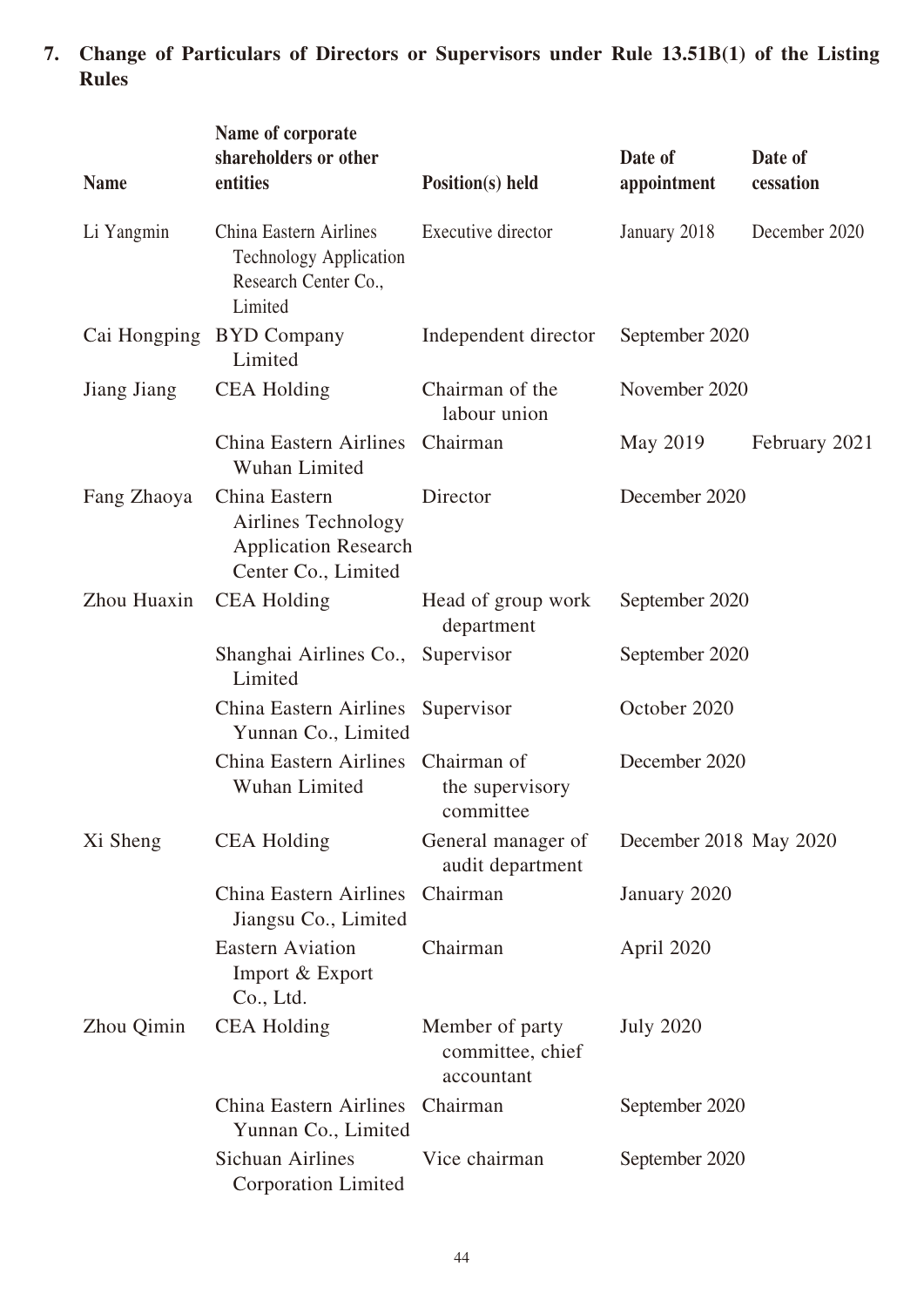## 7. Change of Particulars of Directors or Supervisors under Rule 13.51B(1) of the Listing Rules

| Name | Name of corporate shareholders or other entities | Position(s) held | Date of appointment | Date of cessation |
|---|---|---|---|---|
| Li Yangmin | China Eastern Airlines Technology Application Research Center Co., Limited | Executive director | January 2018 | December 2020 |
| Cai Hongping | BYD Company Limited | Independent director | September 2020 | |
| Jiang Jiang | CEA Holding | Chairman of the labour union | November 2020 | |
| | China Eastern Airlines Wuhan Limited | Chairman | May 2019 | February 2021 |
| Fang Zhaoya | China Eastern Airlines Technology Application Research Center Co., Limited | Director | December 2020 | |
| Zhou Huaxin | CEA Holding | Head of group work department | September 2020 | |
| | Shanghai Airlines Co., Limited | Supervisor | September 2020 | |
| | China Eastern Airlines Yunnan Co., Limited | Supervisor | October 2020 | |
| | China Eastern Airlines Wuhan Limited | Chairman of the supervisory committee | December 2020 | |
| Xi Sheng | CEA Holding | General manager of audit department | December 2018 | May 2020 |
| | China Eastern Airlines Jiangsu Co., Limited | Chairman | January 2020 | |
| | Eastern Aviation Import & Export Co., Ltd. | Chairman | April 2020 | |
| Zhou Qimin | CEA Holding | Member of party committee, chief accountant | July 2020 | |
| | China Eastern Airlines Yunnan Co., Limited | Chairman | September 2020 | |
| | Sichuan Airlines Corporation Limited | Vice chairman | September 2020 | |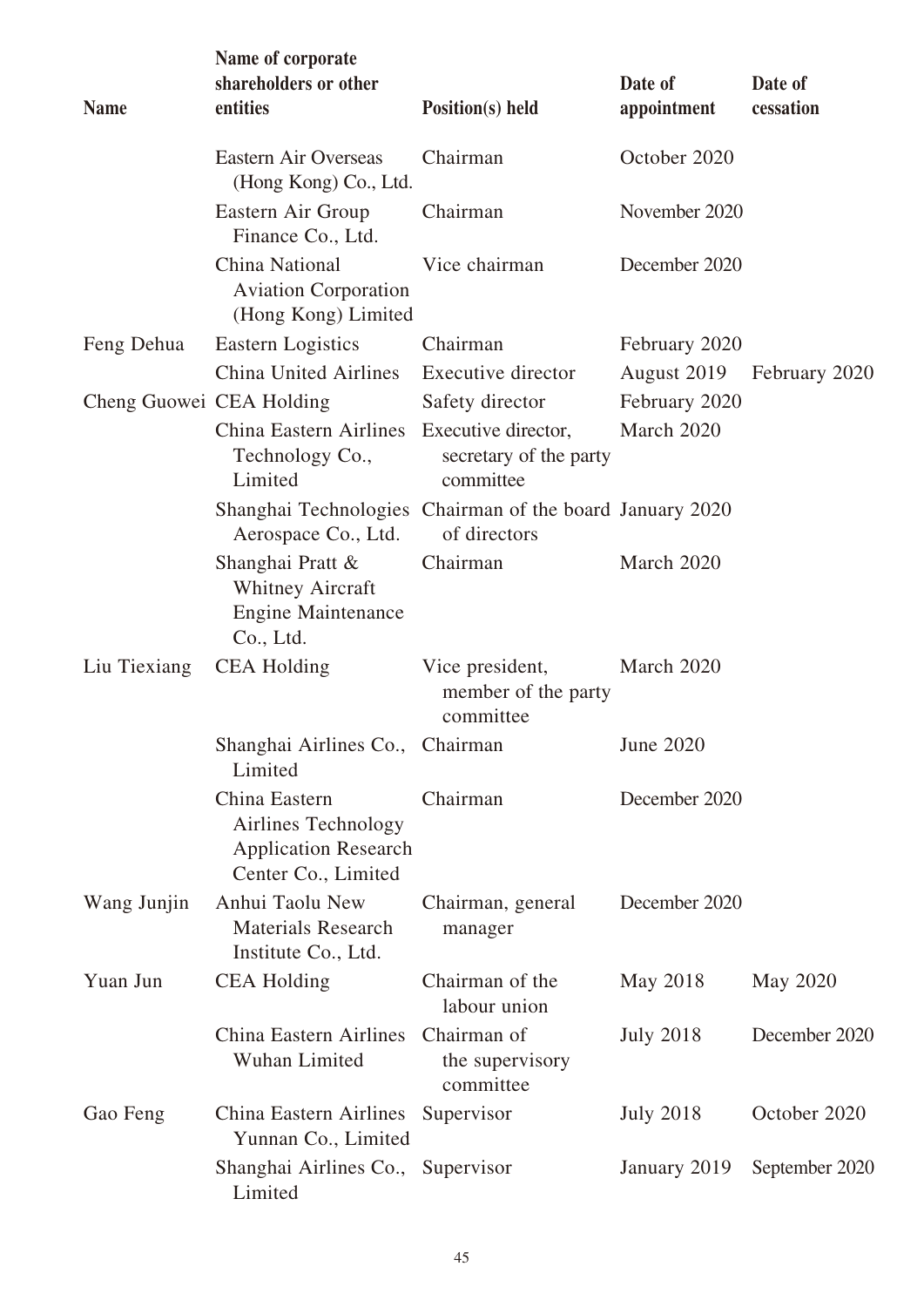| Name | Name of corporate shareholders or other entities | Position(s) held | Date of appointment | Date of cessation |
|---|---|---|---|---|
| | Eastern Air Overseas (Hong Kong) Co., Ltd. | Chairman | October 2020 | |
| | Eastern Air Group Finance Co., Ltd. | Chairman | November 2020 | |
| | China National Aviation Corporation (Hong Kong) Limited | Vice chairman | December 2020 | |
| Feng Dehua | Eastern Logistics | Chairman | February 2020 | |
| | China United Airlines | Executive director | August 2019 | February 2020 |
| Cheng Guowei | CEA Holding | Safety director | February 2020 | |
| | China Eastern Airlines Technology Co., Limited | Executive director, secretary of the party committee | March 2020 | |
| | Shanghai Technologies Aerospace Co., Ltd. | Chairman of the board of directors | January 2020 | |
| | Shanghai Pratt & Whitney Aircraft Engine Maintenance Co., Ltd. | Chairman | March 2020 | |
| Liu Tiexiang | CEA Holding | Vice president, member of the party committee | March 2020 | |
| | Shanghai Airlines Co., Limited | Chairman | June 2020 | |
| | China Eastern Airlines Technology Application Research Center Co., Limited | Chairman | December 2020 | |
| Wang Junjin | Anhui Taolu New Materials Research Institute Co., Ltd. | Chairman, general manager | December 2020 | |
| Yuan Jun | CEA Holding | Chairman of the labour union | May 2018 | May 2020 |
| | China Eastern Airlines Wuhan Limited | Chairman of the supervisory committee | July 2018 | December 2020 |
| Gao Feng | China Eastern Airlines Yunnan Co., Limited | Supervisor | July 2018 | October 2020 |
| | Shanghai Airlines Co., Limited | Supervisor | January 2019 | September 2020 |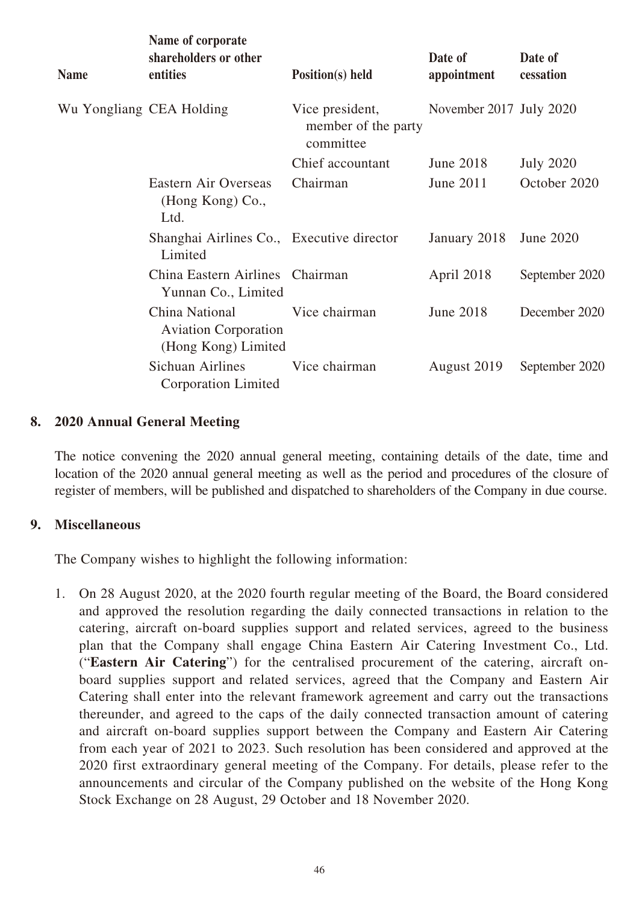| Name | Name of corporate shareholders or other entities | Position(s) held | Date of appointment | Date of cessation |
|---|---|---|---|---|
| Wu Yongliang | CEA Holding | Vice president, member of the party committee | November 2017 | July 2020 |
| | | Chief accountant | June 2018 | July 2020 |
| | Eastern Air Overseas (Hong Kong) Co., Ltd. | Chairman | June 2011 | October 2020 |
| | Shanghai Airlines Co., Limited | Executive director | January 2018 | June 2020 |
| | China Eastern Airlines Yunnan Co., Limited | Chairman | April 2018 | September 2020 |
| | China National Aviation Corporation (Hong Kong) Limited | Vice chairman | June 2018 | December 2020 |
| | Sichuan Airlines Corporation Limited | Vice chairman | August 2019 | September 2020 |

## 8. 2020 Annual General Meeting

The notice convening the 2020 annual general meeting, containing details of the date, time and location of the 2020 annual general meeting as well as the period and procedures of the closure of register of members, will be published and dispatched to shareholders of the Company in due course.

## 9. Miscellaneous

The Company wishes to highlight the following information:

1. On 28 August 2020, at the 2020 fourth regular meeting of the Board, the Board considered and approved the resolution regarding the daily connected transactions in relation to the catering, aircraft on-board supplies support and related services, agreed to the business plan that the Company shall engage China Eastern Air Catering Investment Co., Ltd. ("**Eastern Air Catering**") for the centralised procurement of the catering, aircraft on-board supplies support and related services, agreed that the Company and Eastern Air Catering shall enter into the relevant framework agreement and carry out the transactions thereunder, and agreed to the caps of the daily connected transaction amount of catering and aircraft on-board supplies support between the Company and Eastern Air Catering from each year of 2021 to 2023. Such resolution has been considered and approved at the 2020 first extraordinary general meeting of the Company. For details, please refer to the announcements and circular of the Company published on the website of the Hong Kong Stock Exchange on 28 August, 29 October and 18 November 2020.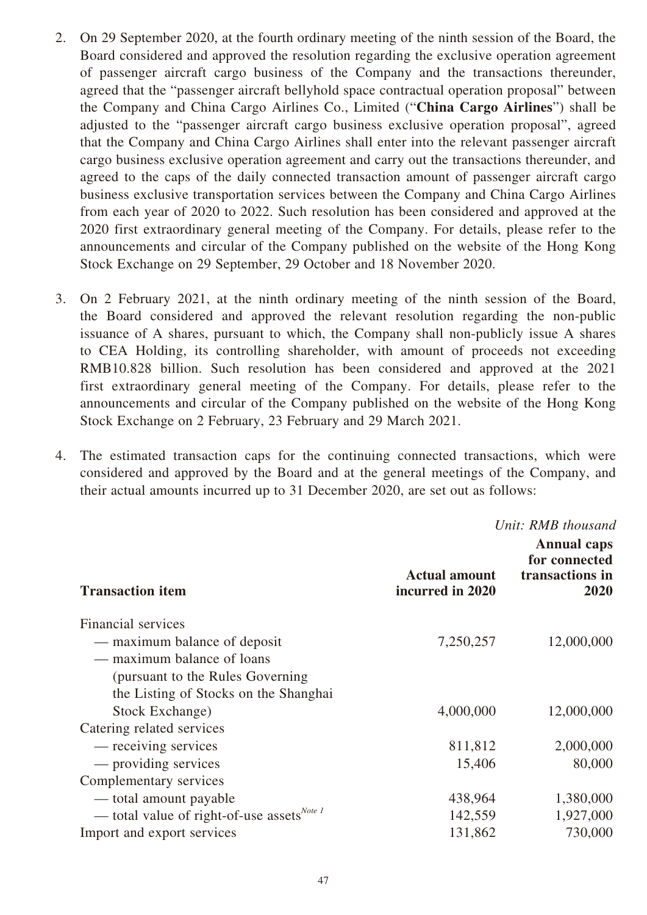2. On 29 September 2020, at the fourth ordinary meeting of the ninth session of the Board, the Board considered and approved the resolution regarding the exclusive operation agreement of passenger aircraft cargo business of the Company and the transactions thereunder, agreed that the "passenger aircraft bellyhold space contractual operation proposal" between the Company and China Cargo Airlines Co., Limited ("**China Cargo Airlines**") shall be adjusted to the "passenger aircraft cargo business exclusive operation proposal", agreed that the Company and China Cargo Airlines shall enter into the relevant passenger aircraft cargo business exclusive operation agreement and carry out the transactions thereunder, and agreed to the caps of the daily connected transaction amount of passenger aircraft cargo business exclusive transportation services between the Company and China Cargo Airlines from each year of 2020 to 2022. Such resolution has been considered and approved at the 2020 first extraordinary general meeting of the Company. For details, please refer to the announcements and circular of the Company published on the website of the Hong Kong Stock Exchange on 29 September, 29 October and 18 November 2020.

3. On 2 February 2021, at the ninth ordinary meeting of the ninth session of the Board, the Board considered and approved the relevant resolution regarding the non-public issuance of A shares, pursuant to which, the Company shall non-publicly issue A shares to CEA Holding, its controlling shareholder, with amount of proceeds not exceeding RMB10.828 billion. Such resolution has been considered and approved at the 2021 first extraordinary general meeting of the Company. For details, please refer to the announcements and circular of the Company published on the website of the Hong Kong Stock Exchange on 2 February, 23 February and 29 March 2021.

4. The estimated transaction caps for the continuing connected transactions, which were considered and approved by the Board and at the general meetings of the Company, and their actual amounts incurred up to 31 December 2020, are set out as follows:

*Unit: RMB thousand*

| **Transaction item** | **Actual amount incurred in 2020** | **Annual caps for connected transactions in 2020** |
|---|---|---|
| Financial services | | |
| — maximum balance of deposit | 7,250,257 | 12,000,000 |
| — maximum balance of loans (pursuant to the Rules Governing the Listing of Stocks on the Shanghai Stock Exchange) | 4,000,000 | 12,000,000 |
| Catering related services | | |
| — receiving services | 811,812 | 2,000,000 |
| — providing services | 15,406 | 80,000 |
| Complementary services | | |
| — total amount payable | 438,964 | 1,380,000 |
| — total value of right-of-use assets[Note 1] | 142,559 | 1,927,000 |
| Import and export services | 131,862 | 730,000 |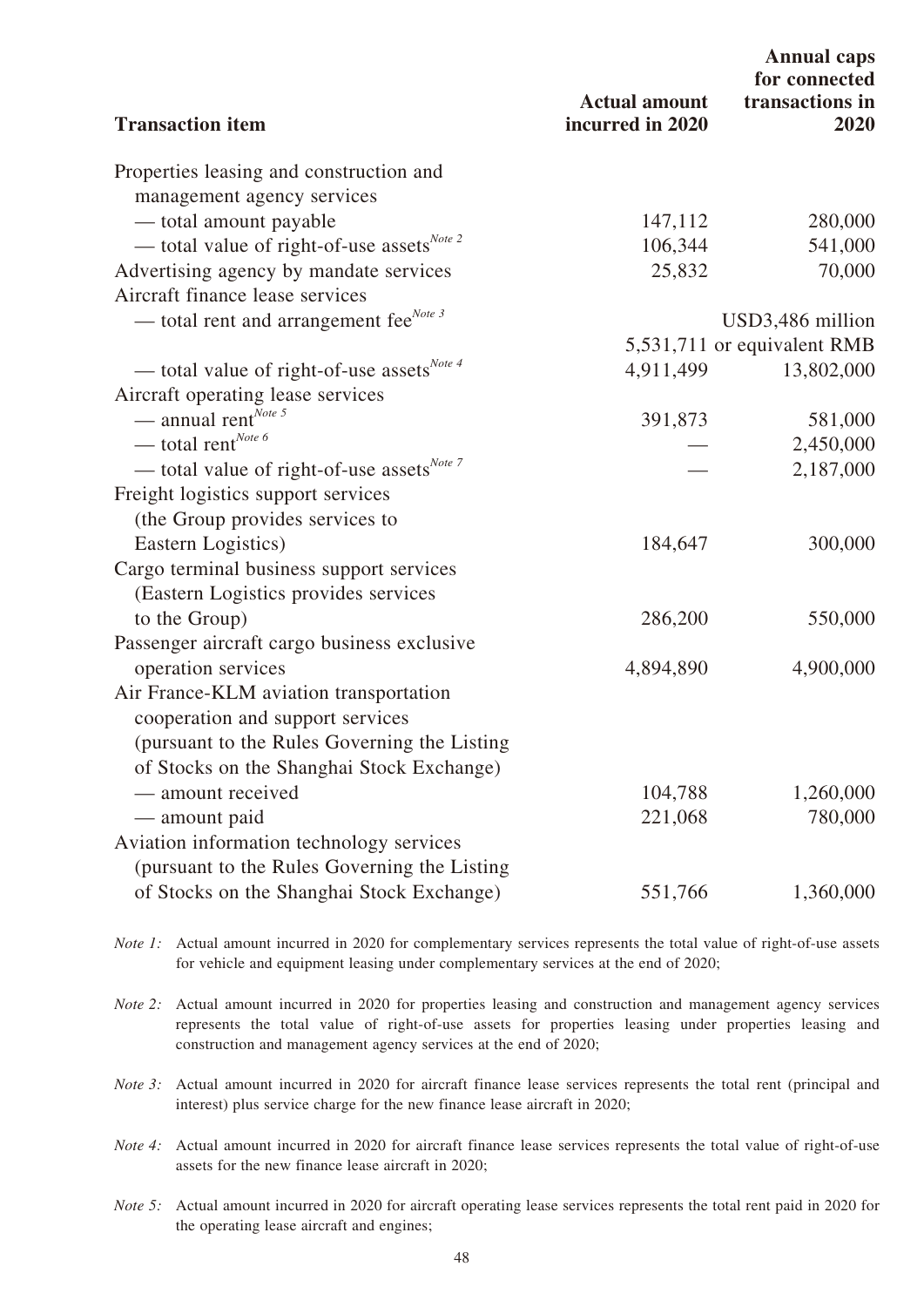| Transaction item | Actual amount incurred in 2020 | Annual caps for connected transactions in 2020 |
|---|---|---|
| Properties leasing and construction and management agency services | | |
| — total amount payable | 147,112 | 280,000 |
| — total value of right-of-use assets[Note 2] | 106,344 | 541,000 |
| Advertising agency by mandate services | 25,832 | 70,000 |
| Aircraft finance lease services | | |
| — total rent and arrangement fee[Note 3] | 5,531,711 | USD3,486 million or equivalent RMB |
| — total value of right-of-use assets[Note 4] | 4,911,499 | 13,802,000 |
| Aircraft operating lease services | | |
| — annual rent[Note 5] | 391,873 | 581,000 |
| — total rent[Note 6] | — | 2,450,000 |
| — total value of right-of-use assets[Note 7] | — | 2,187,000 |
| Freight logistics support services (the Group provides services to Eastern Logistics) | 184,647 | 300,000 |
| Cargo terminal business support services (Eastern Logistics provides services to the Group) | 286,200 | 550,000 |
| Passenger aircraft cargo business exclusive operation services | 4,894,890 | 4,900,000 |
| Air France-KLM aviation transportation cooperation and support services (pursuant to the Rules Governing the Listing of Stocks on the Shanghai Stock Exchange) | | |
| — amount received | 104,788 | 1,260,000 |
| — amount paid | 221,068 | 780,000 |
| Aviation information technology services (pursuant to the Rules Governing the Listing of Stocks on the Shanghai Stock Exchange) | 551,766 | 1,360,000 |

*Note 1:* Actual amount incurred in 2020 for complementary services represents the total value of right-of-use assets for vehicle and equipment leasing under complementary services at the end of 2020;

*Note 2:* Actual amount incurred in 2020 for properties leasing and construction and management agency services represents the total value of right-of-use assets for properties leasing under properties leasing and construction and management agency services at the end of 2020;

*Note 3:* Actual amount incurred in 2020 for aircraft finance lease services represents the total rent (principal and interest) plus service charge for the new finance lease aircraft in 2020;

*Note 4:* Actual amount incurred in 2020 for aircraft finance lease services represents the total value of right-of-use assets for the new finance lease aircraft in 2020;

*Note 5:* Actual amount incurred in 2020 for aircraft operating lease services represents the total rent paid in 2020 for the operating lease aircraft and engines;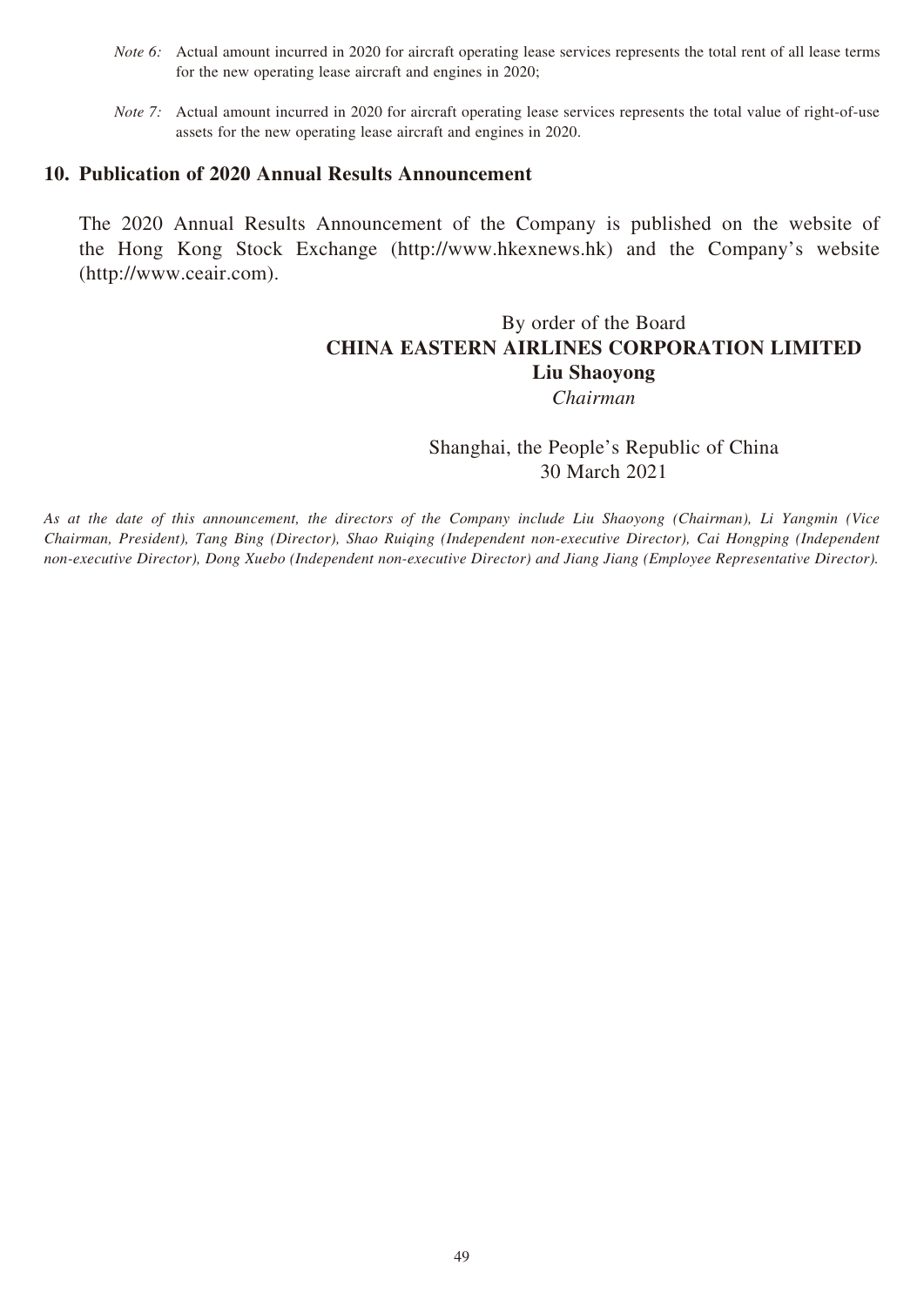*Note 6:* Actual amount incurred in 2020 for aircraft operating lease services represents the total rent of all lease terms for the new operating lease aircraft and engines in 2020;

*Note 7:* Actual amount incurred in 2020 for aircraft operating lease services represents the total value of right-of-use assets for the new operating lease aircraft and engines in 2020.

## 10. Publication of 2020 Annual Results Announcement

The 2020 Annual Results Announcement of the Company is published on the website of the Hong Kong Stock Exchange (http://www.hkexnews.hk) and the Company's website (http://www.ceair.com).

By order of the Board
**CHINA EASTERN AIRLINES CORPORATION LIMITED**
**Liu Shaoyong**
*Chairman*

Shanghai, the People's Republic of China
30 March 2021

*As at the date of this announcement, the directors of the Company include Liu Shaoyong (Chairman), Li Yangmin (Vice Chairman, President), Tang Bing (Director), Shao Ruiqing (Independent non-executive Director), Cai Hongping (Independent non-executive Director), Dong Xuebo (Independent non-executive Director) and Jiang Jiang (Employee Representative Director).*